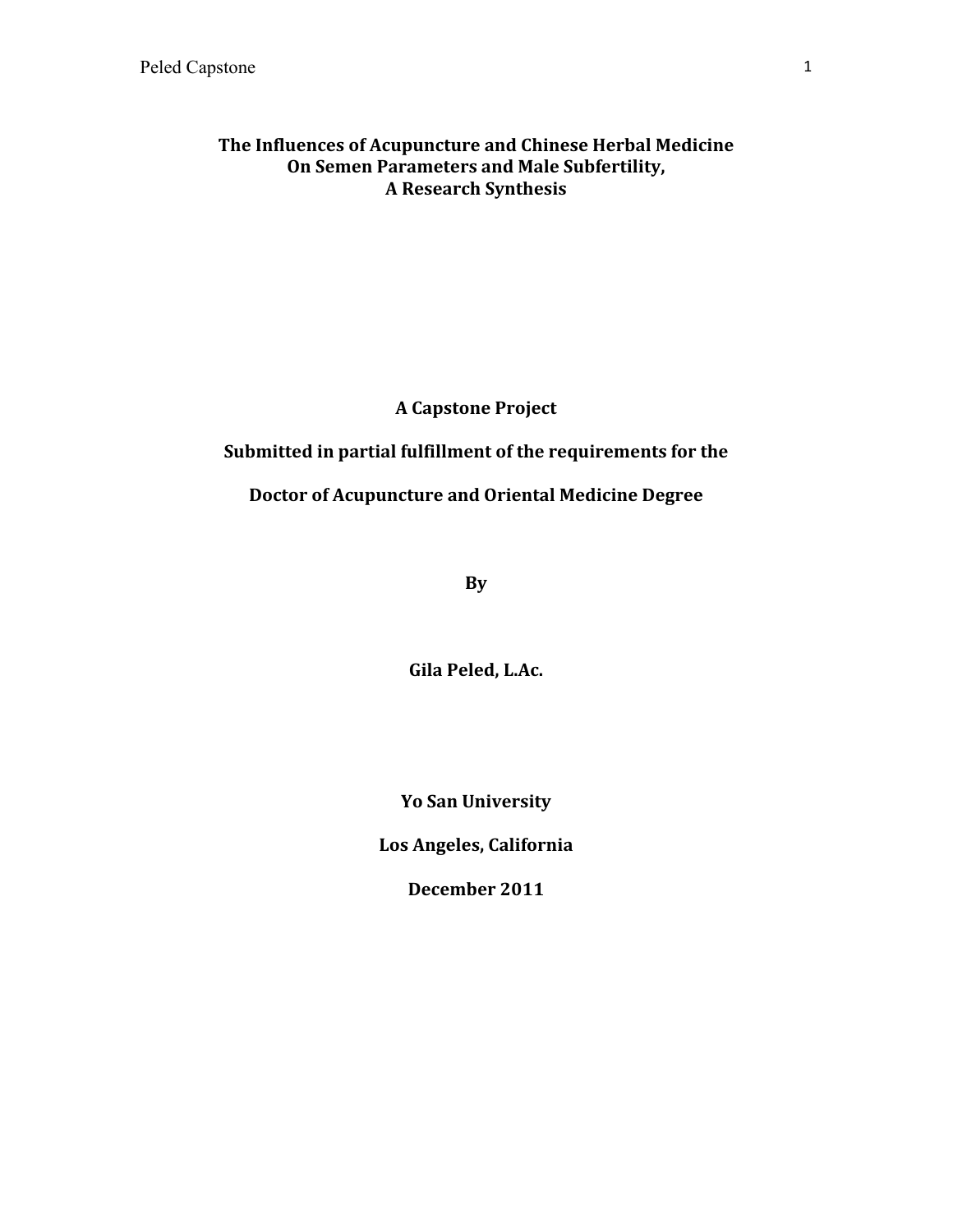# The Influences of Acupuncture and Chinese Herbal Medicine On Semen Parameters and Male Subfertility, A Research Synthesis

**A Capstone Project**

**Submitted in partial fulfillment of the requirements for the**

**Doctor of Acupuncture and Oriental Medicine Degree**

**By**

**Gila Peled, L.Ac.**

**Yo San University**

**Los Angeles, California**

**December 2011**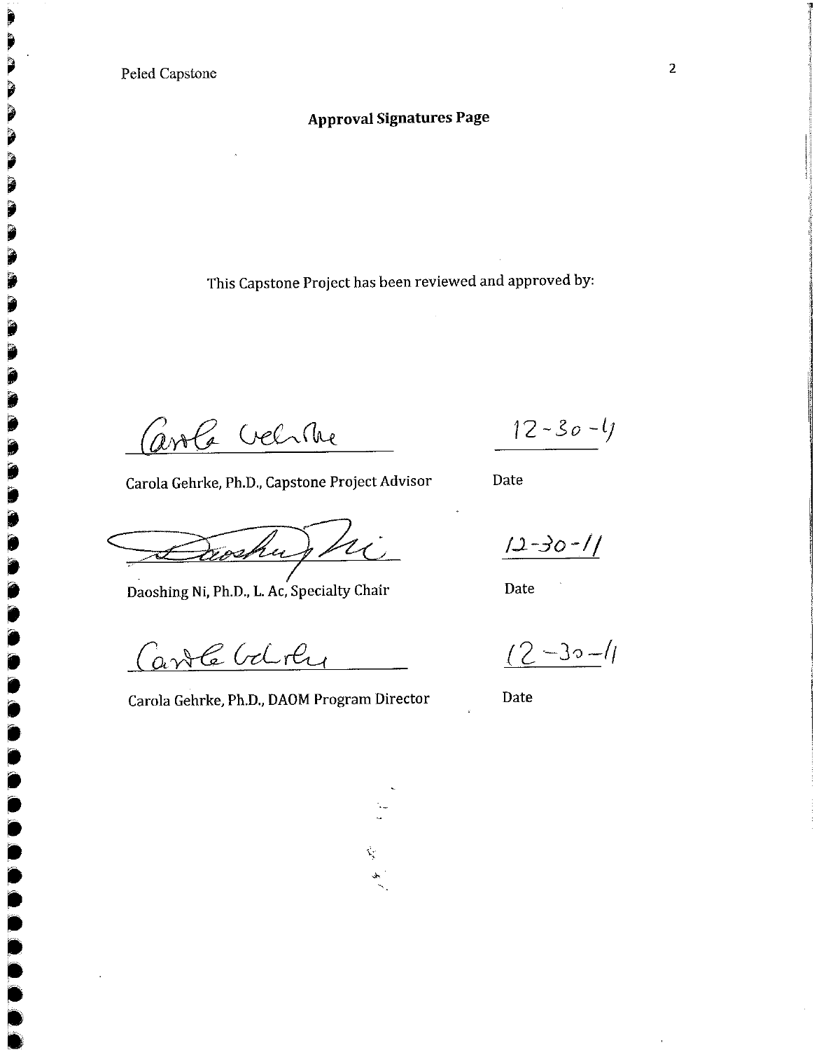## Approval Signatures Page

This Capstone Project has been reviewed and approved by:

Carola Gehrke, Ph.D., Capstone Project Advisor — Date: 12-30-11

Daoshing Ni, Ph.D., L. Ac, Specialty Chair — Date: 12-30-11

Carola Gehrke, Ph.D., DAOM Program Director — Date: 12-30-11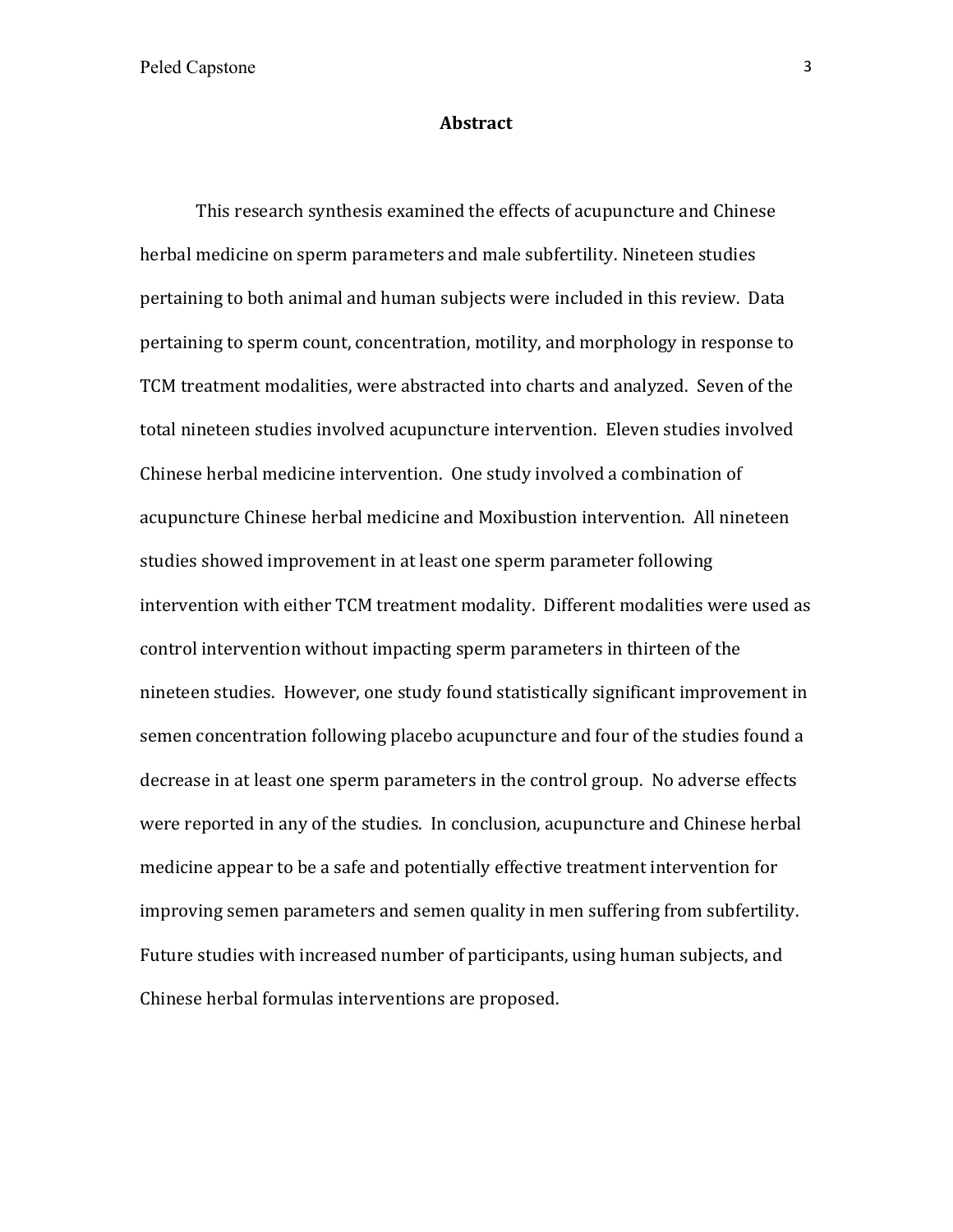## Abstract

This research synthesis examined the effects of acupuncture and Chinese herbal medicine on sperm parameters and male subfertility. Nineteen studies pertaining to both animal and human subjects were included in this review. Data pertaining to sperm count, concentration, motility, and morphology in response to TCM treatment modalities, were abstracted into charts and analyzed. Seven of the total nineteen studies involved acupuncture intervention. Eleven studies involved Chinese herbal medicine intervention. One study involved a combination of acupuncture Chinese herbal medicine and Moxibustion intervention. All nineteen studies showed improvement in at least one sperm parameter following intervention with either TCM treatment modality. Different modalities were used as control intervention without impacting sperm parameters in thirteen of the nineteen studies. However, one study found statistically significant improvement in semen concentration following placebo acupuncture and four of the studies found a decrease in at least one sperm parameters in the control group. No adverse effects were reported in any of the studies. In conclusion, acupuncture and Chinese herbal medicine appear to be a safe and potentially effective treatment intervention for improving semen parameters and semen quality in men suffering from subfertility. Future studies with increased number of participants, using human subjects, and Chinese herbal formulas interventions are proposed.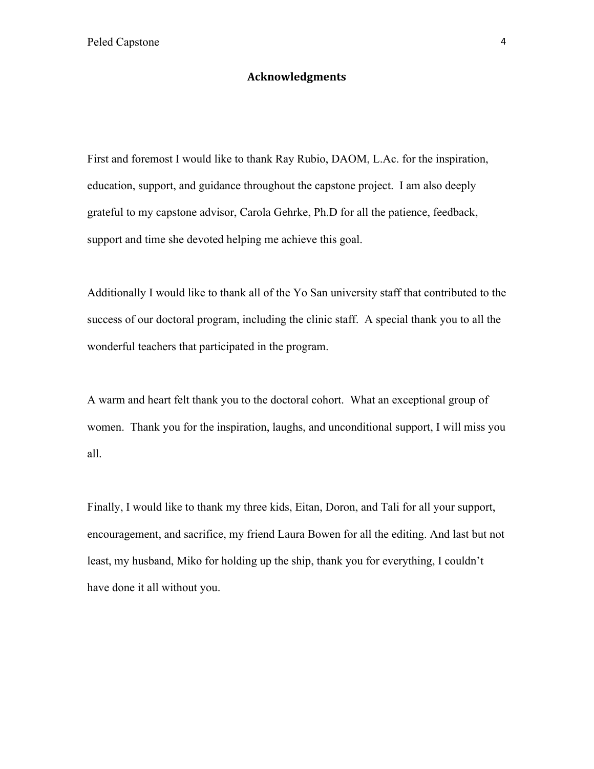## Acknowledgments

First and foremost I would like to thank Ray Rubio, DAOM, L.Ac. for the inspiration, education, support, and guidance throughout the capstone project. I am also deeply grateful to my capstone advisor, Carola Gehrke, Ph.D for all the patience, feedback, support and time she devoted helping me achieve this goal.

Additionally I would like to thank all of the Yo San university staff that contributed to the success of our doctoral program, including the clinic staff. A special thank you to all the wonderful teachers that participated in the program.

A warm and heart felt thank you to the doctoral cohort. What an exceptional group of women. Thank you for the inspiration, laughs, and unconditional support, I will miss you all.

Finally, I would like to thank my three kids, Eitan, Doron, and Tali for all your support, encouragement, and sacrifice, my friend Laura Bowen for all the editing. And last but not least, my husband, Miko for holding up the ship, thank you for everything, I couldn't have done it all without you.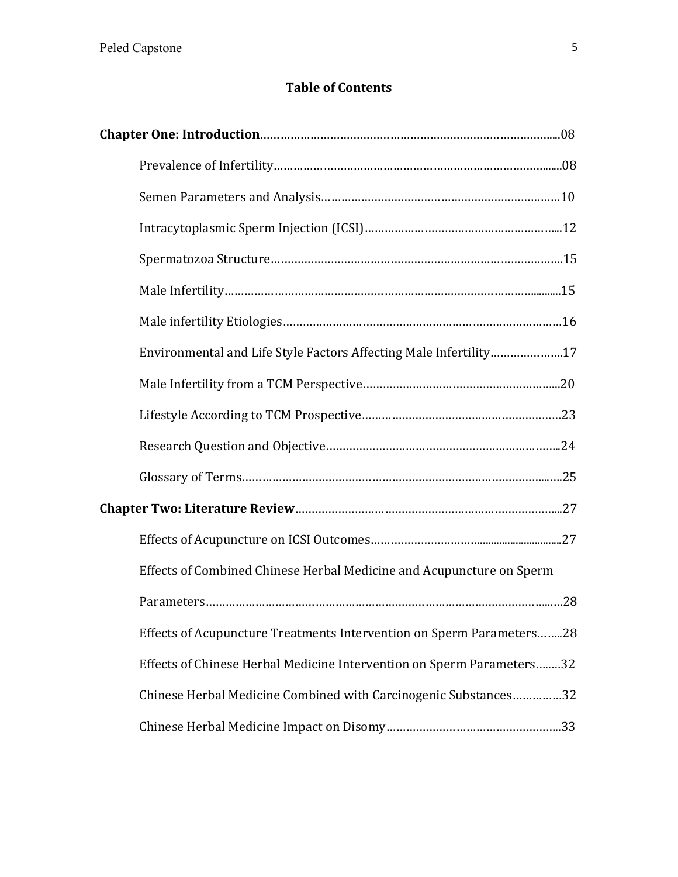## Table of Contents

**Chapter One: Introduction**……………………………………………………………………………...08

Prevalence of Infertility…………………………………………………………………….......08

Semen Parameters and Analysis……………………………………………………………….10

Intracytoplasmic Sperm Injection (ICSI)………………………………………………....12

Spermatozoa Structure…………………………………………………………………………...15

Male Infertility……………………………………………………………………………...........15

Male infertility Etiologies…………………………………………………………………………16

Environmental and Life Style Factors Affecting Male Infertility………………...17

Male Infertility from a TCM Perspective…………………………………………….....20

Lifestyle According to TCM Prospective………………………………………………….23

Research Question and Objective……………………………………………………….....24

Glossary of Terms………………………………………………………………………….…..25

**Chapter Two: Literature Review**…………………………………………………………………....27

Effects of Acupuncture on ICSI Outcomes…………………………….......................27

Effects of Combined Chinese Herbal Medicine and Acupuncture on Sperm Parameters……………………………………………………………………………………...…28

Effects of Acupuncture Treatments Intervention on Sperm Parameters……..28

Effects of Chinese Herbal Medicine Intervention on Sperm Parameters……..32

Chinese Herbal Medicine Combined with Carcinogenic Substances…………...32

Chinese Herbal Medicine Impact on Disomy……………………………………………...33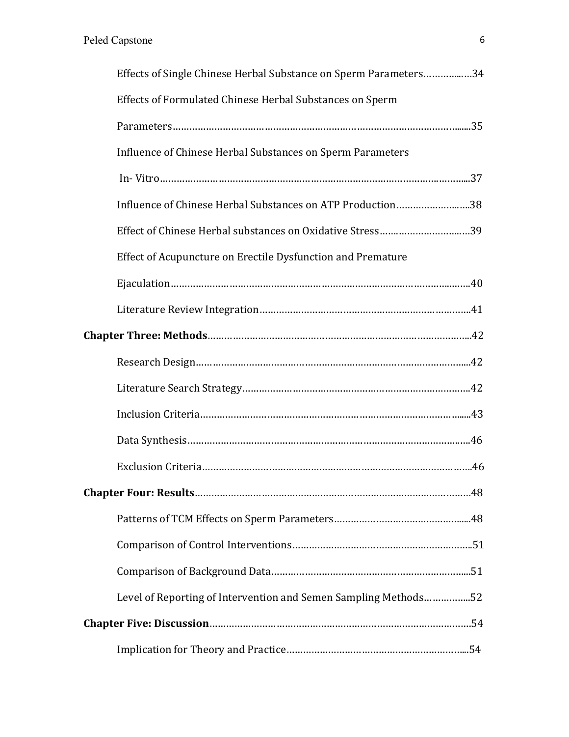Effects of Single Chinese Herbal Substance on Sperm Parameters……………..….34

Effects of Formulated Chinese Herbal Substances on Sperm Parameters…………………………………………………………………………………........35

Influence of Chinese Herbal Substances on Sperm Parameters In- Vitro……………………………………………………………………………………………....37

Influence of Chinese Herbal Substances on ATP Production……………………..….38

Effect of Chinese Herbal substances on Oxidative Stress…………………………..…39

Effect of Acupuncture on Erectile Dysfunction and Premature Ejaculation…………………………………………………………………………………...…..40

Literature Review Integration……………………………………………………………….41

**Chapter Three: Methods**……………………………………………………………………...42

Research Design………………………………………………………………………………....42

Literature Search Strategy………………………………………………………………………42

Inclusion Criteria…………………………………………………………………………….......43

Data Synthesis……………………………………………………………………………………..46

Exclusion Criteria………………………………………………………………………………...46

**Chapter Four: Results**………………………………………………………………………….48

Patterns of TCM Effects on Sperm Parameters……………………………………….....48

Comparison of Control Interventions………………………………………………………..51

Comparison of Background Data…………………………………………………………....51

Level of Reporting of Intervention and Semen Sampling Methods……………...52

**Chapter Five: Discussion**………………………………………………………………………54

Implication for Theory and Practice……………………………………………………......54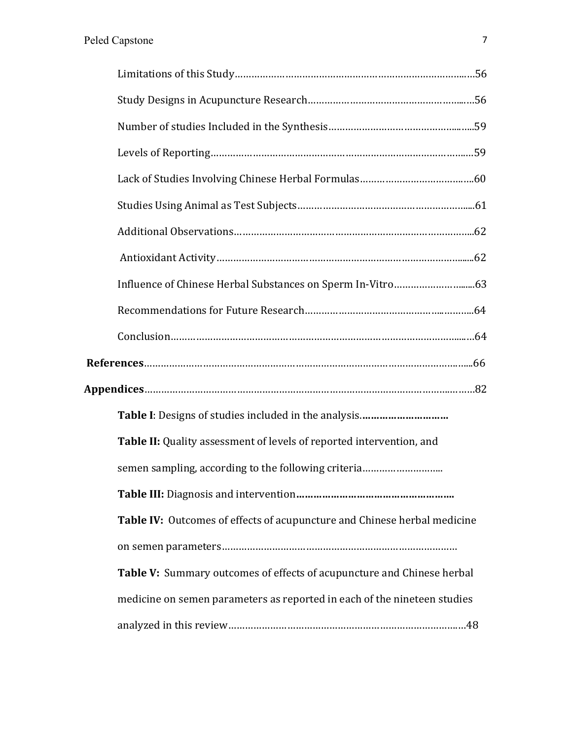Limitations of this Study……………………………………………………………………………56

Study Designs in Acupuncture Research………………………………………………………56

Number of studies Included in the Synthesis…………………………………………………59

Levels of Reporting…………………………………………………………………………………59

Lack of Studies Involving Chinese Herbal Formulas…………………………………………60

Studies Using Animal as Test Subjects…………………………………………………………61

Additional Observations……………………………………………………………………………62

Antioxidant Activity…………………………………………………………………………………62

Influence of Chinese Herbal Substances on Sperm In-Vitro………………………………63

Recommendations for Future Research…………………………………………………………64

Conclusion……………………………………………………………………………………………64

**References**……………………………………………………………………………………………66

**Appendices**…………………………………………………………………………………………82

**Table I**: Designs of studies included in the analysis.**…………………………**

**Table II:** Quality assessment of levels of reported intervention, and semen sampling, according to the following criteria………………………..

**Table III:** Diagnosis and intervention**………………………………………………**

**Table IV:** Outcomes of effects of acupuncture and Chinese herbal medicine on semen parameters…………………………………………………………………………

**Table V:** Summary outcomes of effects of acupuncture and Chinese herbal medicine on semen parameters as reported in each of the nineteen studies analyzed in this review…………………………………………………………………………48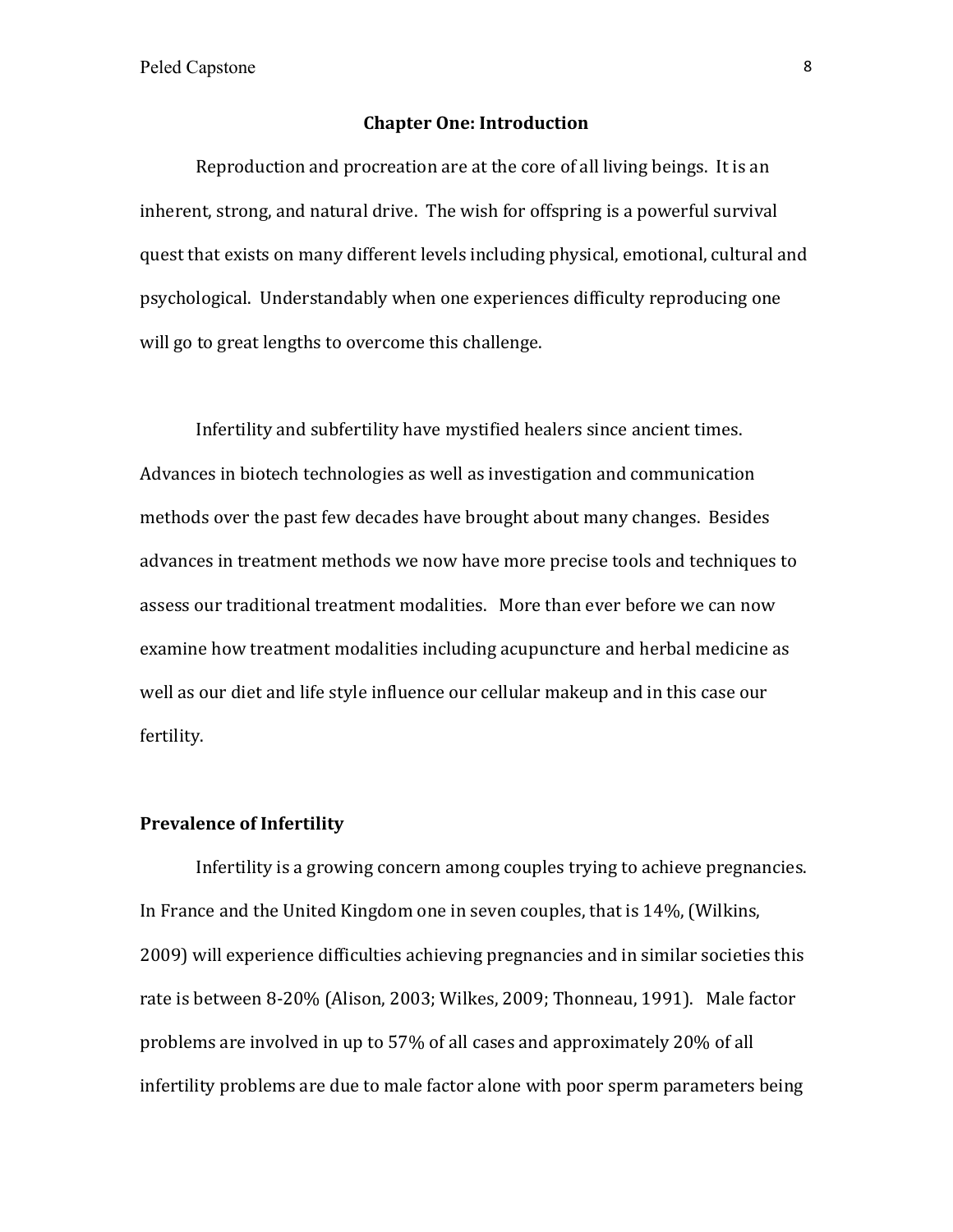## Chapter One: Introduction

Reproduction and procreation are at the core of all living beings. It is an inherent, strong, and natural drive. The wish for offspring is a powerful survival quest that exists on many different levels including physical, emotional, cultural and psychological. Understandably when one experiences difficulty reproducing one will go to great lengths to overcome this challenge.

Infertility and subfertility have mystified healers since ancient times. Advances in biotech technologies as well as investigation and communication methods over the past few decades have brought about many changes. Besides advances in treatment methods we now have more precise tools and techniques to assess our traditional treatment modalities. More than ever before we can now examine how treatment modalities including acupuncture and herbal medicine as well as our diet and life style influence our cellular makeup and in this case our fertility.

### Prevalence of Infertility

Infertility is a growing concern among couples trying to achieve pregnancies. In France and the United Kingdom one in seven couples, that is 14%, (Wilkins, 2009) will experience difficulties achieving pregnancies and in similar societies this rate is between 8-20% (Alison, 2003; Wilkes, 2009; Thonneau, 1991). Male factor problems are involved in up to 57% of all cases and approximately 20% of all infertility problems are due to male factor alone with poor sperm parameters being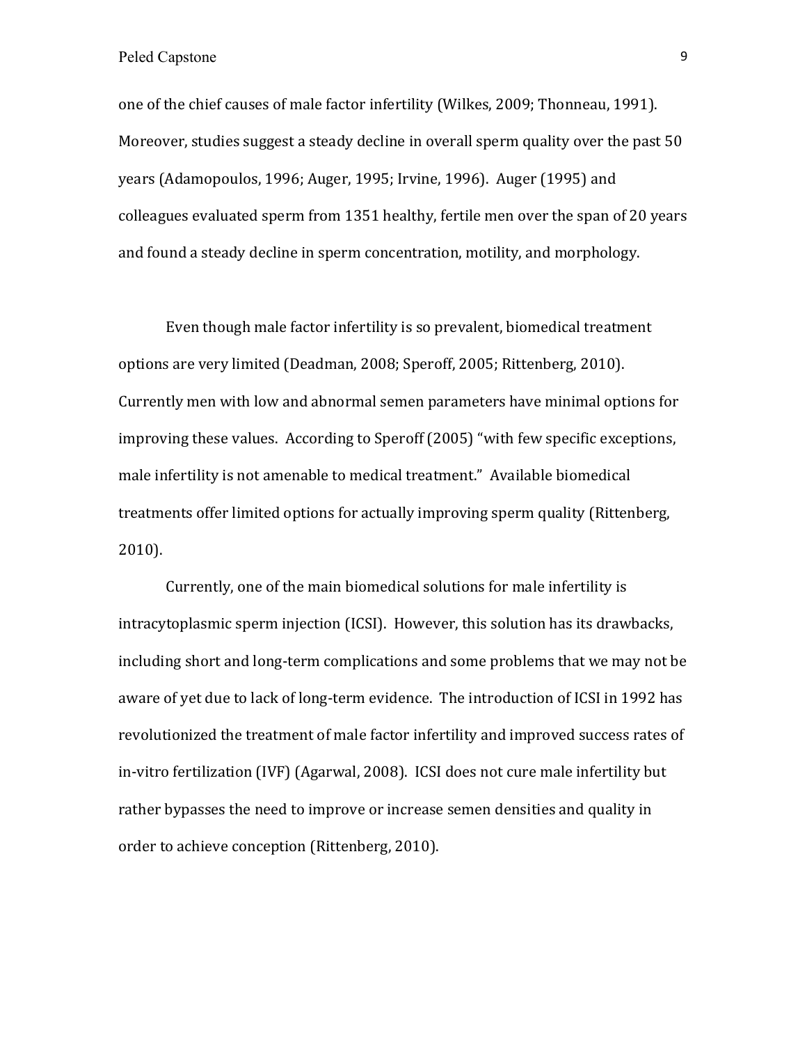one of the chief causes of male factor infertility (Wilkes, 2009; Thonneau, 1991). Moreover, studies suggest a steady decline in overall sperm quality over the past 50 years (Adamopoulos, 1996; Auger, 1995; Irvine, 1996). Auger (1995) and colleagues evaluated sperm from 1351 healthy, fertile men over the span of 20 years and found a steady decline in sperm concentration, motility, and morphology.

Even though male factor infertility is so prevalent, biomedical treatment options are very limited (Deadman, 2008; Speroff, 2005; Rittenberg, 2010). Currently men with low and abnormal semen parameters have minimal options for improving these values. According to Speroff (2005) "with few specific exceptions, male infertility is not amenable to medical treatment." Available biomedical treatments offer limited options for actually improving sperm quality (Rittenberg, 2010).

Currently, one of the main biomedical solutions for male infertility is intracytoplasmic sperm injection (ICSI). However, this solution has its drawbacks, including short and long-term complications and some problems that we may not be aware of yet due to lack of long-term evidence. The introduction of ICSI in 1992 has revolutionized the treatment of male factor infertility and improved success rates of in-vitro fertilization (IVF) (Agarwal, 2008). ICSI does not cure male infertility but rather bypasses the need to improve or increase semen densities and quality in order to achieve conception (Rittenberg, 2010).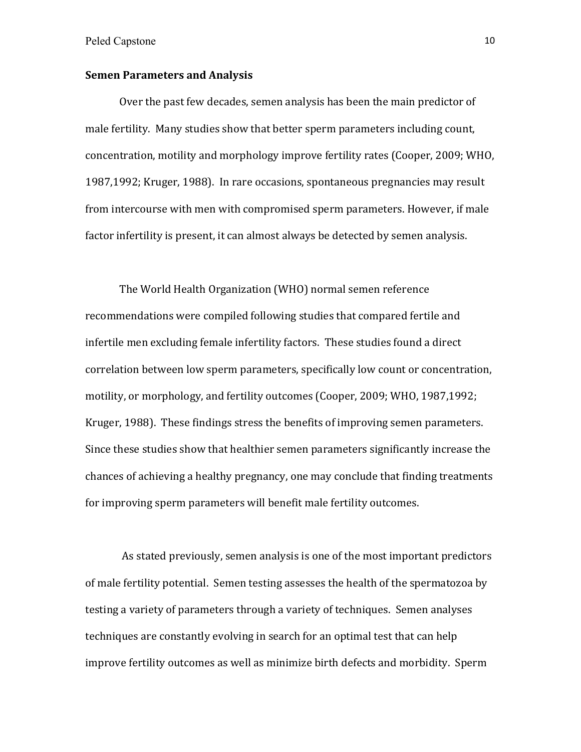**Semen Parameters and Analysis**

Over the past few decades, semen analysis has been the main predictor of male fertility. Many studies show that better sperm parameters including count, concentration, motility and morphology improve fertility rates (Cooper, 2009; WHO, 1987,1992; Kruger, 1988). In rare occasions, spontaneous pregnancies may result from intercourse with men with compromised sperm parameters. However, if male factor infertility is present, it can almost always be detected by semen analysis.

The World Health Organization (WHO) normal semen reference recommendations were compiled following studies that compared fertile and infertile men excluding female infertility factors. These studies found a direct correlation between low sperm parameters, specifically low count or concentration, motility, or morphology, and fertility outcomes (Cooper, 2009; WHO, 1987,1992; Kruger, 1988). These findings stress the benefits of improving semen parameters. Since these studies show that healthier semen parameters significantly increase the chances of achieving a healthy pregnancy, one may conclude that finding treatments for improving sperm parameters will benefit male fertility outcomes.

As stated previously, semen analysis is one of the most important predictors of male fertility potential. Semen testing assesses the health of the spermatozoa by testing a variety of parameters through a variety of techniques. Semen analyses techniques are constantly evolving in search for an optimal test that can help improve fertility outcomes as well as minimize birth defects and morbidity. Sperm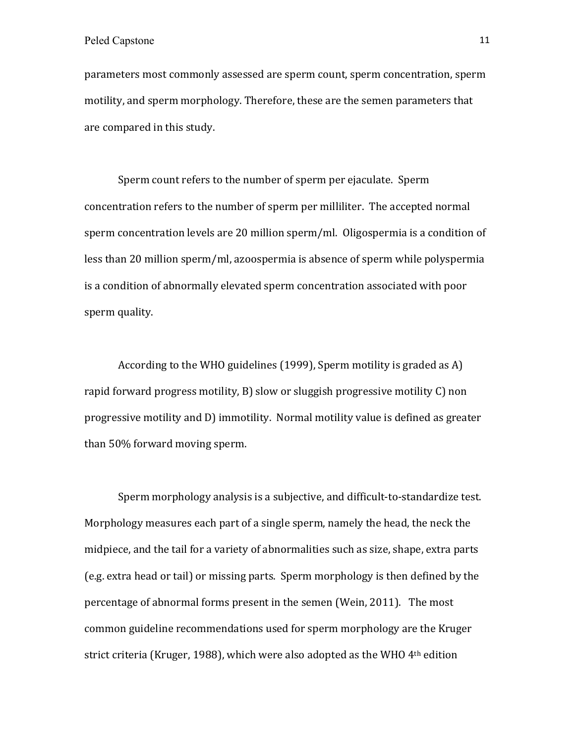parameters most commonly assessed are sperm count, sperm concentration, sperm motility, and sperm morphology. Therefore, these are the semen parameters that are compared in this study.

Sperm count refers to the number of sperm per ejaculate. Sperm concentration refers to the number of sperm per milliliter. The accepted normal sperm concentration levels are 20 million sperm/ml. Oligospermia is a condition of less than 20 million sperm/ml, azoospermia is absence of sperm while polyspermia is a condition of abnormally elevated sperm concentration associated with poor sperm quality.

According to the WHO guidelines (1999), Sperm motility is graded as A) rapid forward progress motility, B) slow or sluggish progressive motility C) non progressive motility and D) immotility. Normal motility value is defined as greater than 50% forward moving sperm.

Sperm morphology analysis is a subjective, and difficult-to-standardize test. Morphology measures each part of a single sperm, namely the head, the neck the midpiece, and the tail for a variety of abnormalities such as size, shape, extra parts (e.g. extra head or tail) or missing parts. Sperm morphology is then defined by the percentage of abnormal forms present in the semen (Wein, 2011). The most common guideline recommendations used for sperm morphology are the Kruger strict criteria (Kruger, 1988), which were also adopted as the WHO 4th edition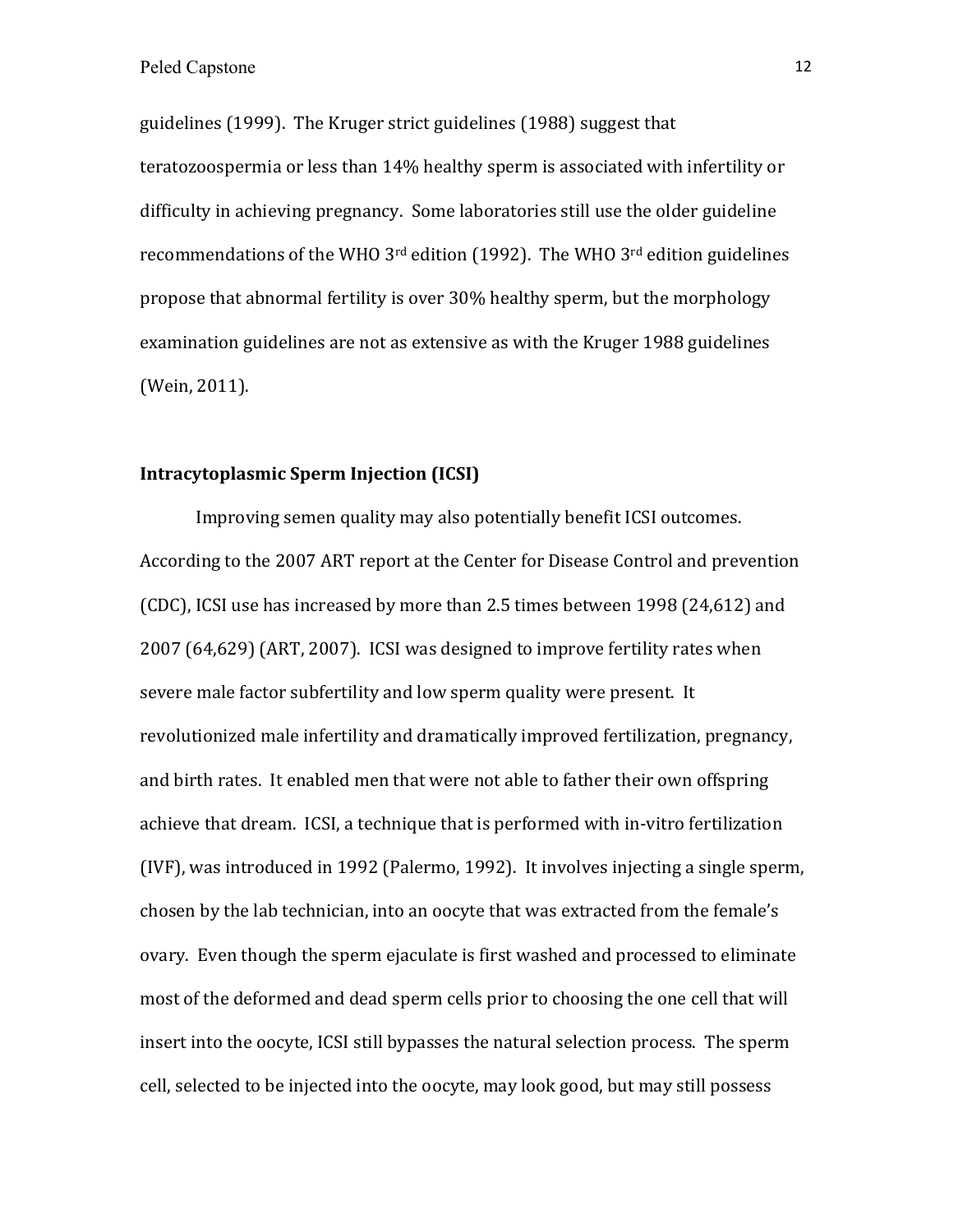guidelines (1999). The Kruger strict guidelines (1988) suggest that teratozoospermia or less than 14% healthy sperm is associated with infertility or difficulty in achieving pregnancy. Some laboratories still use the older guideline recommendations of the WHO 3rd edition (1992). The WHO 3rd edition guidelines propose that abnormal fertility is over 30% healthy sperm, but the morphology examination guidelines are not as extensive as with the Kruger 1988 guidelines (Wein, 2011).

**Intracytoplasmic Sperm Injection (ICSI)**

Improving semen quality may also potentially benefit ICSI outcomes. According to the 2007 ART report at the Center for Disease Control and prevention (CDC), ICSI use has increased by more than 2.5 times between 1998 (24,612) and 2007 (64,629) (ART, 2007). ICSI was designed to improve fertility rates when severe male factor subfertility and low sperm quality were present. It revolutionized male infertility and dramatically improved fertilization, pregnancy, and birth rates. It enabled men that were not able to father their own offspring achieve that dream. ICSI, a technique that is performed with in-vitro fertilization (IVF), was introduced in 1992 (Palermo, 1992). It involves injecting a single sperm, chosen by the lab technician, into an oocyte that was extracted from the female's ovary. Even though the sperm ejaculate is first washed and processed to eliminate most of the deformed and dead sperm cells prior to choosing the one cell that will insert into the oocyte, ICSI still bypasses the natural selection process. The sperm cell, selected to be injected into the oocyte, may look good, but may still possess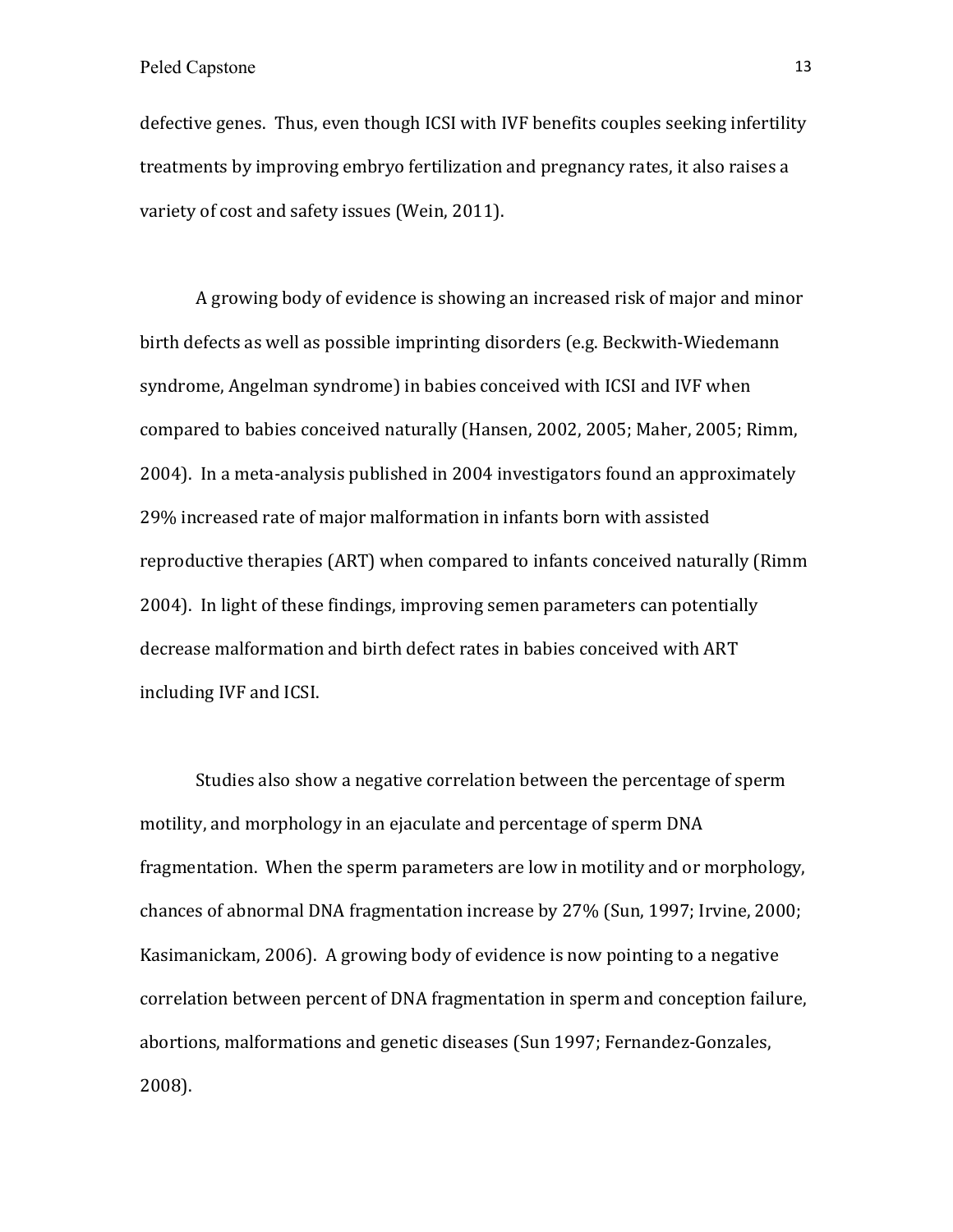defective genes. Thus, even though ICSI with IVF benefits couples seeking infertility treatments by improving embryo fertilization and pregnancy rates, it also raises a variety of cost and safety issues (Wein, 2011).

A growing body of evidence is showing an increased risk of major and minor birth defects as well as possible imprinting disorders (e.g. Beckwith-Wiedemann syndrome, Angelman syndrome) in babies conceived with ICSI and IVF when compared to babies conceived naturally (Hansen, 2002, 2005; Maher, 2005; Rimm, 2004). In a meta-analysis published in 2004 investigators found an approximately 29% increased rate of major malformation in infants born with assisted reproductive therapies (ART) when compared to infants conceived naturally (Rimm 2004). In light of these findings, improving semen parameters can potentially decrease malformation and birth defect rates in babies conceived with ART including IVF and ICSI.

Studies also show a negative correlation between the percentage of sperm motility, and morphology in an ejaculate and percentage of sperm DNA fragmentation. When the sperm parameters are low in motility and or morphology, chances of abnormal DNA fragmentation increase by 27% (Sun, 1997; Irvine, 2000; Kasimanickam, 2006). A growing body of evidence is now pointing to a negative correlation between percent of DNA fragmentation in sperm and conception failure, abortions, malformations and genetic diseases (Sun 1997; Fernandez-Gonzales, 2008).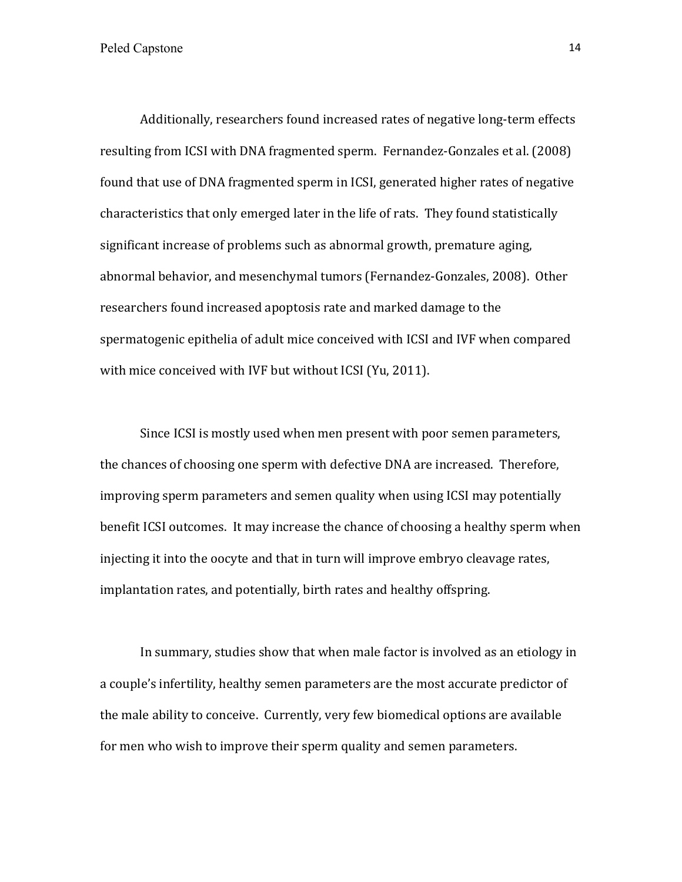Additionally, researchers found increased rates of negative long-term effects resulting from ICSI with DNA fragmented sperm. Fernandez-Gonzales et al. (2008) found that use of DNA fragmented sperm in ICSI, generated higher rates of negative characteristics that only emerged later in the life of rats. They found statistically significant increase of problems such as abnormal growth, premature aging, abnormal behavior, and mesenchymal tumors (Fernandez-Gonzales, 2008). Other researchers found increased apoptosis rate and marked damage to the spermatogenic epithelia of adult mice conceived with ICSI and IVF when compared with mice conceived with IVF but without ICSI (Yu, 2011).

Since ICSI is mostly used when men present with poor semen parameters, the chances of choosing one sperm with defective DNA are increased. Therefore, improving sperm parameters and semen quality when using ICSI may potentially benefit ICSI outcomes. It may increase the chance of choosing a healthy sperm when injecting it into the oocyte and that in turn will improve embryo cleavage rates, implantation rates, and potentially, birth rates and healthy offspring.

In summary, studies show that when male factor is involved as an etiology in a couple's infertility, healthy semen parameters are the most accurate predictor of the male ability to conceive. Currently, very few biomedical options are available for men who wish to improve their sperm quality and semen parameters.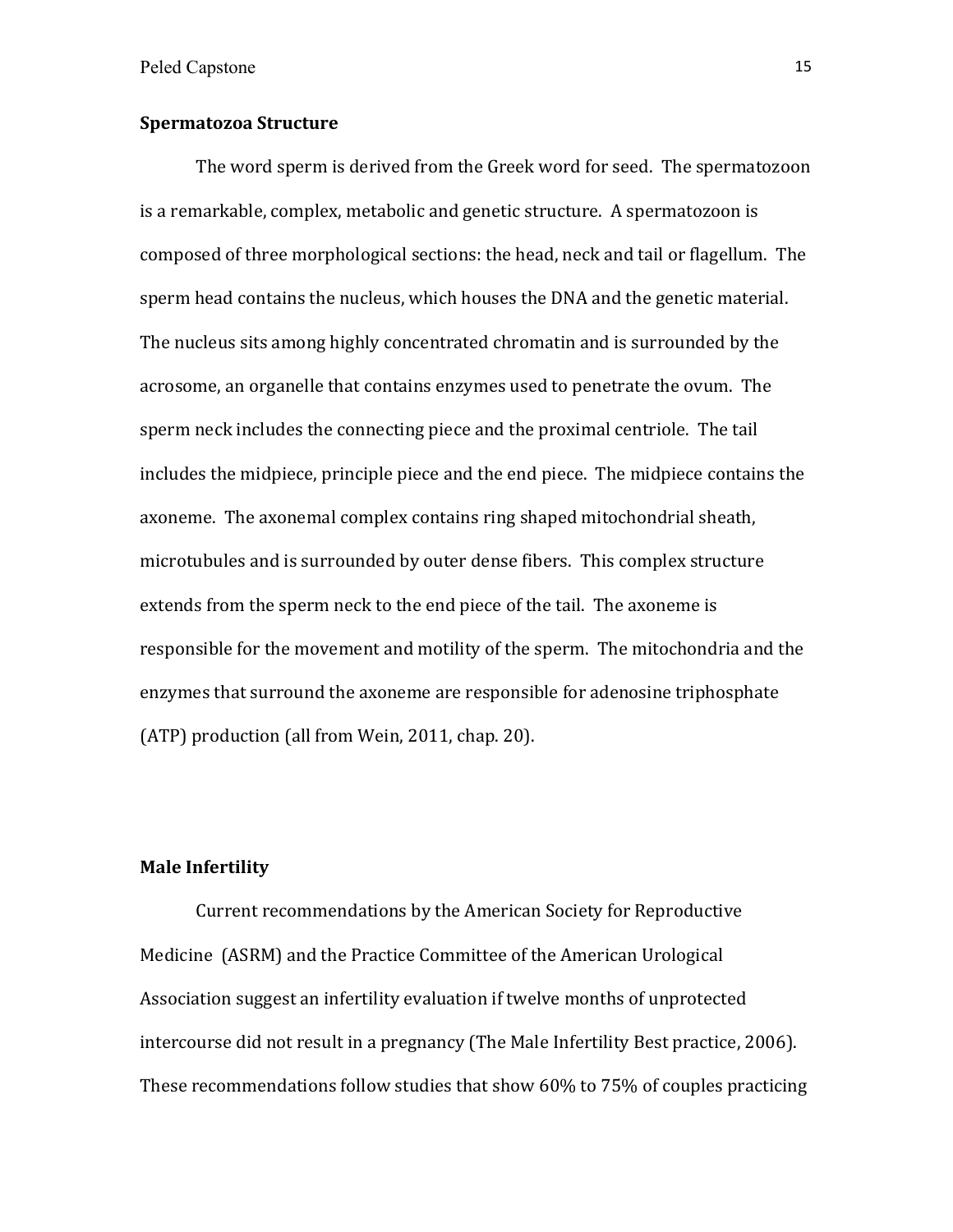**Spermatozoa Structure**

The word sperm is derived from the Greek word for seed. The spermatozoon is a remarkable, complex, metabolic and genetic structure. A spermatozoon is composed of three morphological sections: the head, neck and tail or flagellum. The sperm head contains the nucleus, which houses the DNA and the genetic material. The nucleus sits among highly concentrated chromatin and is surrounded by the acrosome, an organelle that contains enzymes used to penetrate the ovum. The sperm neck includes the connecting piece and the proximal centriole. The tail includes the midpiece, principle piece and the end piece. The midpiece contains the axoneme. The axonemal complex contains ring shaped mitochondrial sheath, microtubules and is surrounded by outer dense fibers. This complex structure extends from the sperm neck to the end piece of the tail. The axoneme is responsible for the movement and motility of the sperm. The mitochondria and the enzymes that surround the axoneme are responsible for adenosine triphosphate (ATP) production (all from Wein, 2011, chap. 20).

**Male Infertility**

Current recommendations by the American Society for Reproductive Medicine (ASRM) and the Practice Committee of the American Urological Association suggest an infertility evaluation if twelve months of unprotected intercourse did not result in a pregnancy (The Male Infertility Best practice, 2006). These recommendations follow studies that show 60% to 75% of couples practicing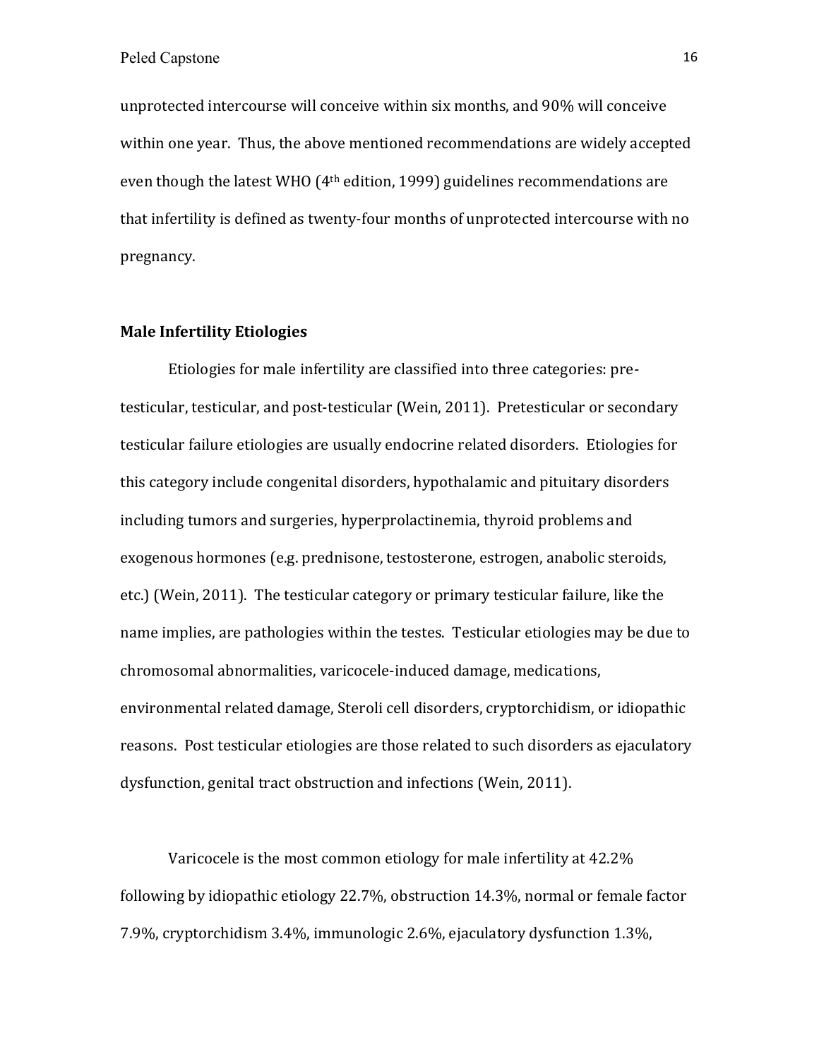unprotected intercourse will conceive within six months, and 90% will conceive within one year. Thus, the above mentioned recommendations are widely accepted even though the latest WHO (4th edition, 1999) guidelines recommendations are that infertility is defined as twenty-four months of unprotected intercourse with no pregnancy.

### Male Infertility Etiologies

Etiologies for male infertility are classified into three categories: pre-testicular, testicular, and post-testicular (Wein, 2011). Pretesticular or secondary testicular failure etiologies are usually endocrine related disorders. Etiologies for this category include congenital disorders, hypothalamic and pituitary disorders including tumors and surgeries, hyperprolactinemia, thyroid problems and exogenous hormones (e.g. prednisone, testosterone, estrogen, anabolic steroids, etc.) (Wein, 2011). The testicular category or primary testicular failure, like the name implies, are pathologies within the testes. Testicular etiologies may be due to chromosomal abnormalities, varicocele-induced damage, medications, environmental related damage, Steroli cell disorders, cryptorchidism, or idiopathic reasons. Post testicular etiologies are those related to such disorders as ejaculatory dysfunction, genital tract obstruction and infections (Wein, 2011).

Varicocele is the most common etiology for male infertility at 42.2% following by idiopathic etiology 22.7%, obstruction 14.3%, normal or female factor 7.9%, cryptorchidism 3.4%, immunologic 2.6%, ejaculatory dysfunction 1.3%,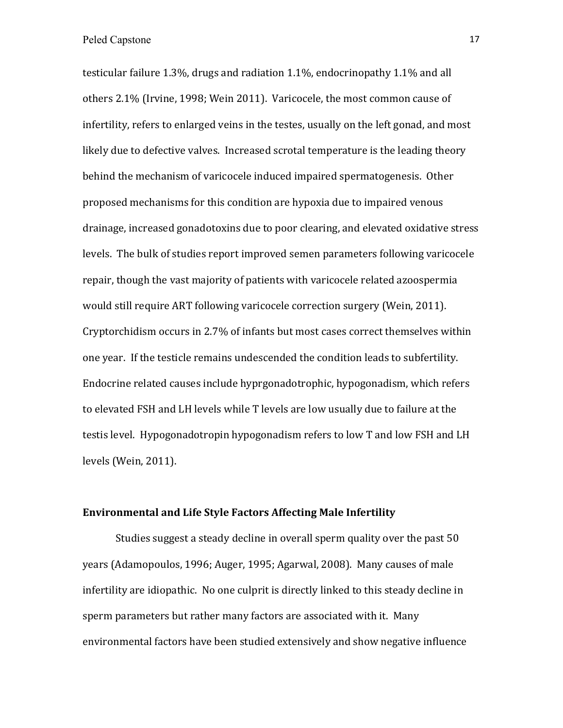testicular failure 1.3%, drugs and radiation 1.1%, endocrinopathy 1.1% and all others 2.1% (Irvine, 1998; Wein 2011). Varicocele, the most common cause of infertility, refers to enlarged veins in the testes, usually on the left gonad, and most likely due to defective valves. Increased scrotal temperature is the leading theory behind the mechanism of varicocele induced impaired spermatogenesis. Other proposed mechanisms for this condition are hypoxia due to impaired venous drainage, increased gonadotoxins due to poor clearing, and elevated oxidative stress levels. The bulk of studies report improved semen parameters following varicocele repair, though the vast majority of patients with varicocele related azoospermia would still require ART following varicocele correction surgery (Wein, 2011). Cryptorchidism occurs in 2.7% of infants but most cases correct themselves within one year. If the testicle remains undescended the condition leads to subfertility. Endocrine related causes include hyprgonadotrophic, hypogonadism, which refers to elevated FSH and LH levels while T levels are low usually due to failure at the testis level. Hypogonadotropin hypogonadism refers to low T and low FSH and LH levels (Wein, 2011).

## Environmental and Life Style Factors Affecting Male Infertility

Studies suggest a steady decline in overall sperm quality over the past 50 years (Adamopoulos, 1996; Auger, 1995; Agarwal, 2008). Many causes of male infertility are idiopathic. No one culprit is directly linked to this steady decline in sperm parameters but rather many factors are associated with it. Many environmental factors have been studied extensively and show negative influence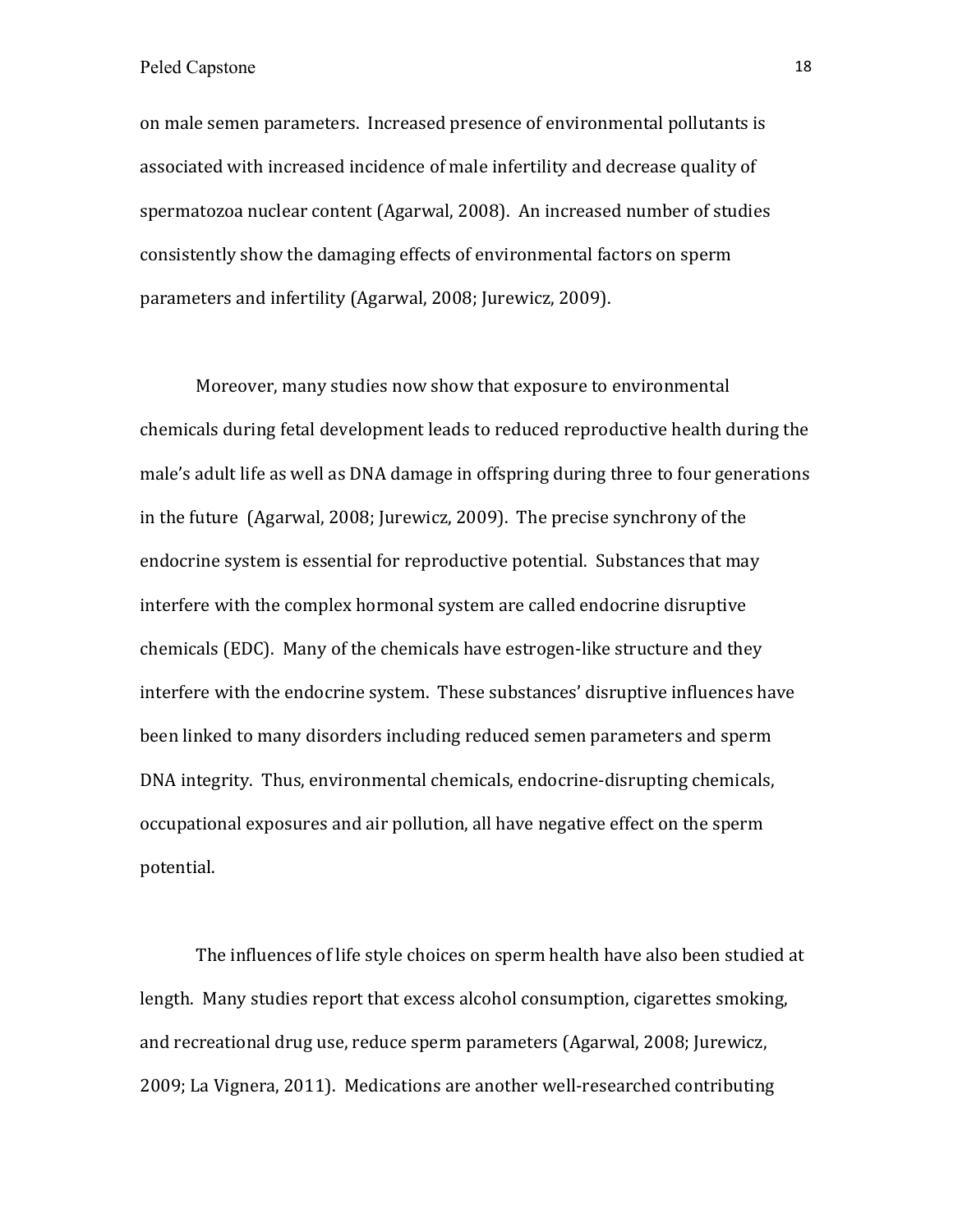on male semen parameters. Increased presence of environmental pollutants is associated with increased incidence of male infertility and decrease quality of spermatozoa nuclear content (Agarwal, 2008). An increased number of studies consistently show the damaging effects of environmental factors on sperm parameters and infertility (Agarwal, 2008; Jurewicz, 2009).

Moreover, many studies now show that exposure to environmental chemicals during fetal development leads to reduced reproductive health during the male's adult life as well as DNA damage in offspring during three to four generations in the future (Agarwal, 2008; Jurewicz, 2009). The precise synchrony of the endocrine system is essential for reproductive potential. Substances that may interfere with the complex hormonal system are called endocrine disruptive chemicals (EDC). Many of the chemicals have estrogen-like structure and they interfere with the endocrine system. These substances' disruptive influences have been linked to many disorders including reduced semen parameters and sperm DNA integrity. Thus, environmental chemicals, endocrine-disrupting chemicals, occupational exposures and air pollution, all have negative effect on the sperm potential.

The influences of life style choices on sperm health have also been studied at length. Many studies report that excess alcohol consumption, cigarettes smoking, and recreational drug use, reduce sperm parameters (Agarwal, 2008; Jurewicz, 2009; La Vignera, 2011). Medications are another well-researched contributing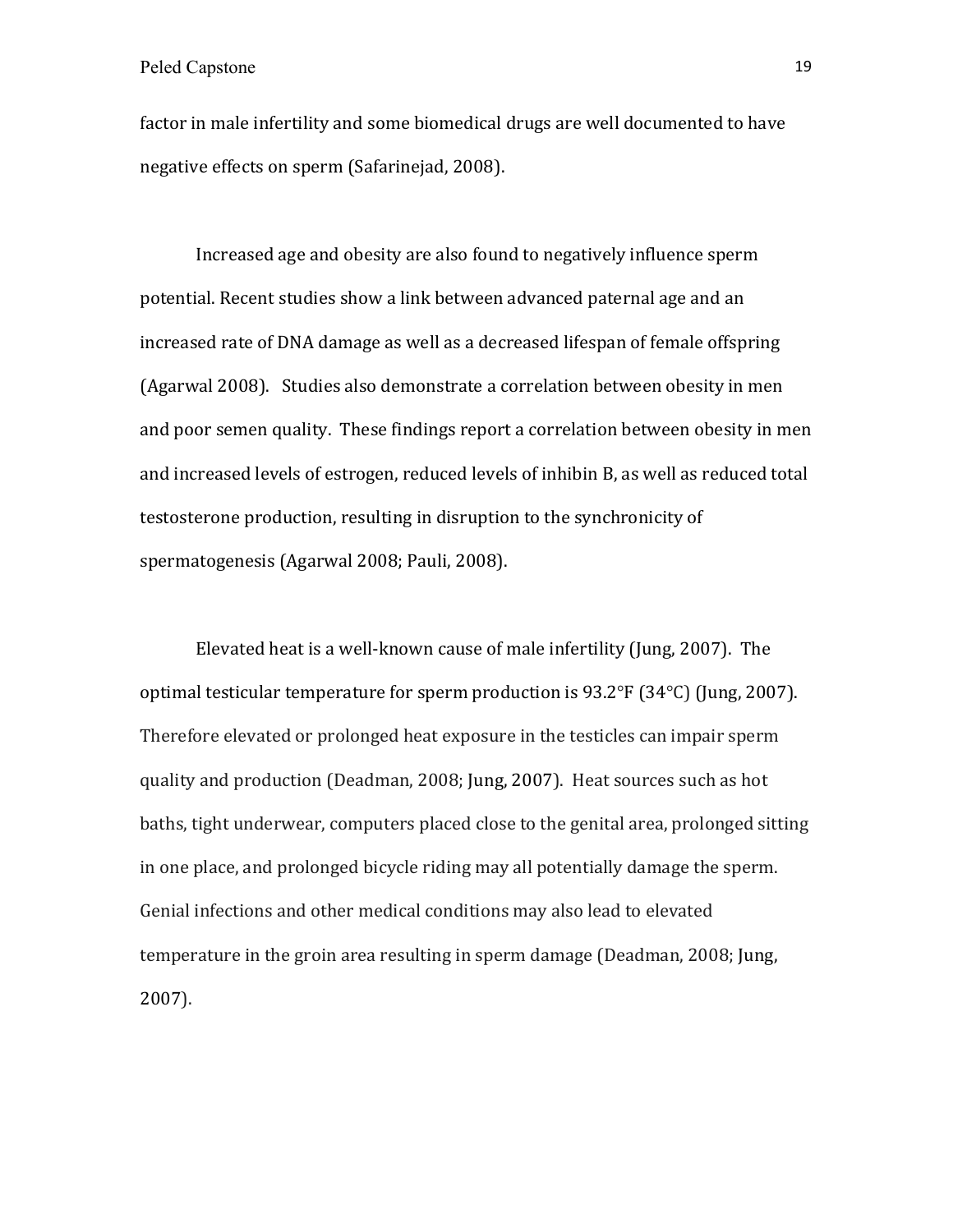factor in male infertility and some biomedical drugs are well documented to have negative effects on sperm (Safarinejad, 2008).

Increased age and obesity are also found to negatively influence sperm potential. Recent studies show a link between advanced paternal age and an increased rate of DNA damage as well as a decreased lifespan of female offspring (Agarwal 2008). Studies also demonstrate a correlation between obesity in men and poor semen quality. These findings report a correlation between obesity in men and increased levels of estrogen, reduced levels of inhibin B, as well as reduced total testosterone production, resulting in disruption to the synchronicity of spermatogenesis (Agarwal 2008; Pauli, 2008).

Elevated heat is a well-known cause of male infertility (Jung, 2007). The optimal testicular temperature for sperm production is 93.2°F (34°C) (Jung, 2007). Therefore elevated or prolonged heat exposure in the testicles can impair sperm quality and production (Deadman, 2008; Jung, 2007). Heat sources such as hot baths, tight underwear, computers placed close to the genital area, prolonged sitting in one place, and prolonged bicycle riding may all potentially damage the sperm. Genial infections and other medical conditions may also lead to elevated temperature in the groin area resulting in sperm damage (Deadman, 2008; Jung, 2007).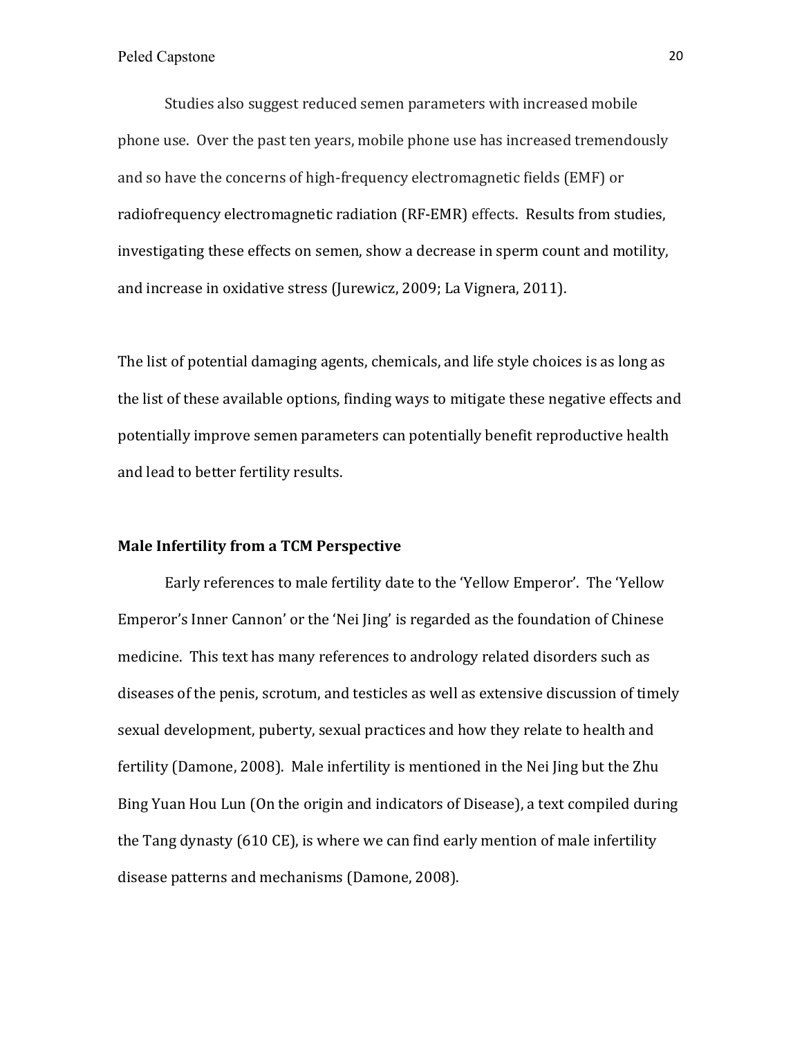Studies also suggest reduced semen parameters with increased mobile phone use. Over the past ten years, mobile phone use has increased tremendously and so have the concerns of high-frequency electromagnetic fields (EMF) or radiofrequency electromagnetic radiation (RF-EMR) effects. Results from studies, investigating these effects on semen, show a decrease in sperm count and motility, and increase in oxidative stress (Jurewicz, 2009; La Vignera, 2011).

The list of potential damaging agents, chemicals, and life style choices is as long as the list of these available options, finding ways to mitigate these negative effects and potentially improve semen parameters can potentially benefit reproductive health and lead to better fertility results.

**Male Infertility from a TCM Perspective**

Early references to male fertility date to the 'Yellow Emperor'. The 'Yellow Emperor's Inner Cannon' or the 'Nei Jing' is regarded as the foundation of Chinese medicine. This text has many references to andrology related disorders such as diseases of the penis, scrotum, and testicles as well as extensive discussion of timely sexual development, puberty, sexual practices and how they relate to health and fertility (Damone, 2008). Male infertility is mentioned in the Nei Jing but the Zhu Bing Yuan Hou Lun (On the origin and indicators of Disease), a text compiled during the Tang dynasty (610 CE), is where we can find early mention of male infertility disease patterns and mechanisms (Damone, 2008).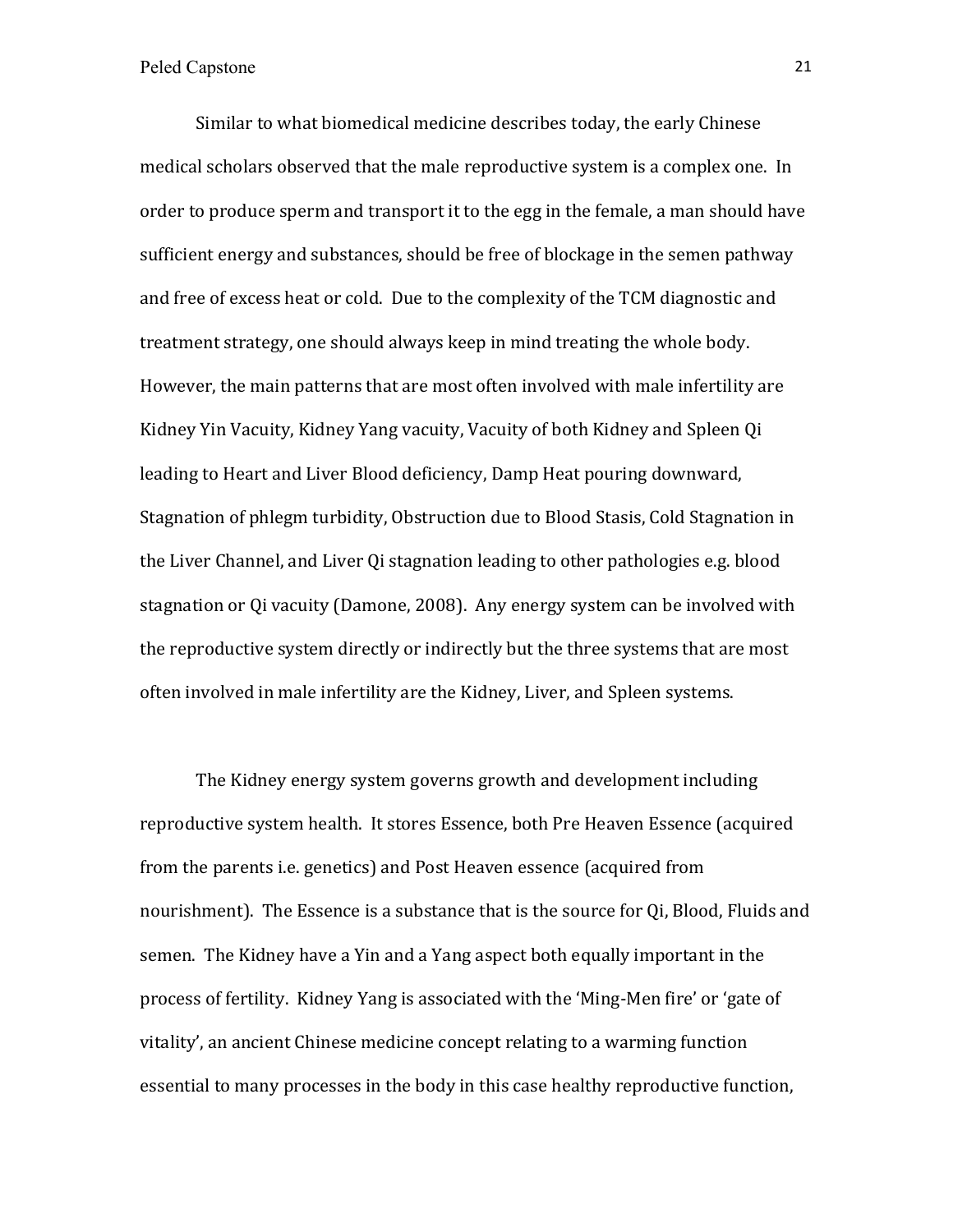Similar to what biomedical medicine describes today, the early Chinese medical scholars observed that the male reproductive system is a complex one. In order to produce sperm and transport it to the egg in the female, a man should have sufficient energy and substances, should be free of blockage in the semen pathway and free of excess heat or cold. Due to the complexity of the TCM diagnostic and treatment strategy, one should always keep in mind treating the whole body. However, the main patterns that are most often involved with male infertility are Kidney Yin Vacuity, Kidney Yang vacuity, Vacuity of both Kidney and Spleen Qi leading to Heart and Liver Blood deficiency, Damp Heat pouring downward, Stagnation of phlegm turbidity, Obstruction due to Blood Stasis, Cold Stagnation in the Liver Channel, and Liver Qi stagnation leading to other pathologies e.g. blood stagnation or Qi vacuity (Damone, 2008). Any energy system can be involved with the reproductive system directly or indirectly but the three systems that are most often involved in male infertility are the Kidney, Liver, and Spleen systems.

The Kidney energy system governs growth and development including reproductive system health. It stores Essence, both Pre Heaven Essence (acquired from the parents i.e. genetics) and Post Heaven essence (acquired from nourishment). The Essence is a substance that is the source for Qi, Blood, Fluids and semen. The Kidney have a Yin and a Yang aspect both equally important in the process of fertility. Kidney Yang is associated with the 'Ming-Men fire' or 'gate of vitality', an ancient Chinese medicine concept relating to a warming function essential to many processes in the body in this case healthy reproductive function,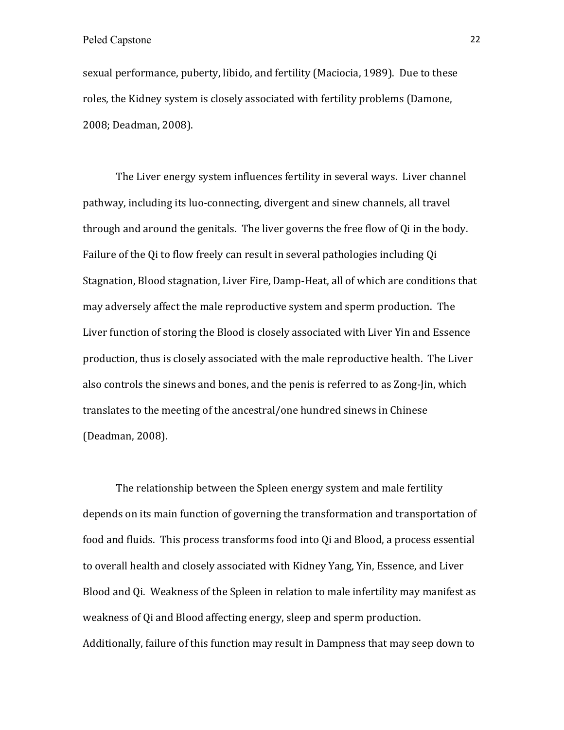sexual performance, puberty, libido, and fertility (Maciocia, 1989). Due to these roles, the Kidney system is closely associated with fertility problems (Damone, 2008; Deadman, 2008).

The Liver energy system influences fertility in several ways. Liver channel pathway, including its luo-connecting, divergent and sinew channels, all travel through and around the genitals. The liver governs the free flow of Qi in the body. Failure of the Qi to flow freely can result in several pathologies including Qi Stagnation, Blood stagnation, Liver Fire, Damp-Heat, all of which are conditions that may adversely affect the male reproductive system and sperm production. The Liver function of storing the Blood is closely associated with Liver Yin and Essence production, thus is closely associated with the male reproductive health. The Liver also controls the sinews and bones, and the penis is referred to as Zong-Jin, which translates to the meeting of the ancestral/one hundred sinews in Chinese (Deadman, 2008).

The relationship between the Spleen energy system and male fertility depends on its main function of governing the transformation and transportation of food and fluids. This process transforms food into Qi and Blood, a process essential to overall health and closely associated with Kidney Yang, Yin, Essence, and Liver Blood and Qi. Weakness of the Spleen in relation to male infertility may manifest as weakness of Qi and Blood affecting energy, sleep and sperm production. Additionally, failure of this function may result in Dampness that may seep down to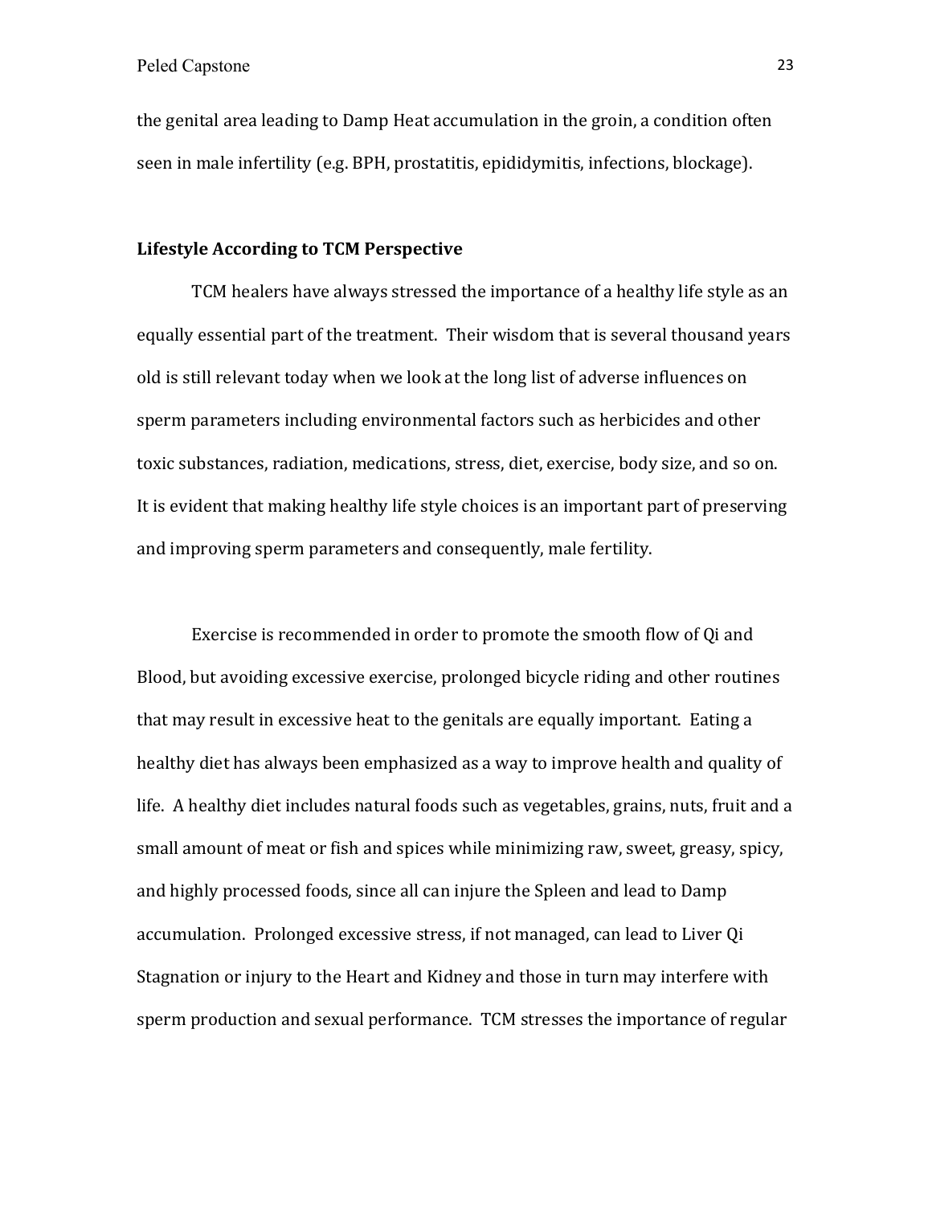the genital area leading to Damp Heat accumulation in the groin, a condition often seen in male infertility (e.g. BPH, prostatitis, epididymitis, infections, blockage).

**Lifestyle According to TCM Perspective**

TCM healers have always stressed the importance of a healthy life style as an equally essential part of the treatment. Their wisdom that is several thousand years old is still relevant today when we look at the long list of adverse influences on sperm parameters including environmental factors such as herbicides and other toxic substances, radiation, medications, stress, diet, exercise, body size, and so on. It is evident that making healthy life style choices is an important part of preserving and improving sperm parameters and consequently, male fertility.

Exercise is recommended in order to promote the smooth flow of Qi and Blood, but avoiding excessive exercise, prolonged bicycle riding and other routines that may result in excessive heat to the genitals are equally important. Eating a healthy diet has always been emphasized as a way to improve health and quality of life. A healthy diet includes natural foods such as vegetables, grains, nuts, fruit and a small amount of meat or fish and spices while minimizing raw, sweet, greasy, spicy, and highly processed foods, since all can injure the Spleen and lead to Damp accumulation. Prolonged excessive stress, if not managed, can lead to Liver Qi Stagnation or injury to the Heart and Kidney and those in turn may interfere with sperm production and sexual performance. TCM stresses the importance of regular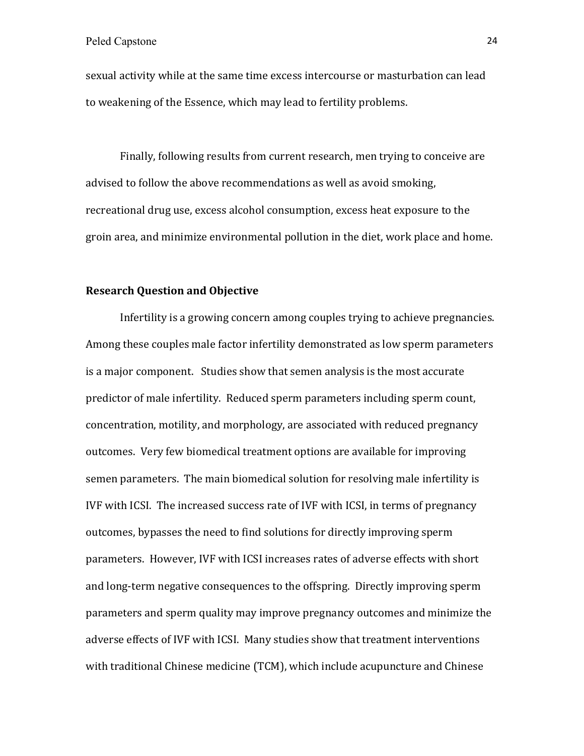sexual activity while at the same time excess intercourse or masturbation can lead to weakening of the Essence, which may lead to fertility problems.

Finally, following results from current research, men trying to conceive are advised to follow the above recommendations as well as avoid smoking, recreational drug use, excess alcohol consumption, excess heat exposure to the groin area, and minimize environmental pollution in the diet, work place and home.

### Research Question and Objective

Infertility is a growing concern among couples trying to achieve pregnancies. Among these couples male factor infertility demonstrated as low sperm parameters is a major component. Studies show that semen analysis is the most accurate predictor of male infertility. Reduced sperm parameters including sperm count, concentration, motility, and morphology, are associated with reduced pregnancy outcomes. Very few biomedical treatment options are available for improving semen parameters. The main biomedical solution for resolving male infertility is IVF with ICSI. The increased success rate of IVF with ICSI, in terms of pregnancy outcomes, bypasses the need to find solutions for directly improving sperm parameters. However, IVF with ICSI increases rates of adverse effects with short and long-term negative consequences to the offspring. Directly improving sperm parameters and sperm quality may improve pregnancy outcomes and minimize the adverse effects of IVF with ICSI. Many studies show that treatment interventions with traditional Chinese medicine (TCM), which include acupuncture and Chinese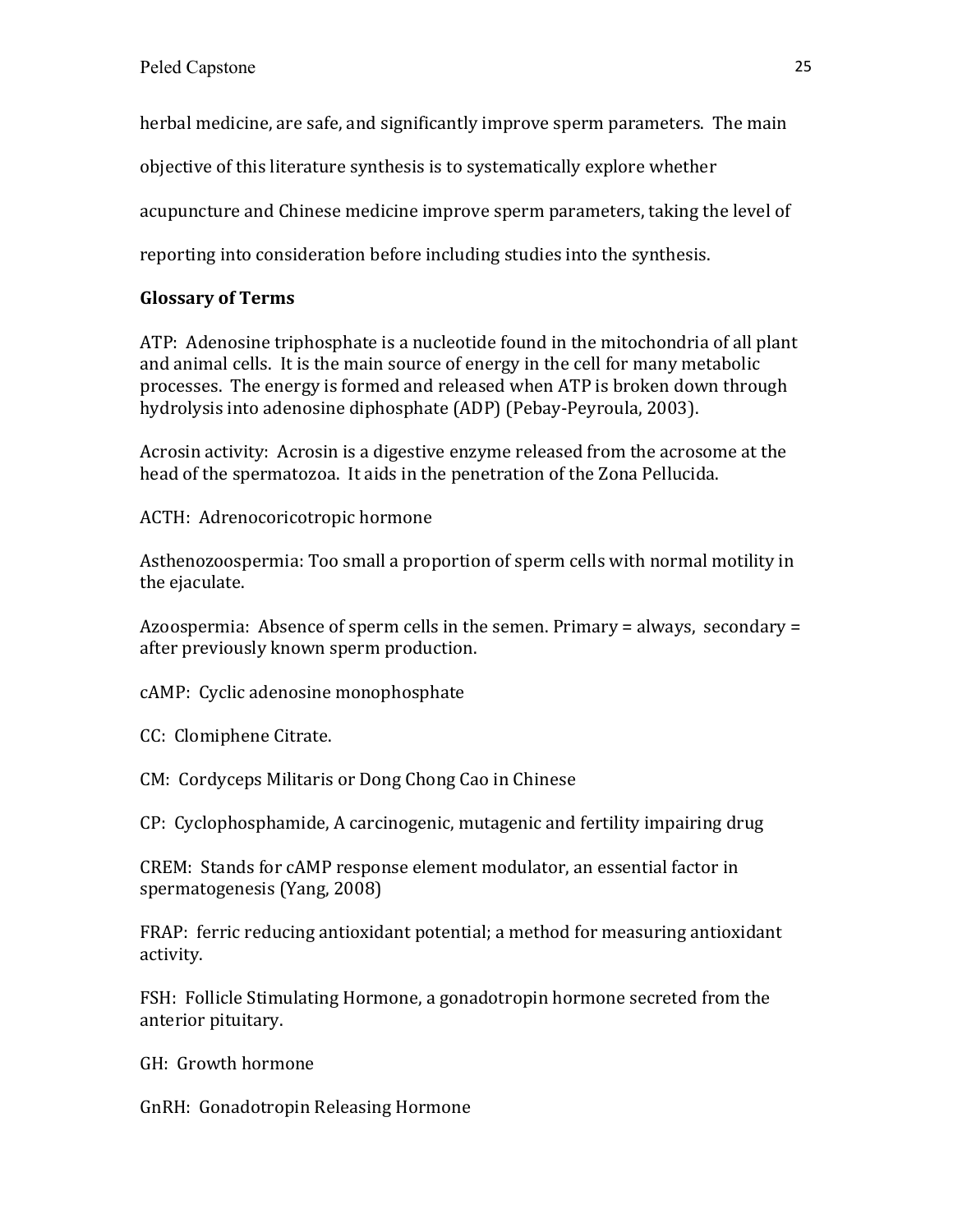herbal medicine, are safe, and significantly improve sperm parameters. The main objective of this literature synthesis is to systematically explore whether acupuncture and Chinese medicine improve sperm parameters, taking the level of reporting into consideration before including studies into the synthesis.

**Glossary of Terms**

ATP: Adenosine triphosphate is a nucleotide found in the mitochondria of all plant and animal cells. It is the main source of energy in the cell for many metabolic processes. The energy is formed and released when ATP is broken down through hydrolysis into adenosine diphosphate (ADP) (Pebay-Peyroula, 2003).

Acrosin activity: Acrosin is a digestive enzyme released from the acrosome at the head of the spermatozoa. It aids in the penetration of the Zona Pellucida.

ACTH: Adrenocoricotropic hormone

Asthenozoospermia: Too small a proportion of sperm cells with normal motility in the ejaculate.

Azoospermia: Absence of sperm cells in the semen. Primary = always, secondary = after previously known sperm production.

cAMP: Cyclic adenosine monophosphate

CC: Clomiphene Citrate.

CM: Cordyceps Militaris or Dong Chong Cao in Chinese

CP: Cyclophosphamide, A carcinogenic, mutagenic and fertility impairing drug

CREM: Stands for cAMP response element modulator, an essential factor in spermatogenesis (Yang, 2008)

FRAP: ferric reducing antioxidant potential; a method for measuring antioxidant activity.

FSH: Follicle Stimulating Hormone, a gonadotropin hormone secreted from the anterior pituitary.

GH: Growth hormone

GnRH: Gonadotropin Releasing Hormone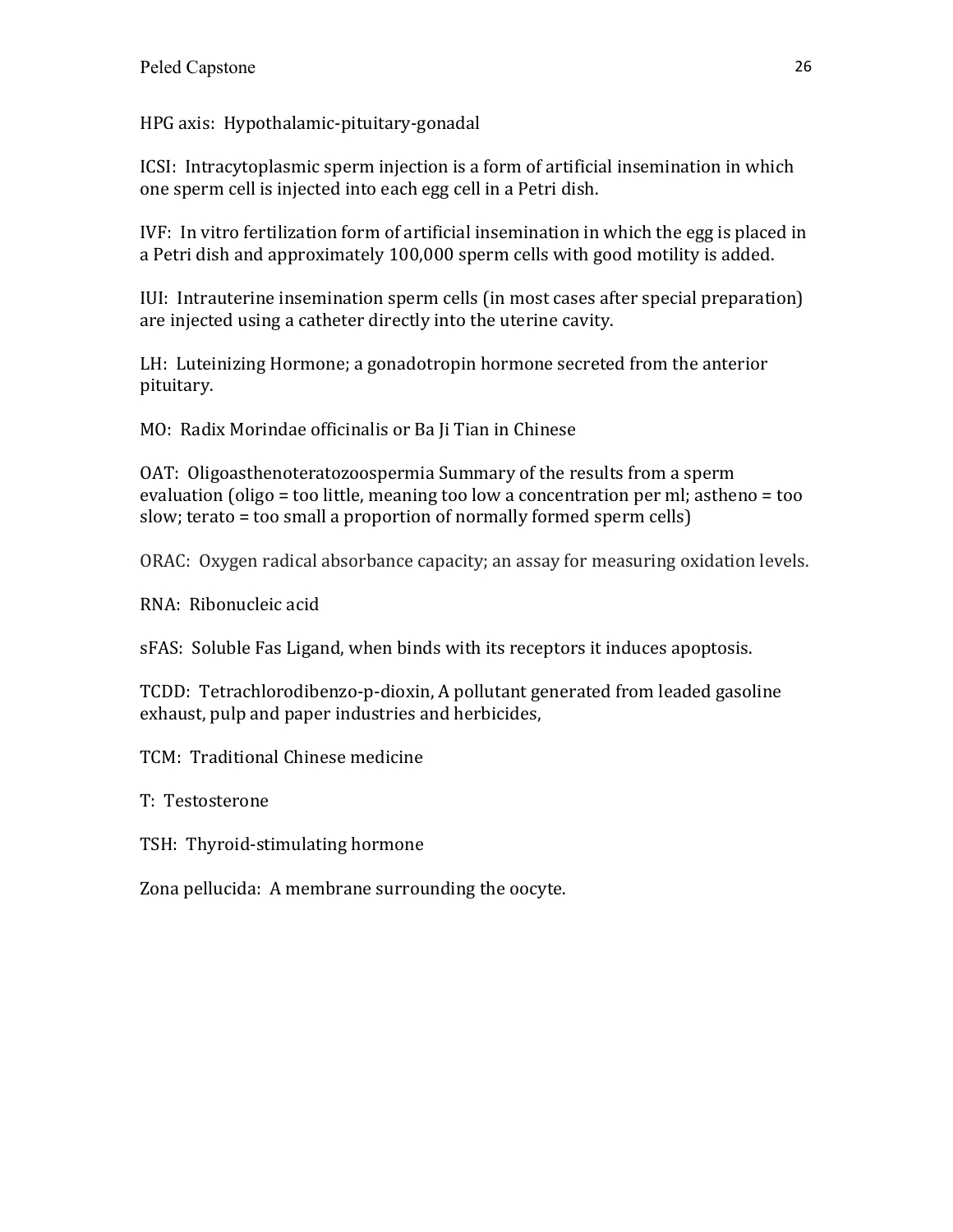HPG axis: Hypothalamic-pituitary-gonadal

ICSI: Intracytoplasmic sperm injection is a form of artificial insemination in which one sperm cell is injected into each egg cell in a Petri dish.

IVF: In vitro fertilization form of artificial insemination in which the egg is placed in a Petri dish and approximately 100,000 sperm cells with good motility is added.

IUI: Intrauterine insemination sperm cells (in most cases after special preparation) are injected using a catheter directly into the uterine cavity.

LH: Luteinizing Hormone; a gonadotropin hormone secreted from the anterior pituitary.

MO: Radix Morindae officinalis or Ba Ji Tian in Chinese

OAT: Oligoasthenoteratozoospermia Summary of the results from a sperm evaluation (oligo = too little, meaning too low a concentration per ml; astheno = too slow; terato = too small a proportion of normally formed sperm cells)

ORAC: Oxygen radical absorbance capacity; an assay for measuring oxidation levels.

RNA: Ribonucleic acid

sFAS: Soluble Fas Ligand, when binds with its receptors it induces apoptosis.

TCDD: Tetrachlorodibenzo-p-dioxin, A pollutant generated from leaded gasoline exhaust, pulp and paper industries and herbicides,

TCM: Traditional Chinese medicine

T: Testosterone

TSH: Thyroid-stimulating hormone

Zona pellucida: A membrane surrounding the oocyte.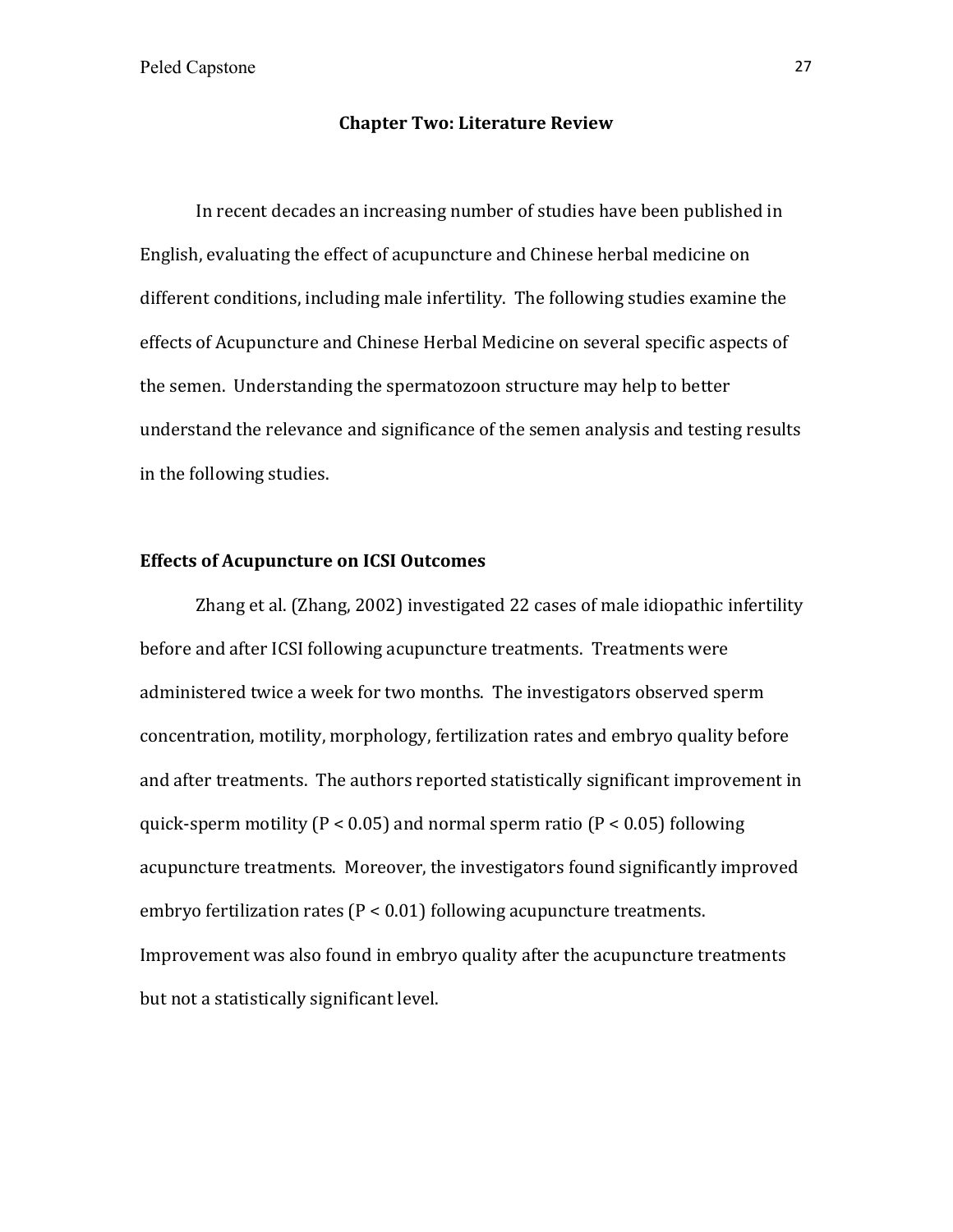## Chapter Two: Literature Review

In recent decades an increasing number of studies have been published in English, evaluating the effect of acupuncture and Chinese herbal medicine on different conditions, including male infertility. The following studies examine the effects of Acupuncture and Chinese Herbal Medicine on several specific aspects of the semen. Understanding the spermatozoon structure may help to better understand the relevance and significance of the semen analysis and testing results in the following studies.

### Effects of Acupuncture on ICSI Outcomes

Zhang et al. (Zhang, 2002) investigated 22 cases of male idiopathic infertility before and after ICSI following acupuncture treatments. Treatments were administered twice a week for two months. The investigators observed sperm concentration, motility, morphology, fertilization rates and embryo quality before and after treatments. The authors reported statistically significant improvement in quick-sperm motility ($P < 0.05$) and normal sperm ratio ($P < 0.05$) following acupuncture treatments. Moreover, the investigators found significantly improved embryo fertilization rates ($P < 0.01$) following acupuncture treatments. Improvement was also found in embryo quality after the acupuncture treatments but not a statistically significant level.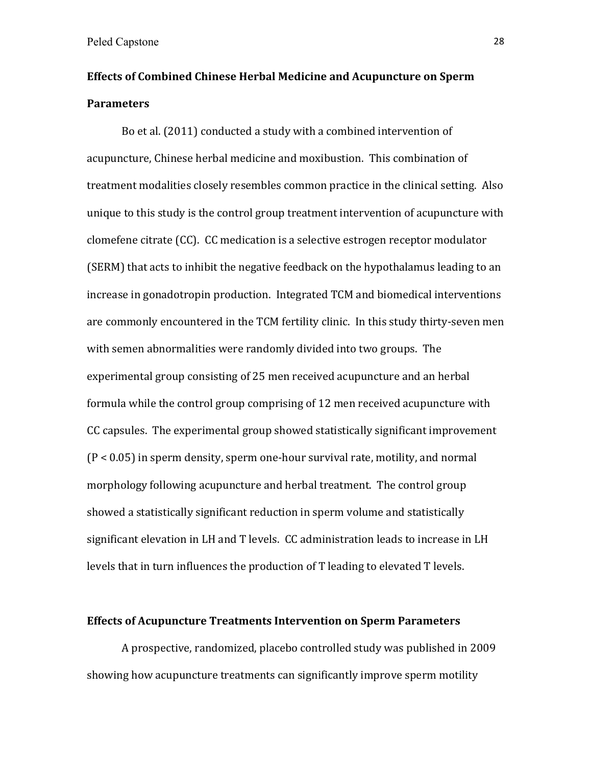## Effects of Combined Chinese Herbal Medicine and Acupuncture on Sperm Parameters

Bo et al. (2011) conducted a study with a combined intervention of acupuncture, Chinese herbal medicine and moxibustion. This combination of treatment modalities closely resembles common practice in the clinical setting. Also unique to this study is the control group treatment intervention of acupuncture with clomefene citrate (CC). CC medication is a selective estrogen receptor modulator (SERM) that acts to inhibit the negative feedback on the hypothalamus leading to an increase in gonadotropin production. Integrated TCM and biomedical interventions are commonly encountered in the TCM fertility clinic. In this study thirty-seven men with semen abnormalities were randomly divided into two groups. The experimental group consisting of 25 men received acupuncture and an herbal formula while the control group comprising of 12 men received acupuncture with CC capsules. The experimental group showed statistically significant improvement ($P < 0.05$) in sperm density, sperm one-hour survival rate, motility, and normal morphology following acupuncture and herbal treatment. The control group showed a statistically significant reduction in sperm volume and statistically significant elevation in LH and T levels. CC administration leads to increase in LH levels that in turn influences the production of T leading to elevated T levels.

## Effects of Acupuncture Treatments Intervention on Sperm Parameters

A prospective, randomized, placebo controlled study was published in 2009 showing how acupuncture treatments can significantly improve sperm motility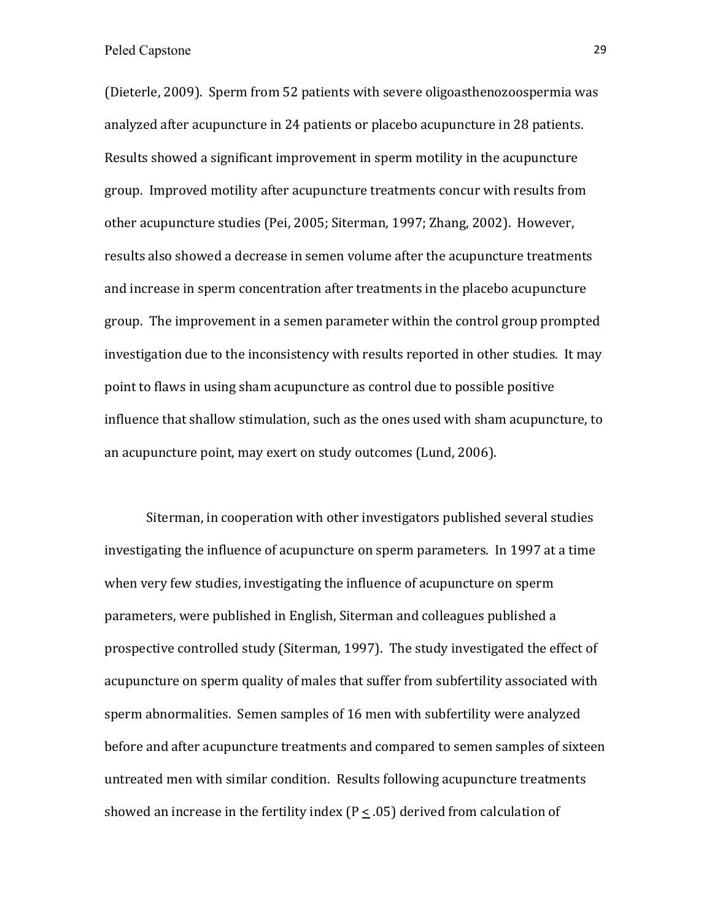(Dieterle, 2009). Sperm from 52 patients with severe oligoasthenozoospermia was analyzed after acupuncture in 24 patients or placebo acupuncture in 28 patients. Results showed a significant improvement in sperm motility in the acupuncture group. Improved motility after acupuncture treatments concur with results from other acupuncture studies (Pei, 2005; Siterman, 1997; Zhang, 2002). However, results also showed a decrease in semen volume after the acupuncture treatments and increase in sperm concentration after treatments in the placebo acupuncture group. The improvement in a semen parameter within the control group prompted investigation due to the inconsistency with results reported in other studies. It may point to flaws in using sham acupuncture as control due to possible positive influence that shallow stimulation, such as the ones used with sham acupuncture, to an acupuncture point, may exert on study outcomes (Lund, 2006).

Siterman, in cooperation with other investigators published several studies investigating the influence of acupuncture on sperm parameters. In 1997 at a time when very few studies, investigating the influence of acupuncture on sperm parameters, were published in English, Siterman and colleagues published a prospective controlled study (Siterman, 1997). The study investigated the effect of acupuncture on sperm quality of males that suffer from subfertility associated with sperm abnormalities. Semen samples of 16 men with subfertility were analyzed before and after acupuncture treatments and compared to semen samples of sixteen untreated men with similar condition. Results following acupuncture treatments showed an increase in the fertility index ($P \leq .05$) derived from calculation of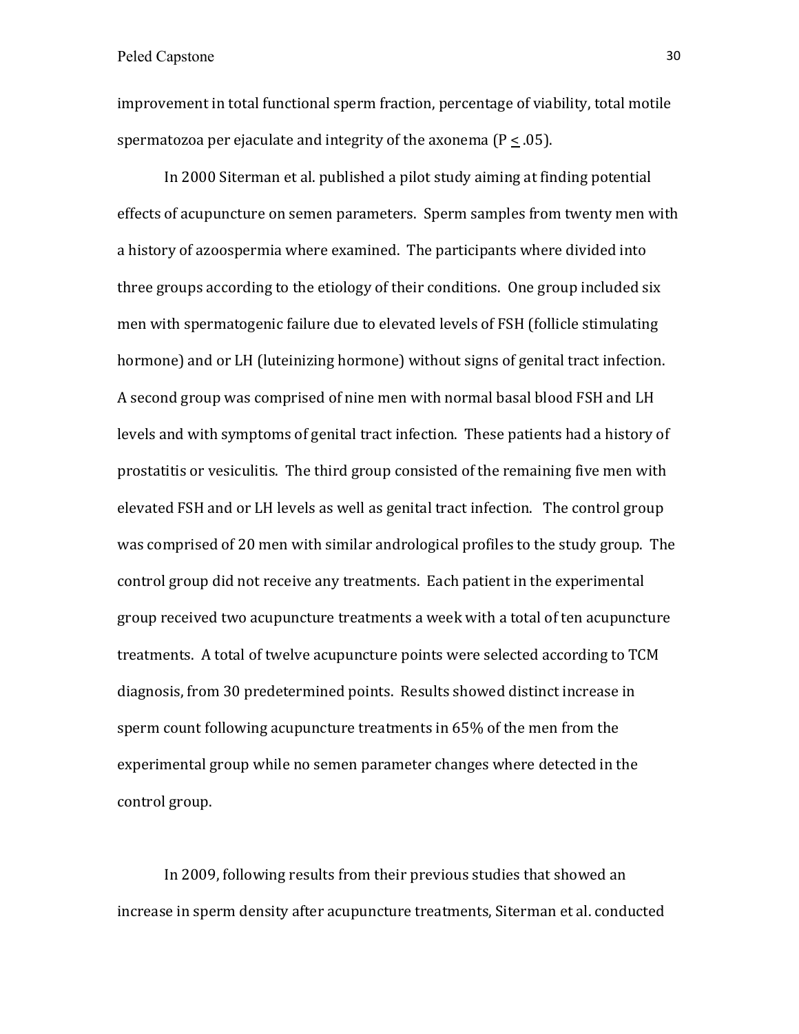improvement in total functional sperm fraction, percentage of viability, total motile spermatozoa per ejaculate and integrity of the axonema ($P \leq .05$).

In 2000 Siterman et al. published a pilot study aiming at finding potential effects of acupuncture on semen parameters. Sperm samples from twenty men with a history of azoospermia where examined. The participants where divided into three groups according to the etiology of their conditions. One group included six men with spermatogenic failure due to elevated levels of FSH (follicle stimulating hormone) and or LH (luteinizing hormone) without signs of genital tract infection. A second group was comprised of nine men with normal basal blood FSH and LH levels and with symptoms of genital tract infection. These patients had a history of prostatitis or vesiculitis. The third group consisted of the remaining five men with elevated FSH and or LH levels as well as genital tract infection. The control group was comprised of 20 men with similar andrological profiles to the study group. The control group did not receive any treatments. Each patient in the experimental group received two acupuncture treatments a week with a total of ten acupuncture treatments. A total of twelve acupuncture points were selected according to TCM diagnosis, from 30 predetermined points. Results showed distinct increase in sperm count following acupuncture treatments in 65% of the men from the experimental group while no semen parameter changes where detected in the control group.

In 2009, following results from their previous studies that showed an increase in sperm density after acupuncture treatments, Siterman et al. conducted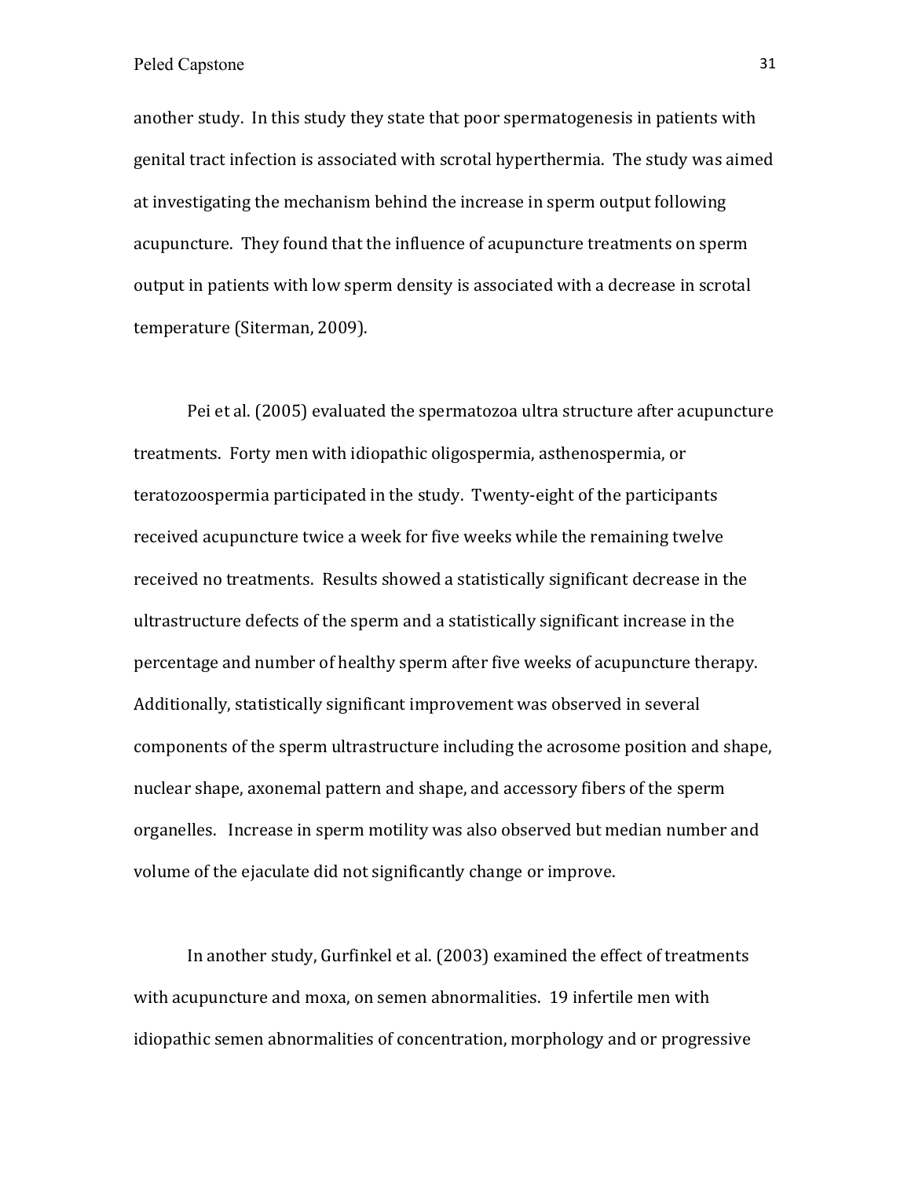another study. In this study they state that poor spermatogenesis in patients with genital tract infection is associated with scrotal hyperthermia. The study was aimed at investigating the mechanism behind the increase in sperm output following acupuncture. They found that the influence of acupuncture treatments on sperm output in patients with low sperm density is associated with a decrease in scrotal temperature (Siterman, 2009).

Pei et al. (2005) evaluated the spermatozoa ultra structure after acupuncture treatments. Forty men with idiopathic oligospermia, asthenospermia, or teratozoospermia participated in the study. Twenty-eight of the participants received acupuncture twice a week for five weeks while the remaining twelve received no treatments. Results showed a statistically significant decrease in the ultrastructure defects of the sperm and a statistically significant increase in the percentage and number of healthy sperm after five weeks of acupuncture therapy. Additionally, statistically significant improvement was observed in several components of the sperm ultrastructure including the acrosome position and shape, nuclear shape, axonemal pattern and shape, and accessory fibers of the sperm organelles. Increase in sperm motility was also observed but median number and volume of the ejaculate did not significantly change or improve.

In another study, Gurfinkel et al. (2003) examined the effect of treatments with acupuncture and moxa, on semen abnormalities. 19 infertile men with idiopathic semen abnormalities of concentration, morphology and or progressive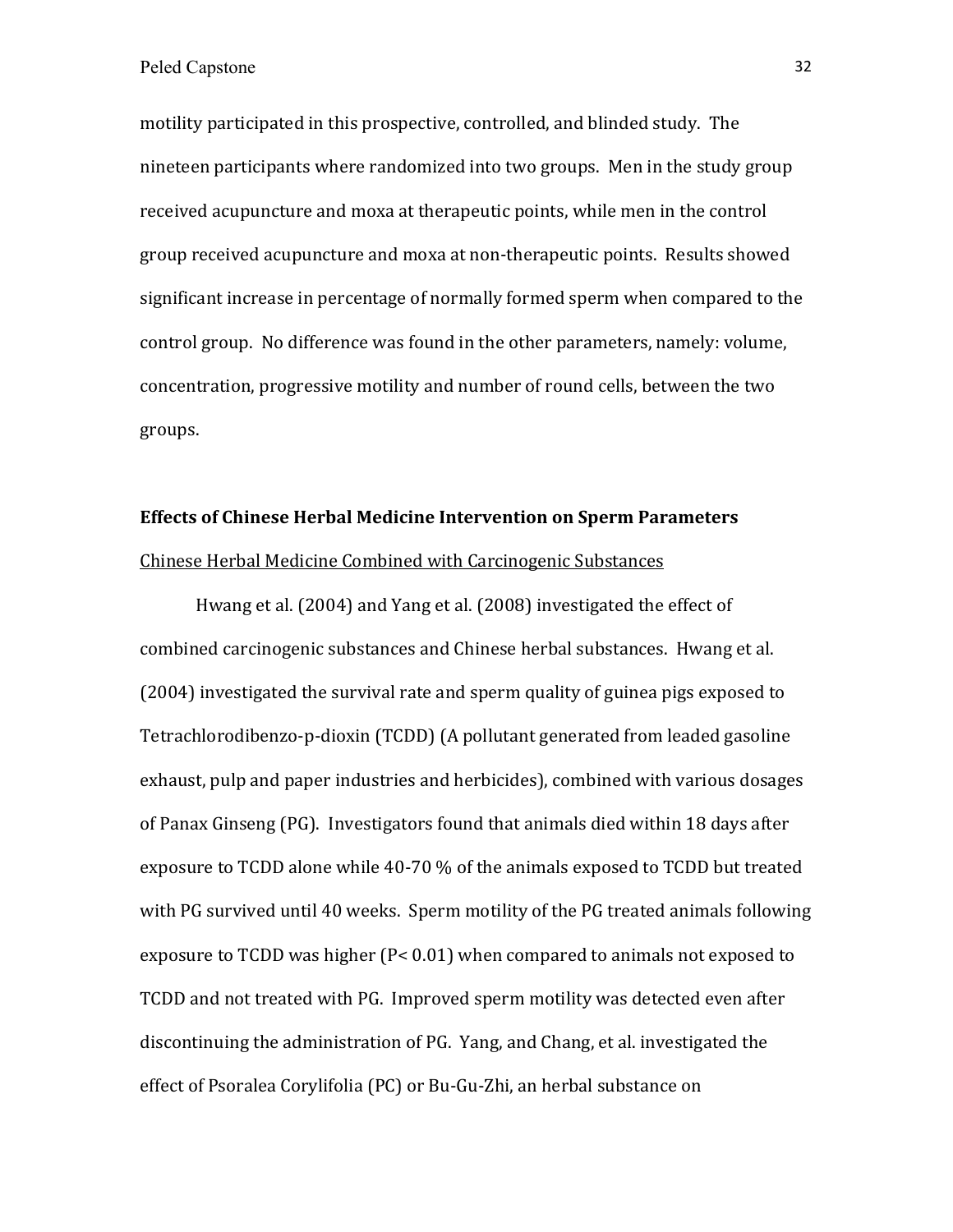motility participated in this prospective, controlled, and blinded study. The nineteen participants where randomized into two groups. Men in the study group received acupuncture and moxa at therapeutic points, while men in the control group received acupuncture and moxa at non-therapeutic points. Results showed significant increase in percentage of normally formed sperm when compared to the control group. No difference was found in the other parameters, namely: volume, concentration, progressive motility and number of round cells, between the two groups.

**Effects of Chinese Herbal Medicine Intervention on Sperm Parameters**

<u>Chinese Herbal Medicine Combined with Carcinogenic Substances</u>

Hwang et al. (2004) and Yang et al. (2008) investigated the effect of combined carcinogenic substances and Chinese herbal substances. Hwang et al. (2004) investigated the survival rate and sperm quality of guinea pigs exposed to Tetrachlorodibenzo-p-dioxin (TCDD) (A pollutant generated from leaded gasoline exhaust, pulp and paper industries and herbicides), combined with various dosages of Panax Ginseng (PG). Investigators found that animals died within 18 days after exposure to TCDD alone while 40-70 % of the animals exposed to TCDD but treated with PG survived until 40 weeks. Sperm motility of the PG treated animals following exposure to TCDD was higher ($P < 0.01$) when compared to animals not exposed to TCDD and not treated with PG. Improved sperm motility was detected even after discontinuing the administration of PG. Yang, and Chang, et al. investigated the effect of Psoralea Corylifolia (PC) or Bu-Gu-Zhi, an herbal substance on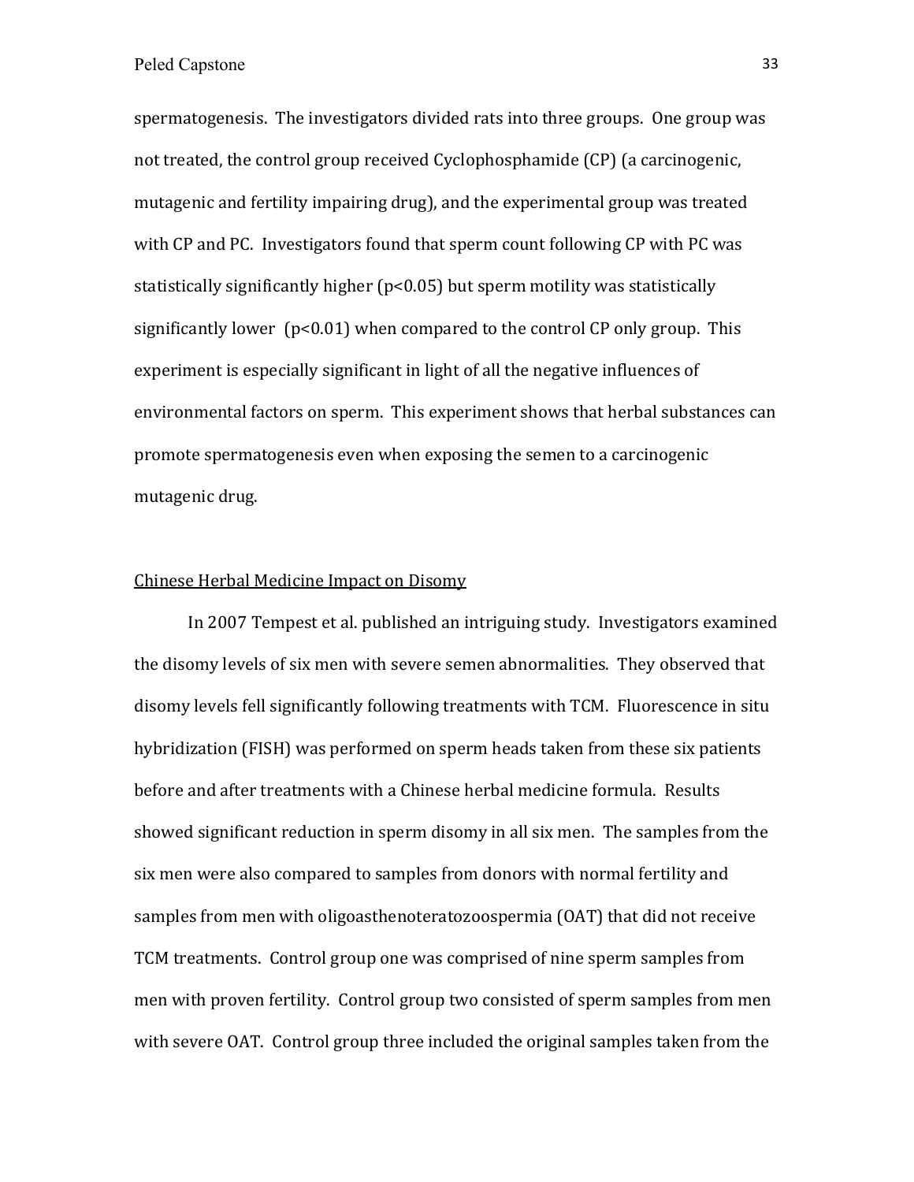spermatogenesis. The investigators divided rats into three groups. One group was not treated, the control group received Cyclophosphamide (CP) (a carcinogenic, mutagenic and fertility impairing drug), and the experimental group was treated with CP and PC. Investigators found that sperm count following CP with PC was statistically significantly higher ($p<0.05$) but sperm motility was statistically significantly lower ($p<0.01$) when compared to the control CP only group. This experiment is especially significant in light of all the negative influences of environmental factors on sperm. This experiment shows that herbal substances can promote spermatogenesis even when exposing the semen to a carcinogenic mutagenic drug.

<u>Chinese Herbal Medicine Impact on Disomy</u>

In 2007 Tempest et al. published an intriguing study. Investigators examined the disomy levels of six men with severe semen abnormalities. They observed that disomy levels fell significantly following treatments with TCM. Fluorescence in situ hybridization (FISH) was performed on sperm heads taken from these six patients before and after treatments with a Chinese herbal medicine formula. Results showed significant reduction in sperm disomy in all six men. The samples from the six men were also compared to samples from donors with normal fertility and samples from men with oligoasthenoteratozoospermia (OAT) that did not receive TCM treatments. Control group one was comprised of nine sperm samples from men with proven fertility. Control group two consisted of sperm samples from men with severe OAT. Control group three included the original samples taken from the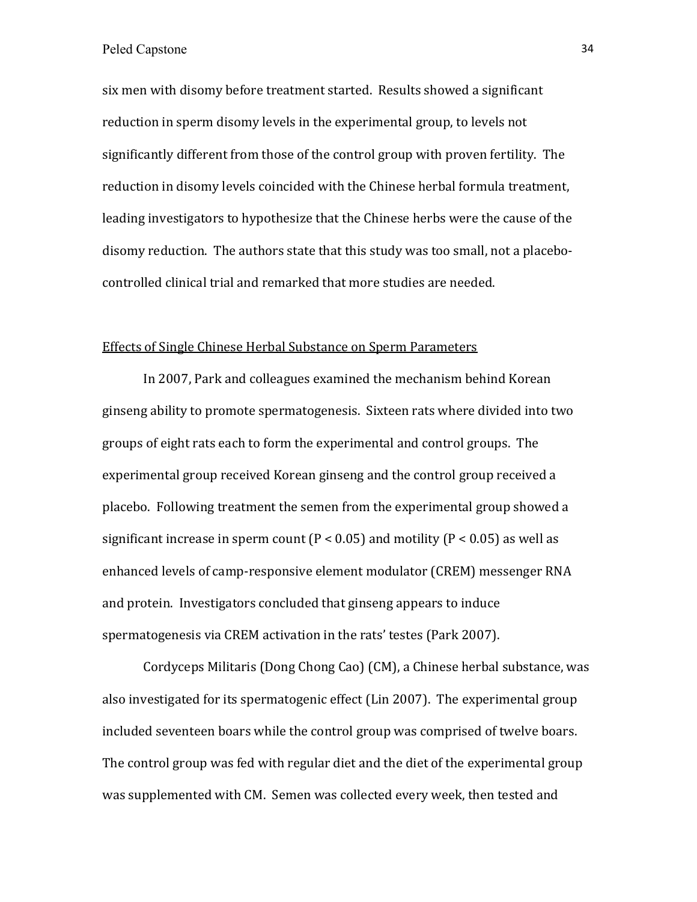six men with disomy before treatment started. Results showed a significant reduction in sperm disomy levels in the experimental group, to levels not significantly different from those of the control group with proven fertility. The reduction in disomy levels coincided with the Chinese herbal formula treatment, leading investigators to hypothesize that the Chinese herbs were the cause of the disomy reduction. The authors state that this study was too small, not a placebo-controlled clinical trial and remarked that more studies are needed.

<u>Effects of Single Chinese Herbal Substance on Sperm Parameters</u>

In 2007, Park and colleagues examined the mechanism behind Korean ginseng ability to promote spermatogenesis. Sixteen rats where divided into two groups of eight rats each to form the experimental and control groups. The experimental group received Korean ginseng and the control group received a placebo. Following treatment the semen from the experimental group showed a significant increase in sperm count ($P < 0.05$) and motility ($P < 0.05$) as well as enhanced levels of camp-responsive element modulator (CREM) messenger RNA and protein. Investigators concluded that ginseng appears to induce spermatogenesis via CREM activation in the rats' testes (Park 2007).

Cordyceps Militaris (Dong Chong Cao) (CM), a Chinese herbal substance, was also investigated for its spermatogenic effect (Lin 2007). The experimental group included seventeen boars while the control group was comprised of twelve boars. The control group was fed with regular diet and the diet of the experimental group was supplemented with CM. Semen was collected every week, then tested and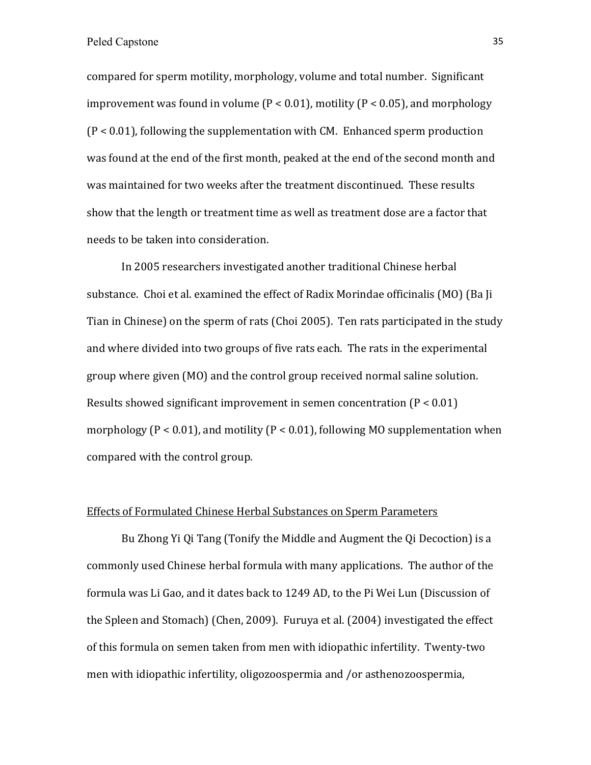compared for sperm motility, morphology, volume and total number. Significant improvement was found in volume ($P < 0.01$), motility ($P < 0.05$), and morphology ($P < 0.01$), following the supplementation with CM. Enhanced sperm production was found at the end of the first month, peaked at the end of the second month and was maintained for two weeks after the treatment discontinued. These results show that the length or treatment time as well as treatment dose are a factor that needs to be taken into consideration.

In 2005 researchers investigated another traditional Chinese herbal substance. Choi et al. examined the effect of Radix Morindae officinalis (MO) (Ba Ji Tian in Chinese) on the sperm of rats (Choi 2005). Ten rats participated in the study and where divided into two groups of five rats each. The rats in the experimental group where given (MO) and the control group received normal saline solution. Results showed significant improvement in semen concentration ($P < 0.01$) morphology ($P < 0.01$), and motility ($P < 0.01$), following MO supplementation when compared with the control group.

## Effects of Formulated Chinese Herbal Substances on Sperm Parameters

Bu Zhong Yi Qi Tang (Tonify the Middle and Augment the Qi Decoction) is a commonly used Chinese herbal formula with many applications. The author of the formula was Li Gao, and it dates back to 1249 AD, to the Pi Wei Lun (Discussion of the Spleen and Stomach) (Chen, 2009). Furuya et al. (2004) investigated the effect of this formula on semen taken from men with idiopathic infertility. Twenty-two men with idiopathic infertility, oligozoospermia and /or asthenozoospermia,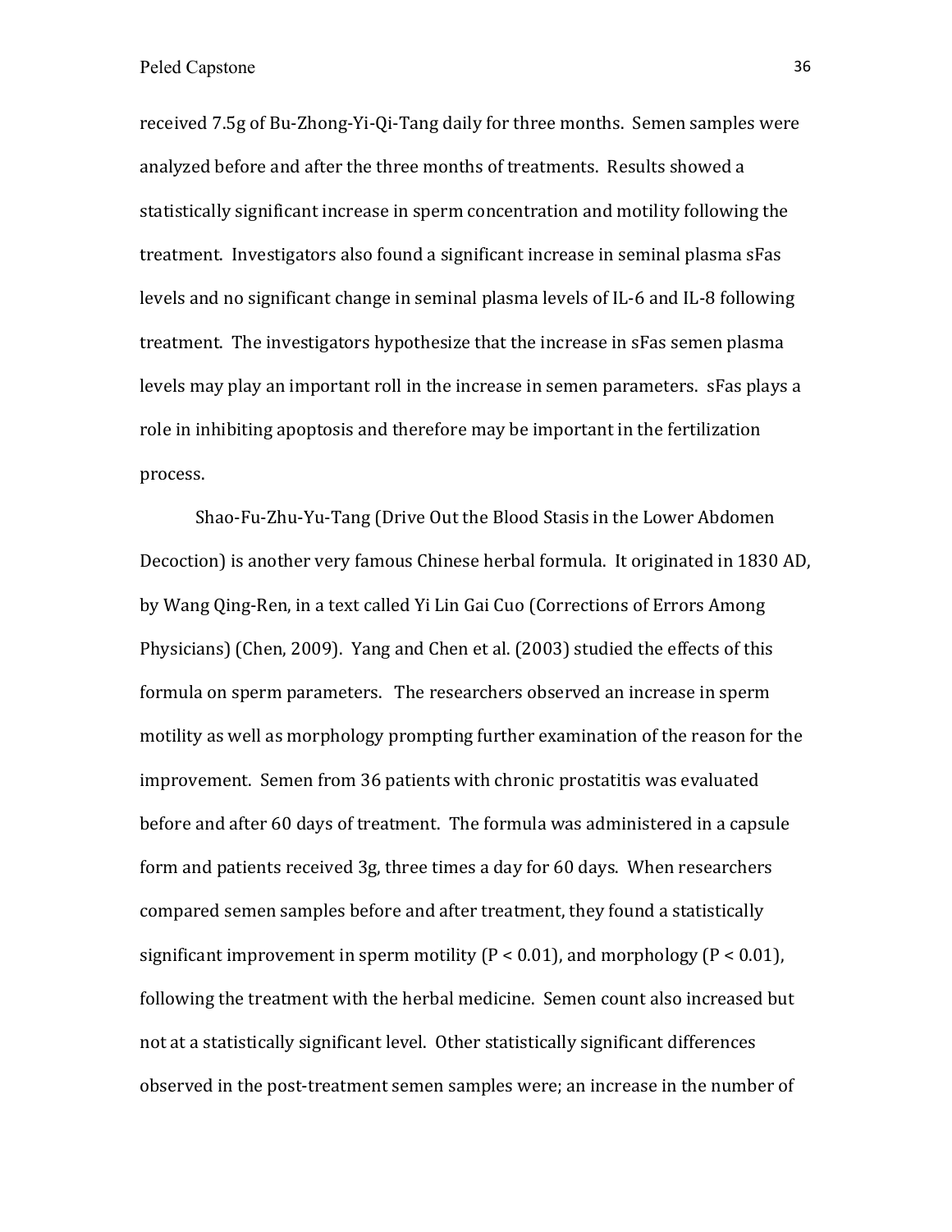received 7.5g of Bu-Zhong-Yi-Qi-Tang daily for three months. Semen samples were analyzed before and after the three months of treatments. Results showed a statistically significant increase in sperm concentration and motility following the treatment. Investigators also found a significant increase in seminal plasma sFas levels and no significant change in seminal plasma levels of IL-6 and IL-8 following treatment. The investigators hypothesize that the increase in sFas semen plasma levels may play an important roll in the increase in semen parameters. sFas plays a role in inhibiting apoptosis and therefore may be important in the fertilization process.

Shao-Fu-Zhu-Yu-Tang (Drive Out the Blood Stasis in the Lower Abdomen Decoction) is another very famous Chinese herbal formula. It originated in 1830 AD, by Wang Qing-Ren, in a text called Yi Lin Gai Cuo (Corrections of Errors Among Physicians) (Chen, 2009). Yang and Chen et al. (2003) studied the effects of this formula on sperm parameters. The researchers observed an increase in sperm motility as well as morphology prompting further examination of the reason for the improvement. Semen from 36 patients with chronic prostatitis was evaluated before and after 60 days of treatment. The formula was administered in a capsule form and patients received 3g, three times a day for 60 days. When researchers compared semen samples before and after treatment, they found a statistically significant improvement in sperm motility ($P < 0.01$), and morphology ($P < 0.01$), following the treatment with the herbal medicine. Semen count also increased but not at a statistically significant level. Other statistically significant differences observed in the post-treatment semen samples were; an increase in the number of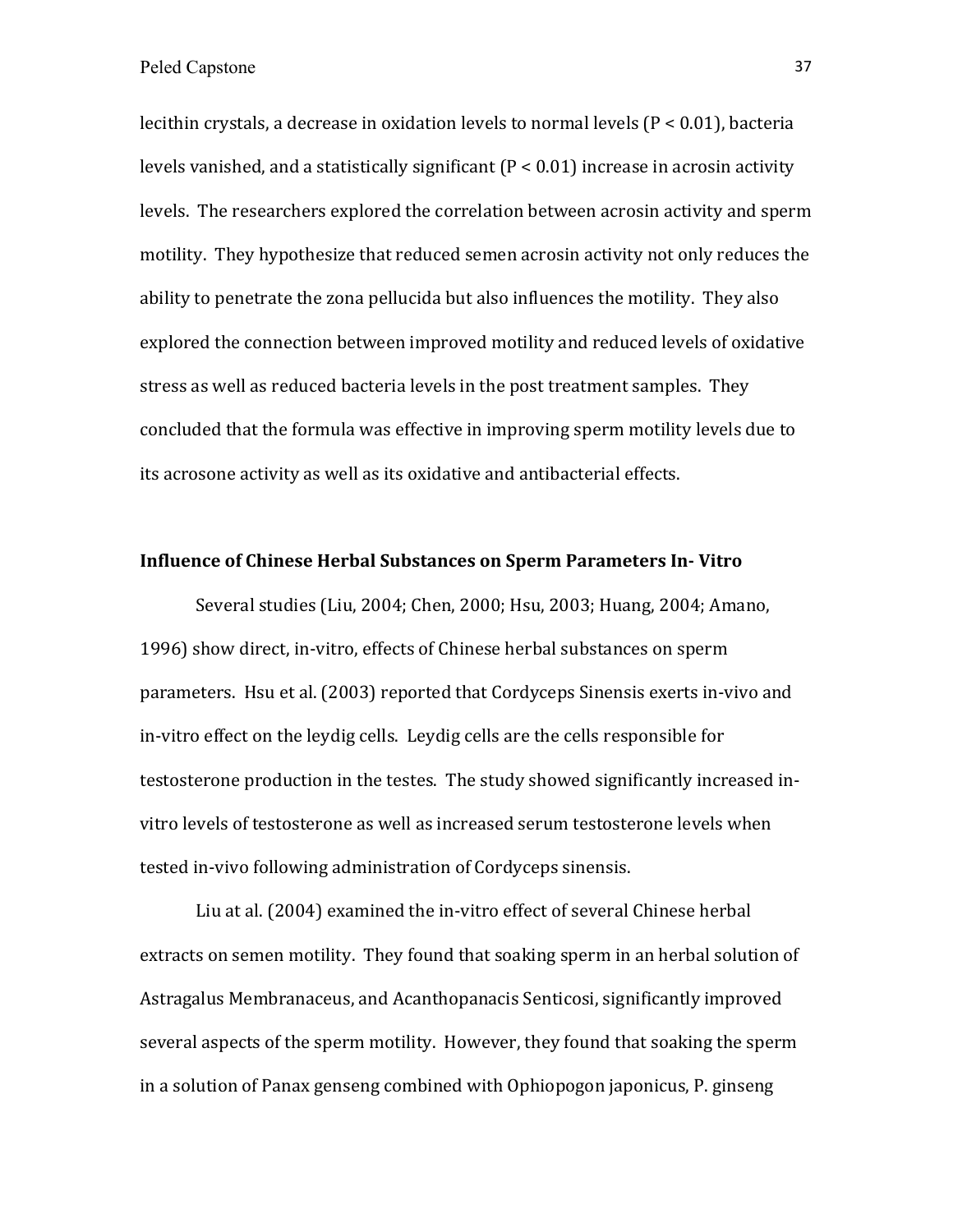lecithin crystals, a decrease in oxidation levels to normal levels ($P < 0.01$), bacteria levels vanished, and a statistically significant ($P < 0.01$) increase in acrosin activity levels. The researchers explored the correlation between acrosin activity and sperm motility. They hypothesize that reduced semen acrosin activity not only reduces the ability to penetrate the zona pellucida but also influences the motility. They also explored the connection between improved motility and reduced levels of oxidative stress as well as reduced bacteria levels in the post treatment samples. They concluded that the formula was effective in improving sperm motility levels due to its acrosone activity as well as its oxidative and antibacterial effects.

### Influence of Chinese Herbal Substances on Sperm Parameters In- Vitro

Several studies (Liu, 2004; Chen, 2000; Hsu, 2003; Huang, 2004; Amano, 1996) show direct, in-vitro, effects of Chinese herbal substances on sperm parameters. Hsu et al. (2003) reported that Cordyceps Sinensis exerts in-vivo and in-vitro effect on the leydig cells. Leydig cells are the cells responsible for testosterone production in the testes. The study showed significantly increased in-vitro levels of testosterone as well as increased serum testosterone levels when tested in-vivo following administration of Cordyceps sinensis.

Liu at al. (2004) examined the in-vitro effect of several Chinese herbal extracts on semen motility. They found that soaking sperm in an herbal solution of Astragalus Membranaceus, and Acanthopanacis Senticosi, significantly improved several aspects of the sperm motility. However, they found that soaking the sperm in a solution of Panax genseng combined with Ophiopogon japonicus, P. ginseng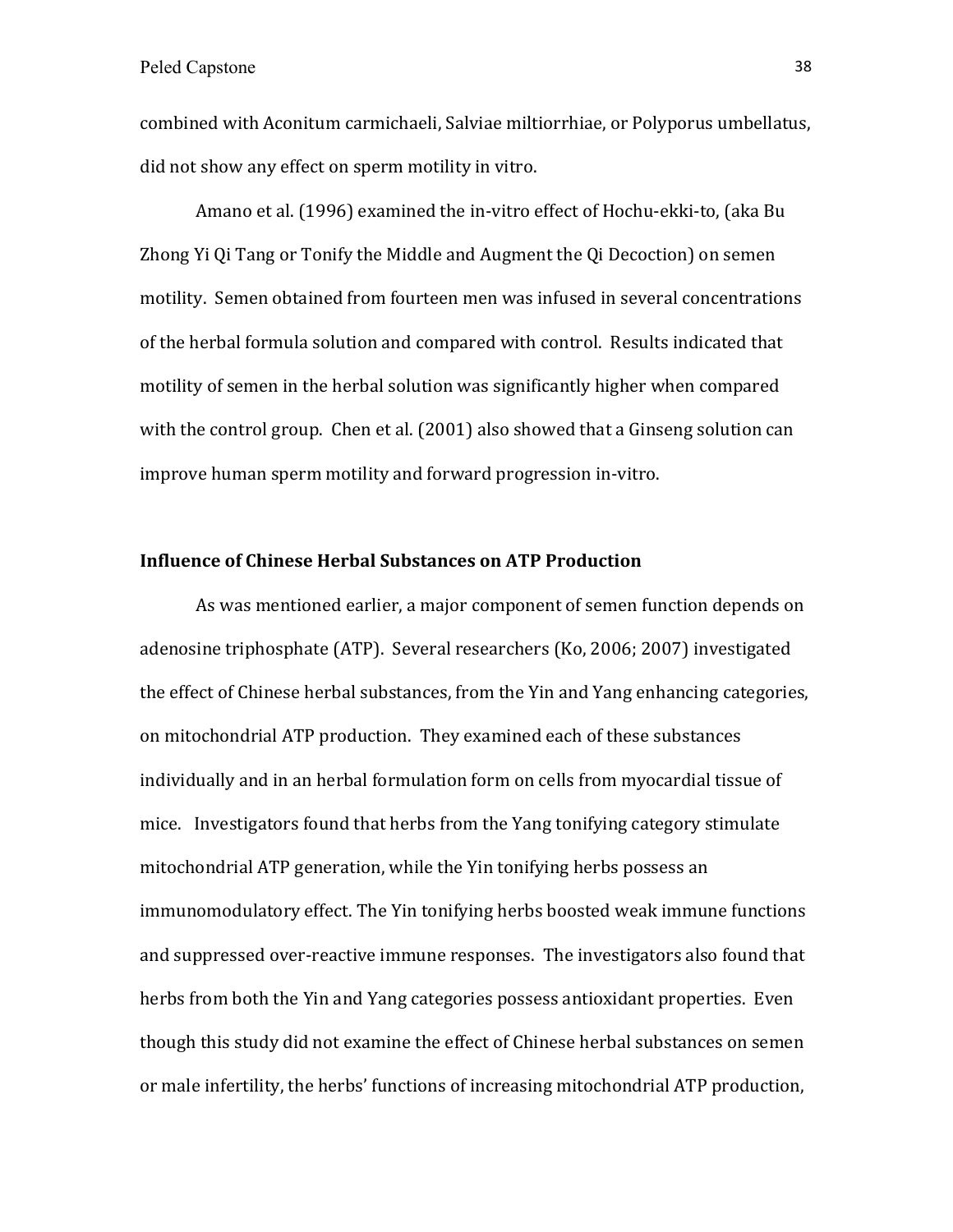combined with Aconitum carmichaeli, Salviae miltiorrhiae, or Polyporus umbellatus, did not show any effect on sperm motility in vitro.

Amano et al. (1996) examined the in-vitro effect of Hochu-ekki-to, (aka Bu Zhong Yi Qi Tang or Tonify the Middle and Augment the Qi Decoction) on semen motility. Semen obtained from fourteen men was infused in several concentrations of the herbal formula solution and compared with control. Results indicated that motility of semen in the herbal solution was significantly higher when compared with the control group. Chen et al. (2001) also showed that a Ginseng solution can improve human sperm motility and forward progression in-vitro.

## Influence of Chinese Herbal Substances on ATP Production

As was mentioned earlier, a major component of semen function depends on adenosine triphosphate (ATP). Several researchers (Ko, 2006; 2007) investigated the effect of Chinese herbal substances, from the Yin and Yang enhancing categories, on mitochondrial ATP production. They examined each of these substances individually and in an herbal formulation form on cells from myocardial tissue of mice. Investigators found that herbs from the Yang tonifying category stimulate mitochondrial ATP generation, while the Yin tonifying herbs possess an immunomodulatory effect. The Yin tonifying herbs boosted weak immune functions and suppressed over-reactive immune responses. The investigators also found that herbs from both the Yin and Yang categories possess antioxidant properties. Even though this study did not examine the effect of Chinese herbal substances on semen or male infertility, the herbs' functions of increasing mitochondrial ATP production,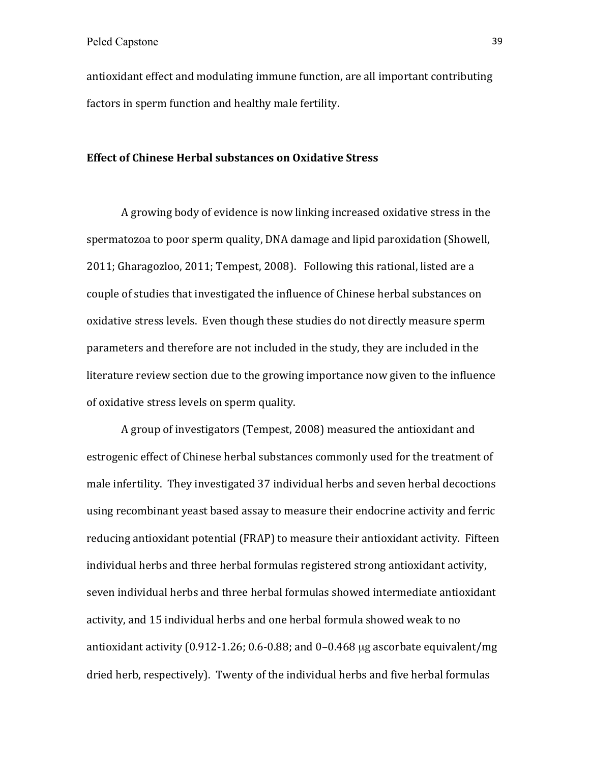antioxidant effect and modulating immune function, are all important contributing factors in sperm function and healthy male fertility.

**Effect of Chinese Herbal substances on Oxidative Stress**

A growing body of evidence is now linking increased oxidative stress in the spermatozoa to poor sperm quality, DNA damage and lipid paroxidation (Showell, 2011; Gharagozloo, 2011; Tempest, 2008). Following this rational, listed are a couple of studies that investigated the influence of Chinese herbal substances on oxidative stress levels. Even though these studies do not directly measure sperm parameters and therefore are not included in the study, they are included in the literature review section due to the growing importance now given to the influence of oxidative stress levels on sperm quality.

A group of investigators (Tempest, 2008) measured the antioxidant and estrogenic effect of Chinese herbal substances commonly used for the treatment of male infertility. They investigated 37 individual herbs and seven herbal decoctions using recombinant yeast based assay to measure their endocrine activity and ferric reducing antioxidant potential (FRAP) to measure their antioxidant activity. Fifteen individual herbs and three herbal formulas registered strong antioxidant activity, seven individual herbs and three herbal formulas showed intermediate antioxidant activity, and 15 individual herbs and one herbal formula showed weak to no antioxidant activity (0.912-1.26; 0.6-0.88; and 0–0.468 μg ascorbate equivalent/mg dried herb, respectively). Twenty of the individual herbs and five herbal formulas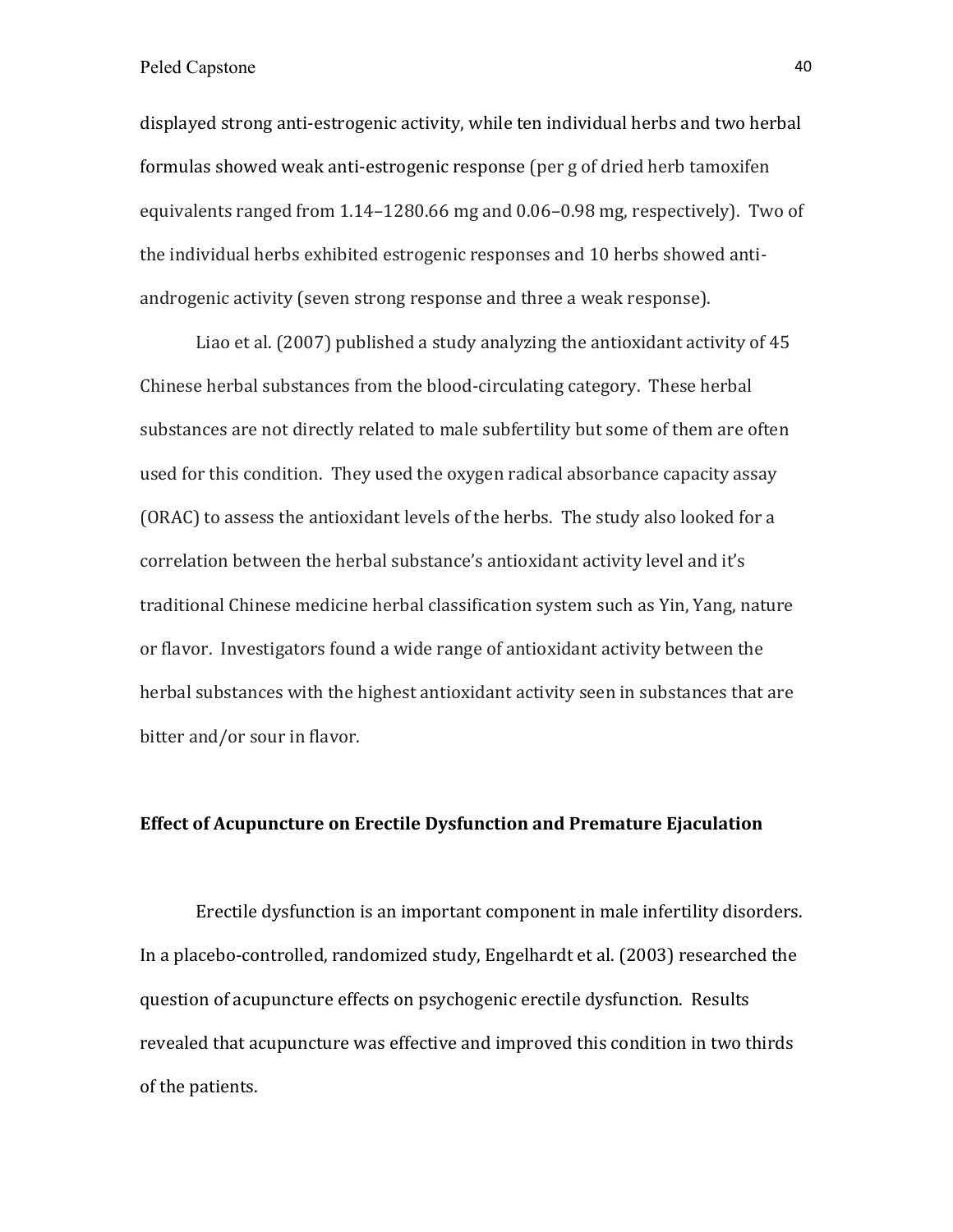displayed strong anti-estrogenic activity, while ten individual herbs and two herbal formulas showed weak anti-estrogenic response (per g of dried herb tamoxifen equivalents ranged from 1.14–1280.66 mg and 0.06–0.98 mg, respectively). Two of the individual herbs exhibited estrogenic responses and 10 herbs showed anti-androgenic activity (seven strong response and three a weak response).

Liao et al. (2007) published a study analyzing the antioxidant activity of 45 Chinese herbal substances from the blood-circulating category. These herbal substances are not directly related to male subfertility but some of them are often used for this condition. They used the oxygen radical absorbance capacity assay (ORAC) to assess the antioxidant levels of the herbs. The study also looked for a correlation between the herbal substance's antioxidant activity level and it's traditional Chinese medicine herbal classification system such as Yin, Yang, nature or flavor. Investigators found a wide range of antioxidant activity between the herbal substances with the highest antioxidant activity seen in substances that are bitter and/or sour in flavor.

**Effect of Acupuncture on Erectile Dysfunction and Premature Ejaculation**

Erectile dysfunction is an important component in male infertility disorders. In a placebo-controlled, randomized study, Engelhardt et al. (2003) researched the question of acupuncture effects on psychogenic erectile dysfunction. Results revealed that acupuncture was effective and improved this condition in two thirds of the patients.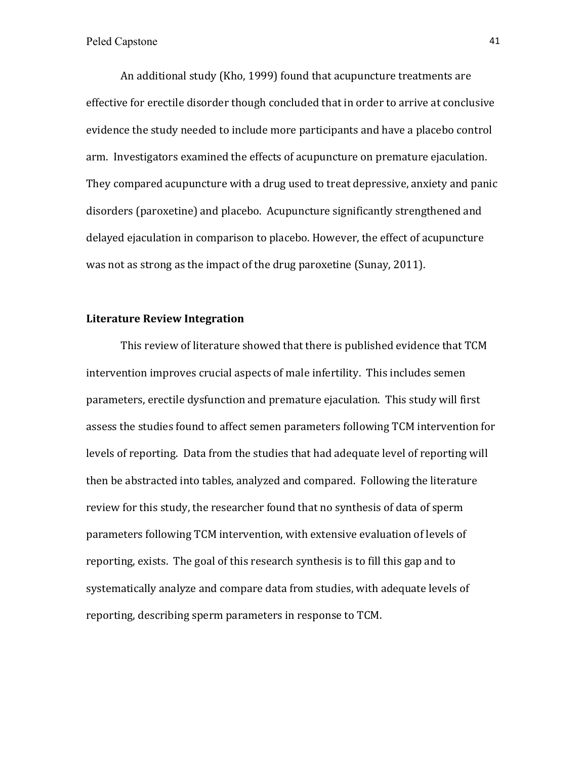An additional study (Kho, 1999) found that acupuncture treatments are effective for erectile disorder though concluded that in order to arrive at conclusive evidence the study needed to include more participants and have a placebo control arm. Investigators examined the effects of acupuncture on premature ejaculation. They compared acupuncture with a drug used to treat depressive, anxiety and panic disorders (paroxetine) and placebo. Acupuncture significantly strengthened and delayed ejaculation in comparison to placebo. However, the effect of acupuncture was not as strong as the impact of the drug paroxetine (Sunay, 2011).

**Literature Review Integration**

This review of literature showed that there is published evidence that TCM intervention improves crucial aspects of male infertility. This includes semen parameters, erectile dysfunction and premature ejaculation. This study will first assess the studies found to affect semen parameters following TCM intervention for levels of reporting. Data from the studies that had adequate level of reporting will then be abstracted into tables, analyzed and compared. Following the literature review for this study, the researcher found that no synthesis of data of sperm parameters following TCM intervention, with extensive evaluation of levels of reporting, exists. The goal of this research synthesis is to fill this gap and to systematically analyze and compare data from studies, with adequate levels of reporting, describing sperm parameters in response to TCM.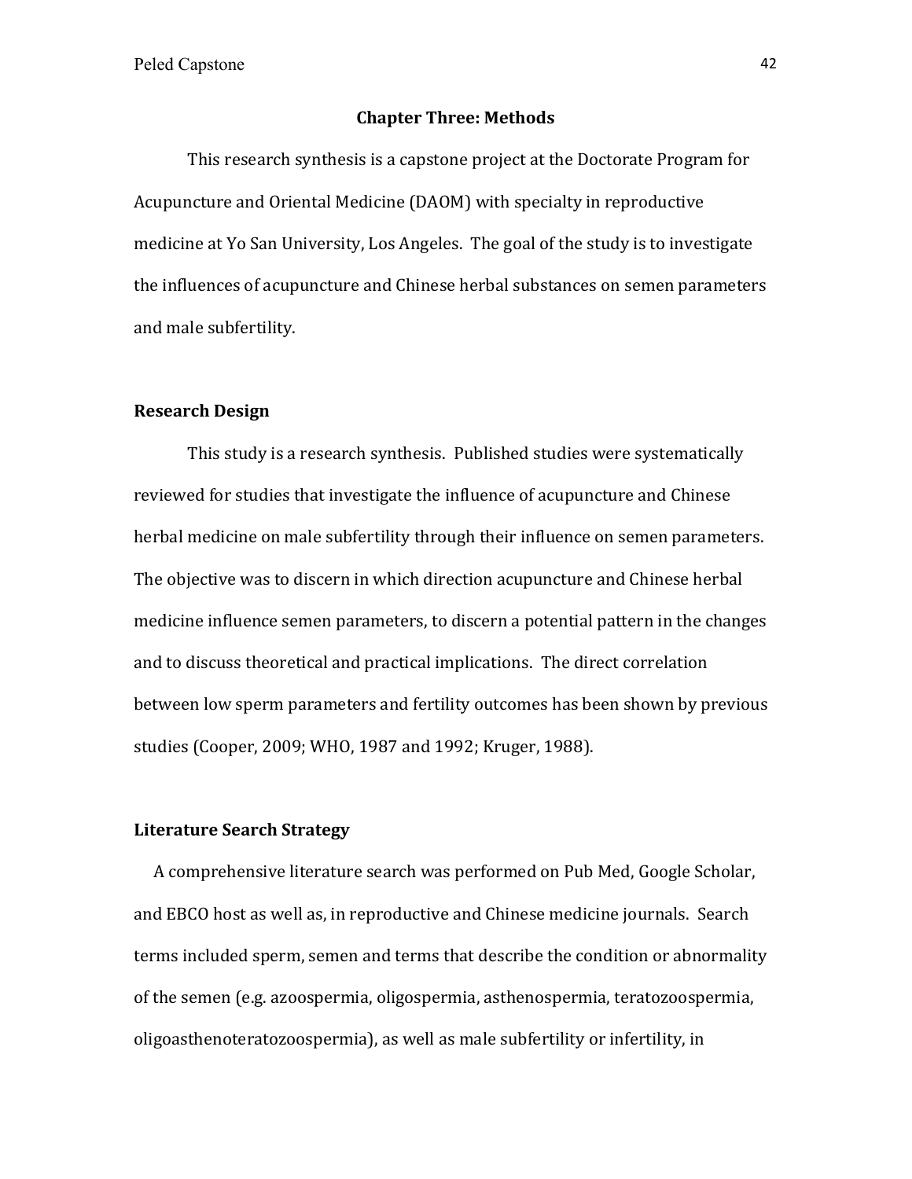## Chapter Three: Methods

This research synthesis is a capstone project at the Doctorate Program for Acupuncture and Oriental Medicine (DAOM) with specialty in reproductive medicine at Yo San University, Los Angeles. The goal of the study is to investigate the influences of acupuncture and Chinese herbal substances on semen parameters and male subfertility.

### Research Design

This study is a research synthesis. Published studies were systematically reviewed for studies that investigate the influence of acupuncture and Chinese herbal medicine on male subfertility through their influence on semen parameters. The objective was to discern in which direction acupuncture and Chinese herbal medicine influence semen parameters, to discern a potential pattern in the changes and to discuss theoretical and practical implications. The direct correlation between low sperm parameters and fertility outcomes has been shown by previous studies (Cooper, 2009; WHO, 1987 and 1992; Kruger, 1988).

### Literature Search Strategy

A comprehensive literature search was performed on Pub Med, Google Scholar, and EBCO host as well as, in reproductive and Chinese medicine journals. Search terms included sperm, semen and terms that describe the condition or abnormality of the semen (e.g. azoospermia, oligospermia, asthenospermia, teratozoospermia, oligoasthenoteratozoospermia), as well as male subfertility or infertility, in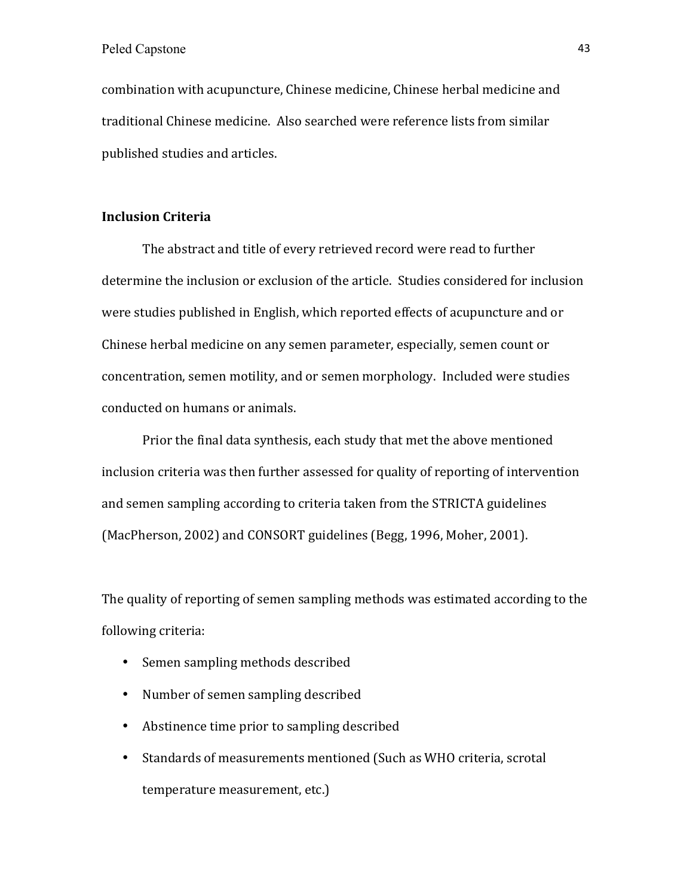combination with acupuncture, Chinese medicine, Chinese herbal medicine and traditional Chinese medicine. Also searched were reference lists from similar published studies and articles.

**Inclusion Criteria**

The abstract and title of every retrieved record were read to further determine the inclusion or exclusion of the article. Studies considered for inclusion were studies published in English, which reported effects of acupuncture and or Chinese herbal medicine on any semen parameter, especially, semen count or concentration, semen motility, and or semen morphology. Included were studies conducted on humans or animals.

Prior the final data synthesis, each study that met the above mentioned inclusion criteria was then further assessed for quality of reporting of intervention and semen sampling according to criteria taken from the STRICTA guidelines (MacPherson, 2002) and CONSORT guidelines (Begg, 1996, Moher, 2001).

The quality of reporting of semen sampling methods was estimated according to the following criteria:

- Semen sampling methods described
- Number of semen sampling described
- Abstinence time prior to sampling described
- Standards of measurements mentioned (Such as WHO criteria, scrotal temperature measurement, etc.)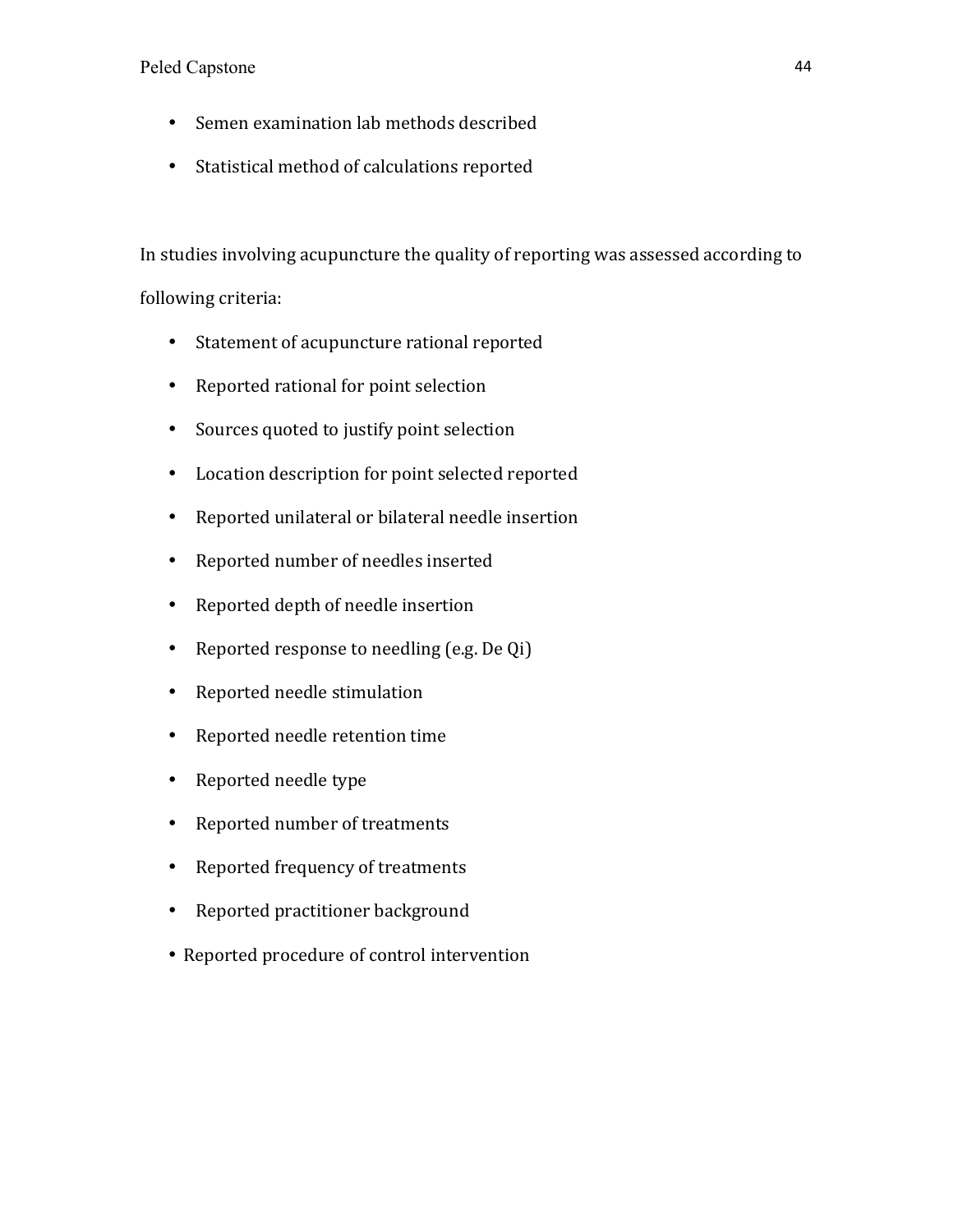- Semen examination lab methods described
- Statistical method of calculations reported

In studies involving acupuncture the quality of reporting was assessed according to following criteria:

- Statement of acupuncture rational reported
- Reported rational for point selection
- Sources quoted to justify point selection
- Location description for point selected reported
- Reported unilateral or bilateral needle insertion
- Reported number of needles inserted
- Reported depth of needle insertion
- Reported response to needling (e.g. De Qi)
- Reported needle stimulation
- Reported needle retention time
- Reported needle type
- Reported number of treatments
- Reported frequency of treatments
- Reported practitioner background
- Reported procedure of control intervention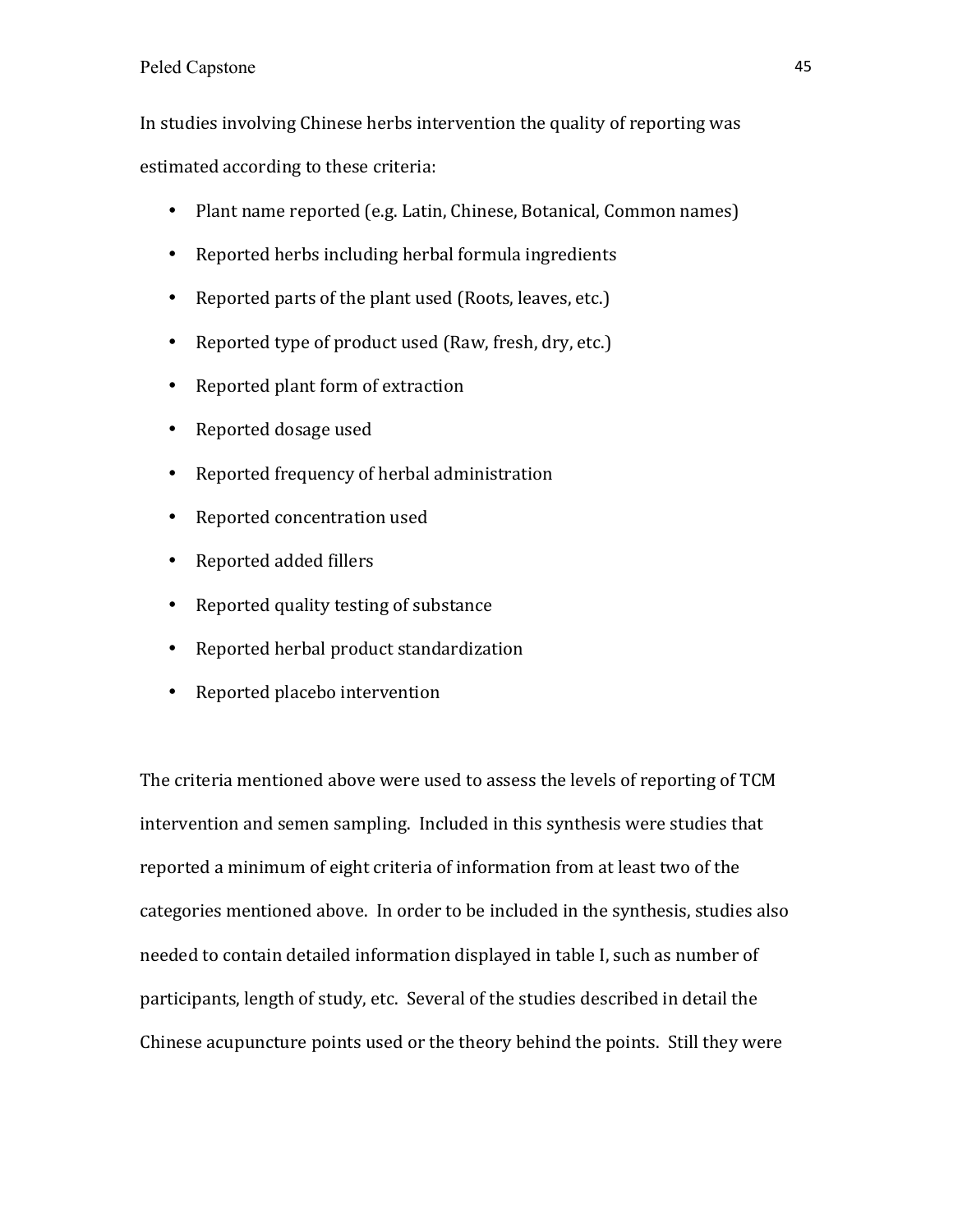In studies involving Chinese herbs intervention the quality of reporting was estimated according to these criteria:

- Plant name reported (e.g. Latin, Chinese, Botanical, Common names)
- Reported herbs including herbal formula ingredients
- Reported parts of the plant used (Roots, leaves, etc.)
- Reported type of product used (Raw, fresh, dry, etc.)
- Reported plant form of extraction
- Reported dosage used
- Reported frequency of herbal administration
- Reported concentration used
- Reported added fillers
- Reported quality testing of substance
- Reported herbal product standardization
- Reported placebo intervention

The criteria mentioned above were used to assess the levels of reporting of TCM intervention and semen sampling. Included in this synthesis were studies that reported a minimum of eight criteria of information from at least two of the categories mentioned above. In order to be included in the synthesis, studies also needed to contain detailed information displayed in table I, such as number of participants, length of study, etc. Several of the studies described in detail the Chinese acupuncture points used or the theory behind the points. Still they were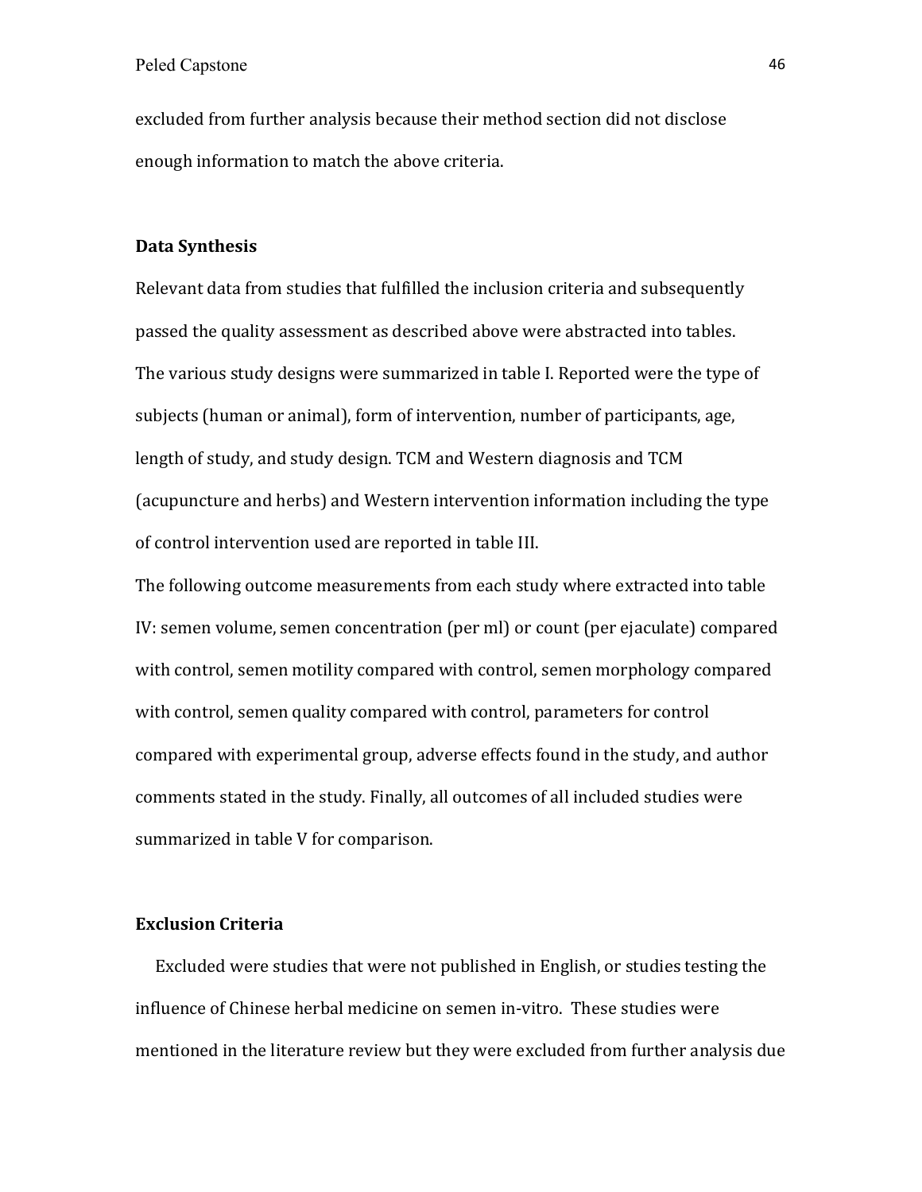excluded from further analysis because their method section did not disclose enough information to match the above criteria.

**Data Synthesis**

Relevant data from studies that fulfilled the inclusion criteria and subsequently passed the quality assessment as described above were abstracted into tables. The various study designs were summarized in table I. Reported were the type of subjects (human or animal), form of intervention, number of participants, age, length of study, and study design. TCM and Western diagnosis and TCM (acupuncture and herbs) and Western intervention information including the type of control intervention used are reported in table III.

The following outcome measurements from each study where extracted into table IV: semen volume, semen concentration (per ml) or count (per ejaculate) compared with control, semen motility compared with control, semen morphology compared with control, semen quality compared with control, parameters for control compared with experimental group, adverse effects found in the study, and author comments stated in the study. Finally, all outcomes of all included studies were summarized in table V for comparison.

**Exclusion Criteria**

Excluded were studies that were not published in English, or studies testing the influence of Chinese herbal medicine on semen in-vitro. These studies were mentioned in the literature review but they were excluded from further analysis due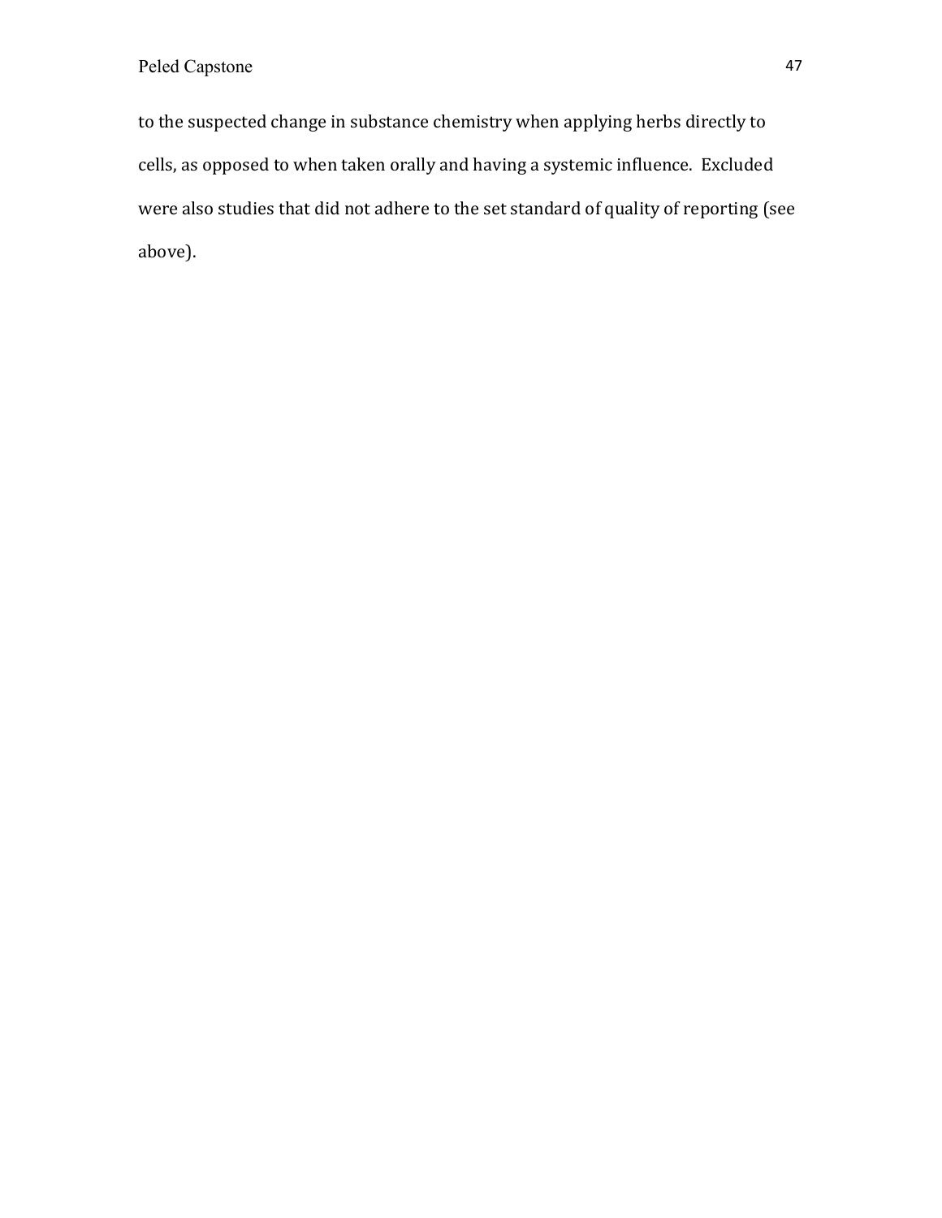to the suspected change in substance chemistry when applying herbs directly to cells, as opposed to when taken orally and having a systemic influence. Excluded were also studies that did not adhere to the set standard of quality of reporting (see above).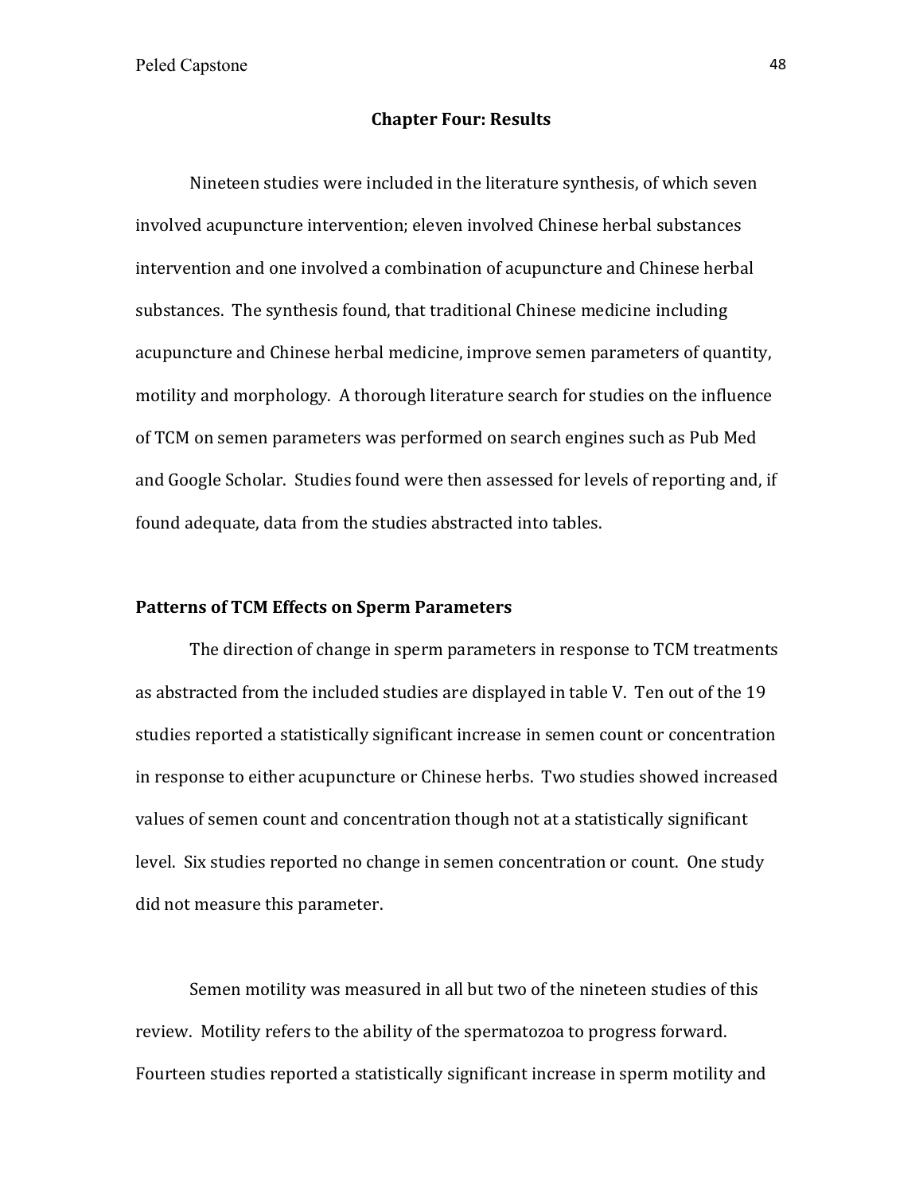## Chapter Four: Results

Nineteen studies were included in the literature synthesis, of which seven involved acupuncture intervention; eleven involved Chinese herbal substances intervention and one involved a combination of acupuncture and Chinese herbal substances. The synthesis found, that traditional Chinese medicine including acupuncture and Chinese herbal medicine, improve semen parameters of quantity, motility and morphology. A thorough literature search for studies on the influence of TCM on semen parameters was performed on search engines such as Pub Med and Google Scholar. Studies found were then assessed for levels of reporting and, if found adequate, data from the studies abstracted into tables.

### Patterns of TCM Effects on Sperm Parameters

The direction of change in sperm parameters in response to TCM treatments as abstracted from the included studies are displayed in table V. Ten out of the 19 studies reported a statistically significant increase in semen count or concentration in response to either acupuncture or Chinese herbs. Two studies showed increased values of semen count and concentration though not at a statistically significant level. Six studies reported no change in semen concentration or count. One study did not measure this parameter.

Semen motility was measured in all but two of the nineteen studies of this review. Motility refers to the ability of the spermatozoa to progress forward. Fourteen studies reported a statistically significant increase in sperm motility and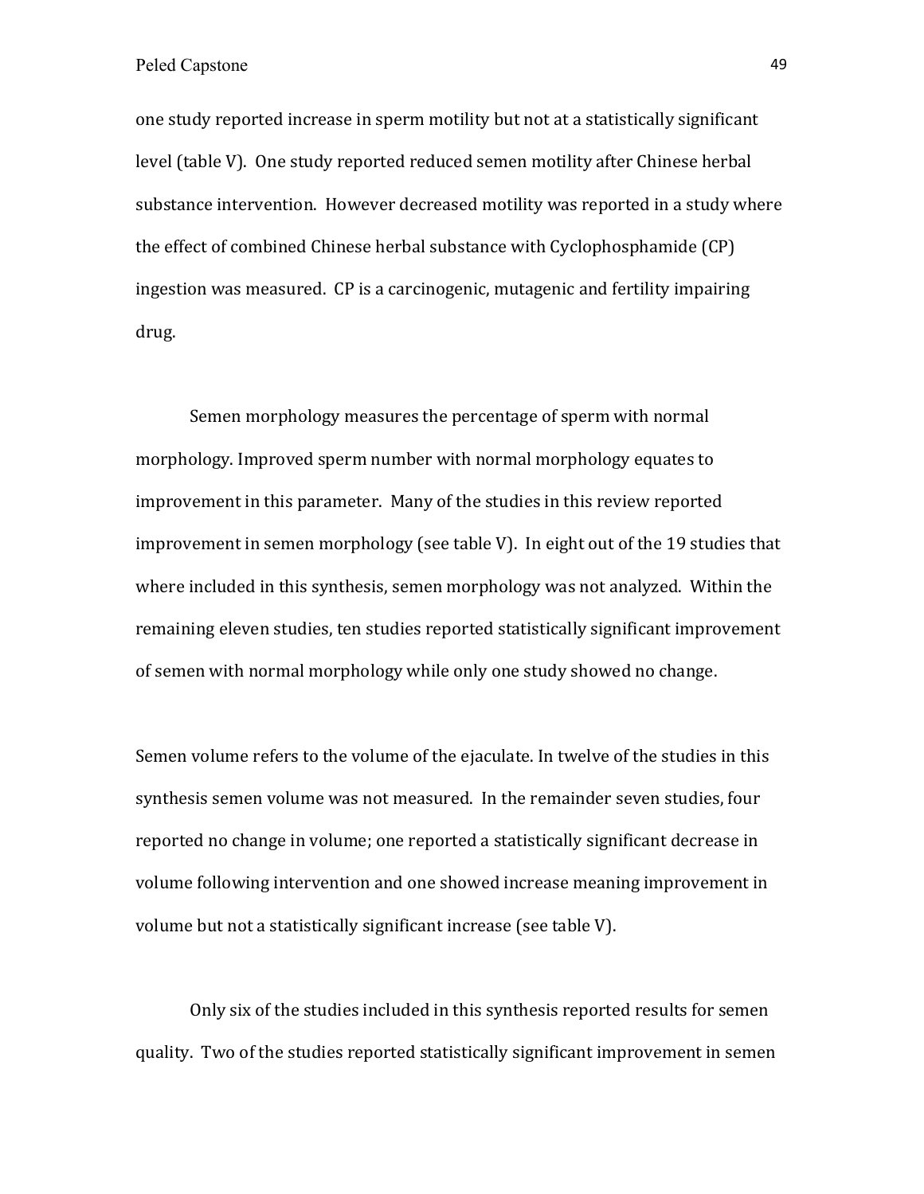one study reported increase in sperm motility but not at a statistically significant level (table V). One study reported reduced semen motility after Chinese herbal substance intervention. However decreased motility was reported in a study where the effect of combined Chinese herbal substance with Cyclophosphamide (CP) ingestion was measured. CP is a carcinogenic, mutagenic and fertility impairing drug.

Semen morphology measures the percentage of sperm with normal morphology. Improved sperm number with normal morphology equates to improvement in this parameter. Many of the studies in this review reported improvement in semen morphology (see table V). In eight out of the 19 studies that where included in this synthesis, semen morphology was not analyzed. Within the remaining eleven studies, ten studies reported statistically significant improvement of semen with normal morphology while only one study showed no change.

Semen volume refers to the volume of the ejaculate. In twelve of the studies in this synthesis semen volume was not measured. In the remainder seven studies, four reported no change in volume; one reported a statistically significant decrease in volume following intervention and one showed increase meaning improvement in volume but not a statistically significant increase (see table V).

Only six of the studies included in this synthesis reported results for semen quality. Two of the studies reported statistically significant improvement in semen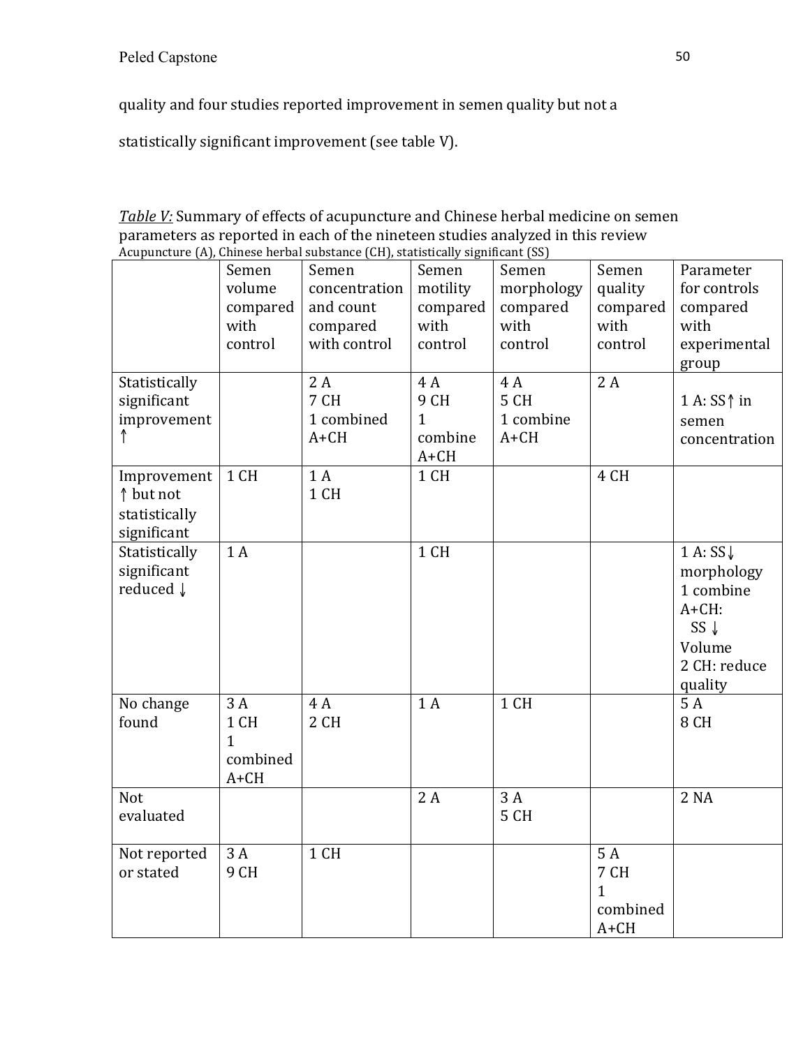quality and four studies reported improvement in semen quality but not a statistically significant improvement (see table V).

*Table V:* Summary of effects of acupuncture and Chinese herbal medicine on semen parameters as reported in each of the nineteen studies analyzed in this review

Acupuncture (A), Chinese herbal substance (CH), statistically significant (SS)

| | Semen volume compared with control | Semen concentration and count compared with control | Semen motility compared with control | Semen morphology compared with control | Semen quality compared with control | Parameter for controls compared with experimental group |
|---|---|---|---|---|---|---|
| Statistically significant improvement ↑ | | 2 A<br>7 CH<br>1 combined A+CH | 4 A<br>9 CH<br>1 combine A+CH | 4 A<br>5 CH<br>1 combine A+CH | 2 A | 1 A: SS↑ in semen concentration |
| Improvement ↑ but not statistically significant | 1 CH | 1 A<br>1 CH | 1 CH | | 4 CH | |
| Statistically significant reduced ↓ | 1 A | | 1 CH | | | 1 A: SS↓ morphology<br>1 combine A+CH: SS ↓ Volume<br>2 CH: reduce quality |
| No change found | 3 A<br>1 CH<br>1 combined A+CH | 4 A<br>2 CH | 1 A | 1 CH | | 5 A<br>8 CH |
| Not evaluated | | | 2 A | 3 A<br>5 CH | | 2 NA |
| Not reported or stated | 3 A<br>9 CH | 1 CH | | | 5 A<br>7 CH<br>1 combined A+CH | |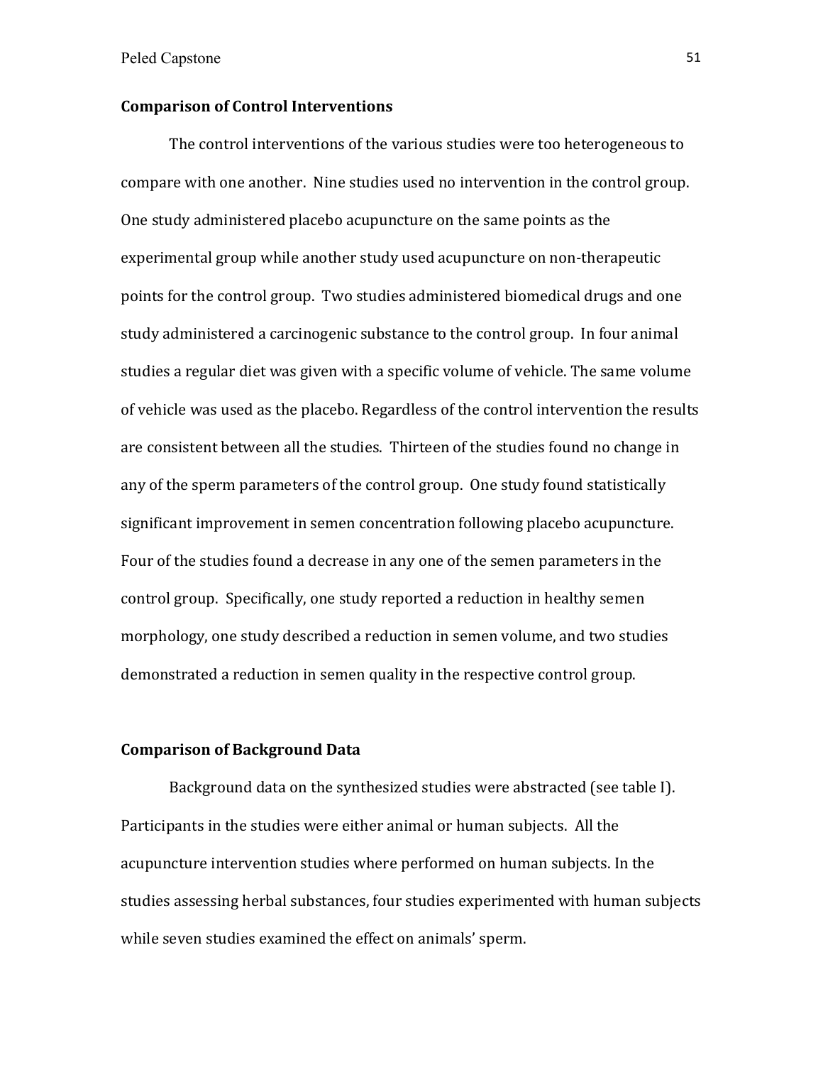**Comparison of Control Interventions**

The control interventions of the various studies were too heterogeneous to compare with one another. Nine studies used no intervention in the control group. One study administered placebo acupuncture on the same points as the experimental group while another study used acupuncture on non-therapeutic points for the control group. Two studies administered biomedical drugs and one study administered a carcinogenic substance to the control group. In four animal studies a regular diet was given with a specific volume of vehicle. The same volume of vehicle was used as the placebo. Regardless of the control intervention the results are consistent between all the studies. Thirteen of the studies found no change in any of the sperm parameters of the control group. One study found statistically significant improvement in semen concentration following placebo acupuncture. Four of the studies found a decrease in any one of the semen parameters in the control group. Specifically, one study reported a reduction in healthy semen morphology, one study described a reduction in semen volume, and two studies demonstrated a reduction in semen quality in the respective control group.

**Comparison of Background Data**

Background data on the synthesized studies were abstracted (see table I). Participants in the studies were either animal or human subjects. All the acupuncture intervention studies where performed on human subjects. In the studies assessing herbal substances, four studies experimented with human subjects while seven studies examined the effect on animals' sperm.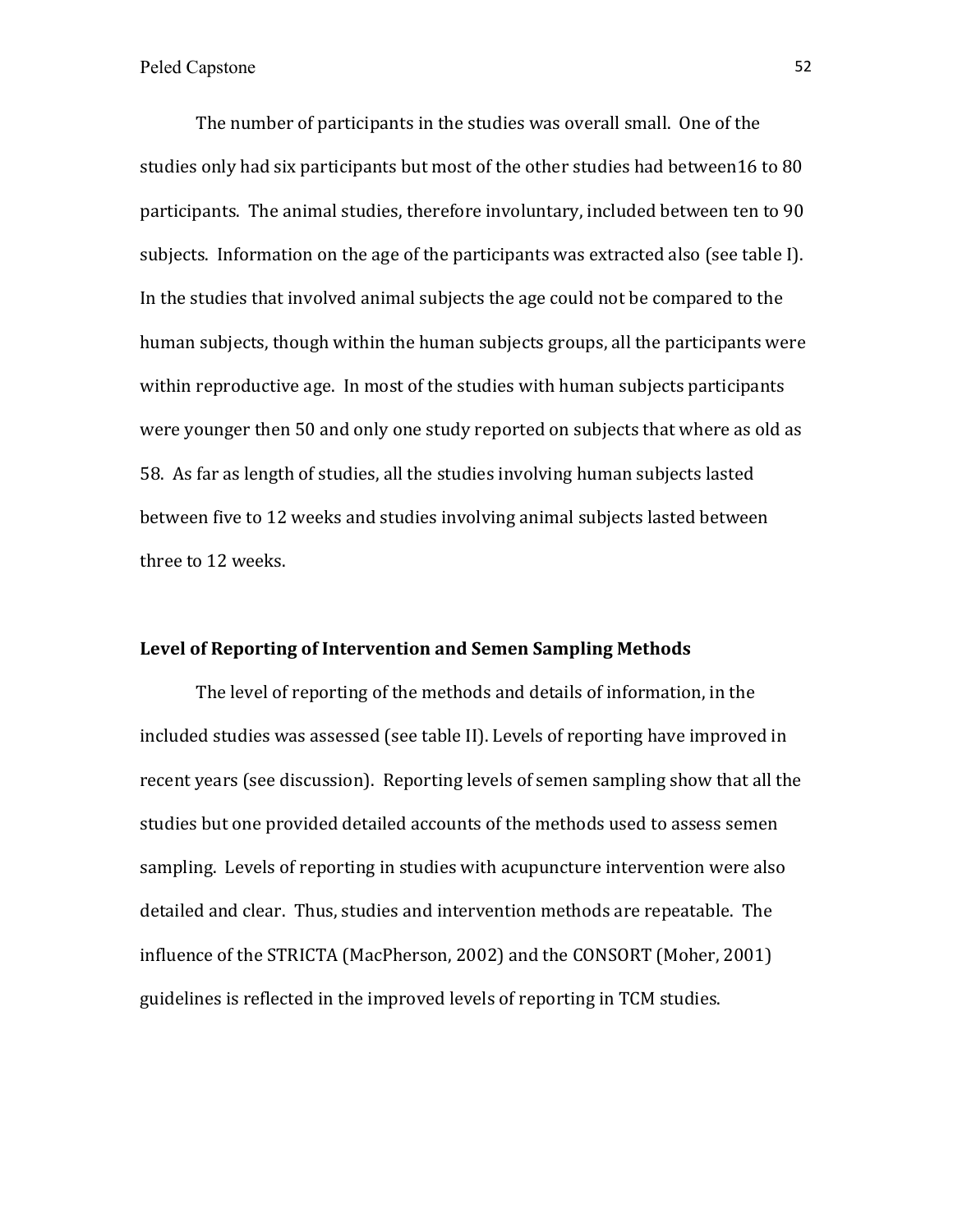The number of participants in the studies was overall small. One of the studies only had six participants but most of the other studies had between16 to 80 participants. The animal studies, therefore involuntary, included between ten to 90 subjects. Information on the age of the participants was extracted also (see table I). In the studies that involved animal subjects the age could not be compared to the human subjects, though within the human subjects groups, all the participants were within reproductive age. In most of the studies with human subjects participants were younger then 50 and only one study reported on subjects that where as old as 58. As far as length of studies, all the studies involving human subjects lasted between five to 12 weeks and studies involving animal subjects lasted between three to 12 weeks.

**Level of Reporting of Intervention and Semen Sampling Methods**

The level of reporting of the methods and details of information, in the included studies was assessed (see table II). Levels of reporting have improved in recent years (see discussion). Reporting levels of semen sampling show that all the studies but one provided detailed accounts of the methods used to assess semen sampling. Levels of reporting in studies with acupuncture intervention were also detailed and clear. Thus, studies and intervention methods are repeatable. The influence of the STRICTA (MacPherson, 2002) and the CONSORT (Moher, 2001) guidelines is reflected in the improved levels of reporting in TCM studies.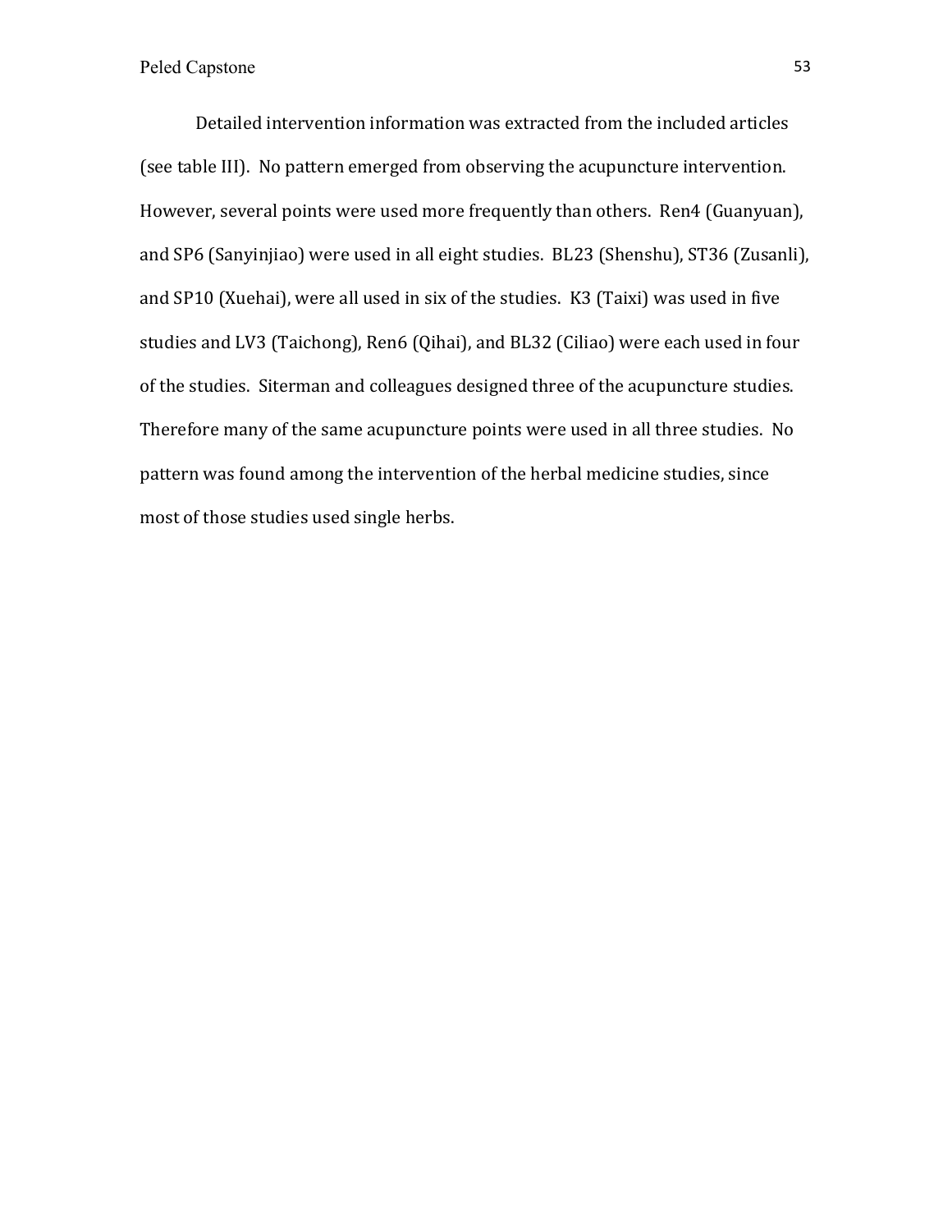Detailed intervention information was extracted from the included articles (see table III). No pattern emerged from observing the acupuncture intervention. However, several points were used more frequently than others. Ren4 (Guanyuan), and SP6 (Sanyinjiao) were used in all eight studies. BL23 (Shenshu), ST36 (Zusanli), and SP10 (Xuehai), were all used in six of the studies. K3 (Taixi) was used in five studies and LV3 (Taichong), Ren6 (Qihai), and BL32 (Ciliao) were each used in four of the studies. Siterman and colleagues designed three of the acupuncture studies. Therefore many of the same acupuncture points were used in all three studies. No pattern was found among the intervention of the herbal medicine studies, since most of those studies used single herbs.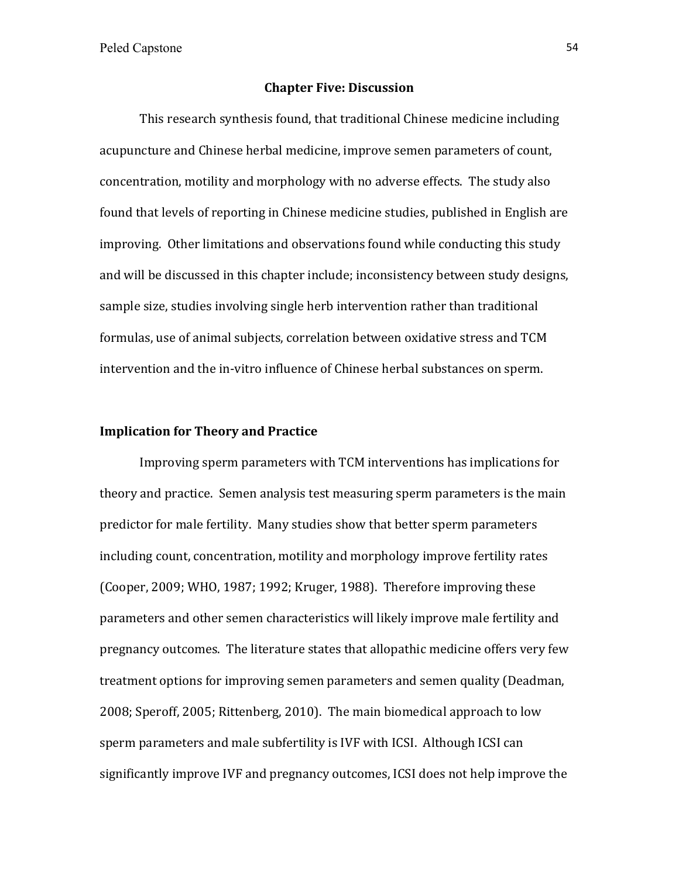## Chapter Five: Discussion

This research synthesis found, that traditional Chinese medicine including acupuncture and Chinese herbal medicine, improve semen parameters of count, concentration, motility and morphology with no adverse effects. The study also found that levels of reporting in Chinese medicine studies, published in English are improving. Other limitations and observations found while conducting this study and will be discussed in this chapter include; inconsistency between study designs, sample size, studies involving single herb intervention rather than traditional formulas, use of animal subjects, correlation between oxidative stress and TCM intervention and the in-vitro influence of Chinese herbal substances on sperm.

### Implication for Theory and Practice

Improving sperm parameters with TCM interventions has implications for theory and practice. Semen analysis test measuring sperm parameters is the main predictor for male fertility. Many studies show that better sperm parameters including count, concentration, motility and morphology improve fertility rates (Cooper, 2009; WHO, 1987; 1992; Kruger, 1988). Therefore improving these parameters and other semen characteristics will likely improve male fertility and pregnancy outcomes. The literature states that allopathic medicine offers very few treatment options for improving semen parameters and semen quality (Deadman, 2008; Speroff, 2005; Rittenberg, 2010). The main biomedical approach to low sperm parameters and male subfertility is IVF with ICSI. Although ICSI can significantly improve IVF and pregnancy outcomes, ICSI does not help improve the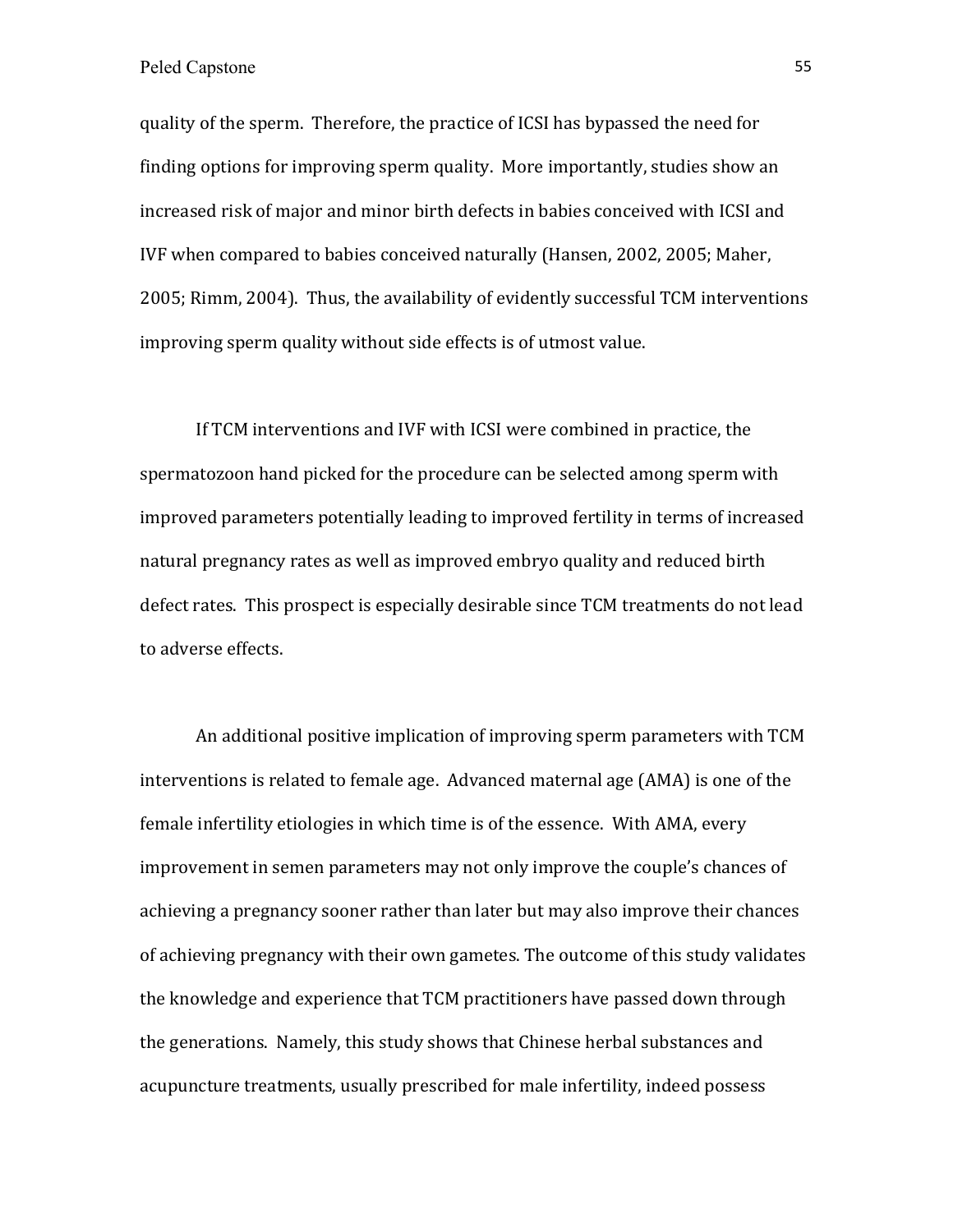quality of the sperm. Therefore, the practice of ICSI has bypassed the need for finding options for improving sperm quality. More importantly, studies show an increased risk of major and minor birth defects in babies conceived with ICSI and IVF when compared to babies conceived naturally (Hansen, 2002, 2005; Maher, 2005; Rimm, 2004). Thus, the availability of evidently successful TCM interventions improving sperm quality without side effects is of utmost value.

If TCM interventions and IVF with ICSI were combined in practice, the spermatozoon hand picked for the procedure can be selected among sperm with improved parameters potentially leading to improved fertility in terms of increased natural pregnancy rates as well as improved embryo quality and reduced birth defect rates. This prospect is especially desirable since TCM treatments do not lead to adverse effects.

An additional positive implication of improving sperm parameters with TCM interventions is related to female age. Advanced maternal age (AMA) is one of the female infertility etiologies in which time is of the essence. With AMA, every improvement in semen parameters may not only improve the couple's chances of achieving a pregnancy sooner rather than later but may also improve their chances of achieving pregnancy with their own gametes. The outcome of this study validates the knowledge and experience that TCM practitioners have passed down through the generations. Namely, this study shows that Chinese herbal substances and acupuncture treatments, usually prescribed for male infertility, indeed possess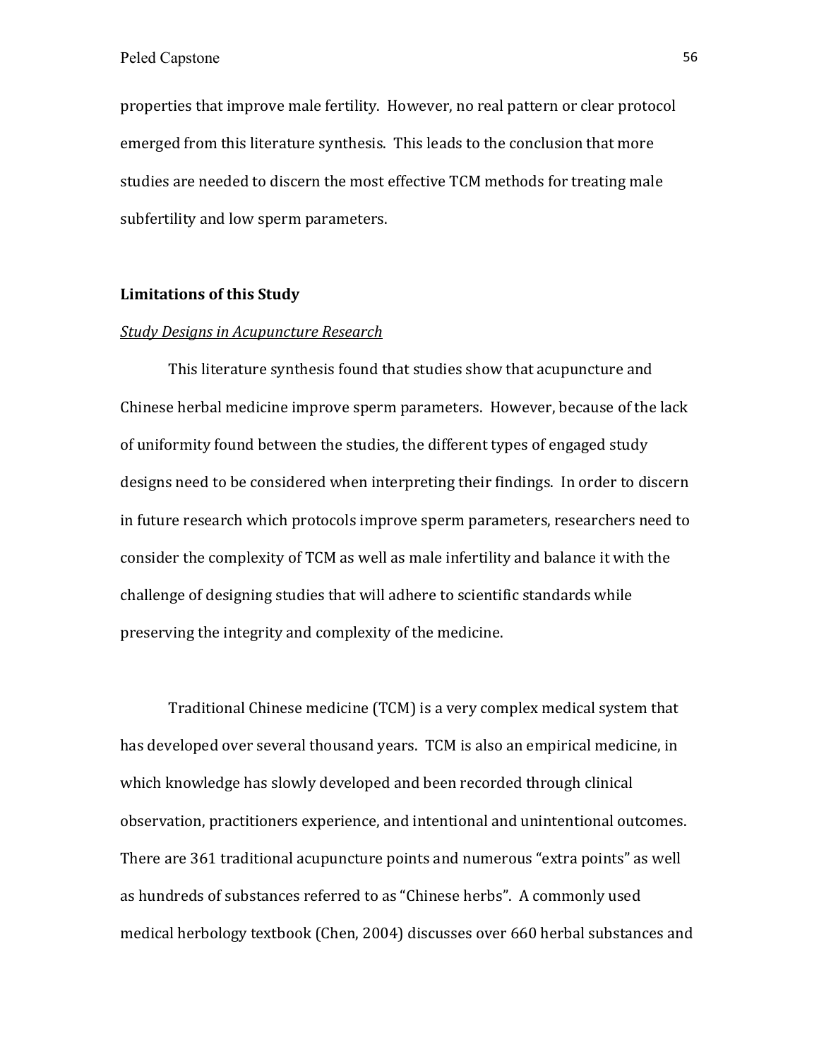properties that improve male fertility. However, no real pattern or clear protocol emerged from this literature synthesis. This leads to the conclusion that more studies are needed to discern the most effective TCM methods for treating male subfertility and low sperm parameters.

## Limitations of this Study

### *Study Designs in Acupuncture Research*

This literature synthesis found that studies show that acupuncture and Chinese herbal medicine improve sperm parameters. However, because of the lack of uniformity found between the studies, the different types of engaged study designs need to be considered when interpreting their findings. In order to discern in future research which protocols improve sperm parameters, researchers need to consider the complexity of TCM as well as male infertility and balance it with the challenge of designing studies that will adhere to scientific standards while preserving the integrity and complexity of the medicine.

Traditional Chinese medicine (TCM) is a very complex medical system that has developed over several thousand years. TCM is also an empirical medicine, in which knowledge has slowly developed and been recorded through clinical observation, practitioners experience, and intentional and unintentional outcomes. There are 361 traditional acupuncture points and numerous "extra points" as well as hundreds of substances referred to as "Chinese herbs". A commonly used medical herbology textbook (Chen, 2004) discusses over 660 herbal substances and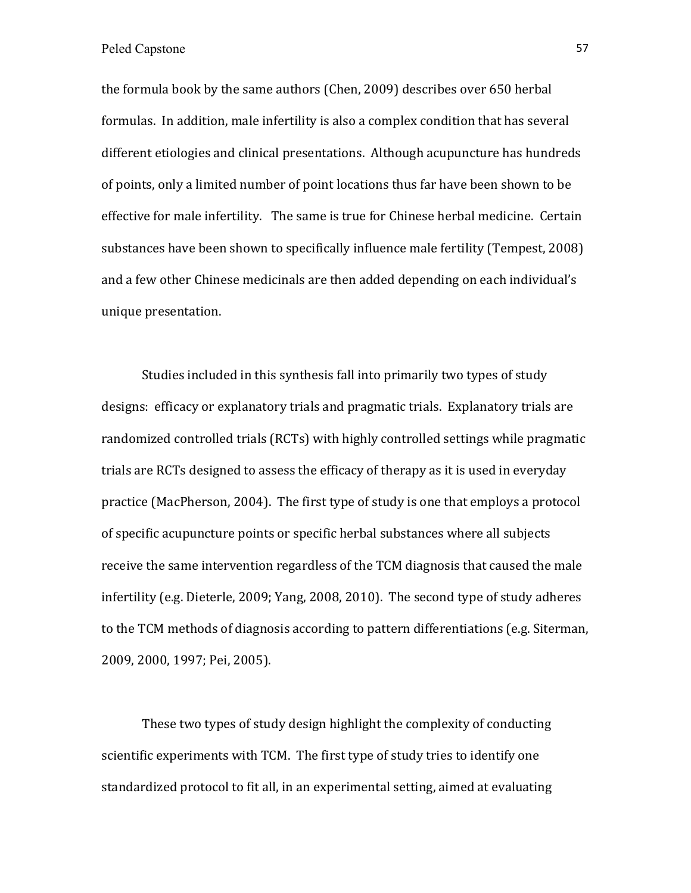the formula book by the same authors (Chen, 2009) describes over 650 herbal formulas. In addition, male infertility is also a complex condition that has several different etiologies and clinical presentations. Although acupuncture has hundreds of points, only a limited number of point locations thus far have been shown to be effective for male infertility. The same is true for Chinese herbal medicine. Certain substances have been shown to specifically influence male fertility (Tempest, 2008) and a few other Chinese medicinals are then added depending on each individual's unique presentation.

Studies included in this synthesis fall into primarily two types of study designs: efficacy or explanatory trials and pragmatic trials. Explanatory trials are randomized controlled trials (RCTs) with highly controlled settings while pragmatic trials are RCTs designed to assess the efficacy of therapy as it is used in everyday practice (MacPherson, 2004). The first type of study is one that employs a protocol of specific acupuncture points or specific herbal substances where all subjects receive the same intervention regardless of the TCM diagnosis that caused the male infertility (e.g. Dieterle, 2009; Yang, 2008, 2010). The second type of study adheres to the TCM methods of diagnosis according to pattern differentiations (e.g. Siterman, 2009, 2000, 1997; Pei, 2005).

These two types of study design highlight the complexity of conducting scientific experiments with TCM. The first type of study tries to identify one standardized protocol to fit all, in an experimental setting, aimed at evaluating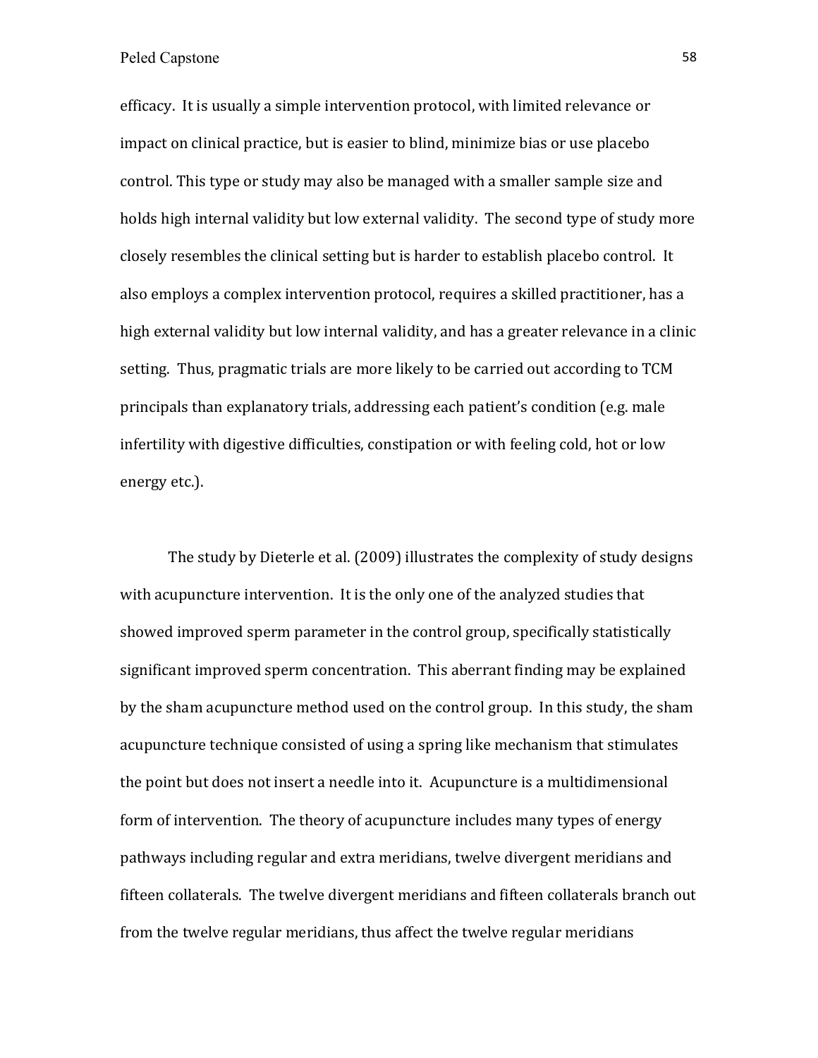efficacy. It is usually a simple intervention protocol, with limited relevance or impact on clinical practice, but is easier to blind, minimize bias or use placebo control. This type or study may also be managed with a smaller sample size and holds high internal validity but low external validity. The second type of study more closely resembles the clinical setting but is harder to establish placebo control. It also employs a complex intervention protocol, requires a skilled practitioner, has a high external validity but low internal validity, and has a greater relevance in a clinic setting. Thus, pragmatic trials are more likely to be carried out according to TCM principals than explanatory trials, addressing each patient's condition (e.g. male infertility with digestive difficulties, constipation or with feeling cold, hot or low energy etc.).

The study by Dieterle et al. (2009) illustrates the complexity of study designs with acupuncture intervention. It is the only one of the analyzed studies that showed improved sperm parameter in the control group, specifically statistically significant improved sperm concentration. This aberrant finding may be explained by the sham acupuncture method used on the control group. In this study, the sham acupuncture technique consisted of using a spring like mechanism that stimulates the point but does not insert a needle into it. Acupuncture is a multidimensional form of intervention. The theory of acupuncture includes many types of energy pathways including regular and extra meridians, twelve divergent meridians and fifteen collaterals. The twelve divergent meridians and fifteen collaterals branch out from the twelve regular meridians, thus affect the twelve regular meridians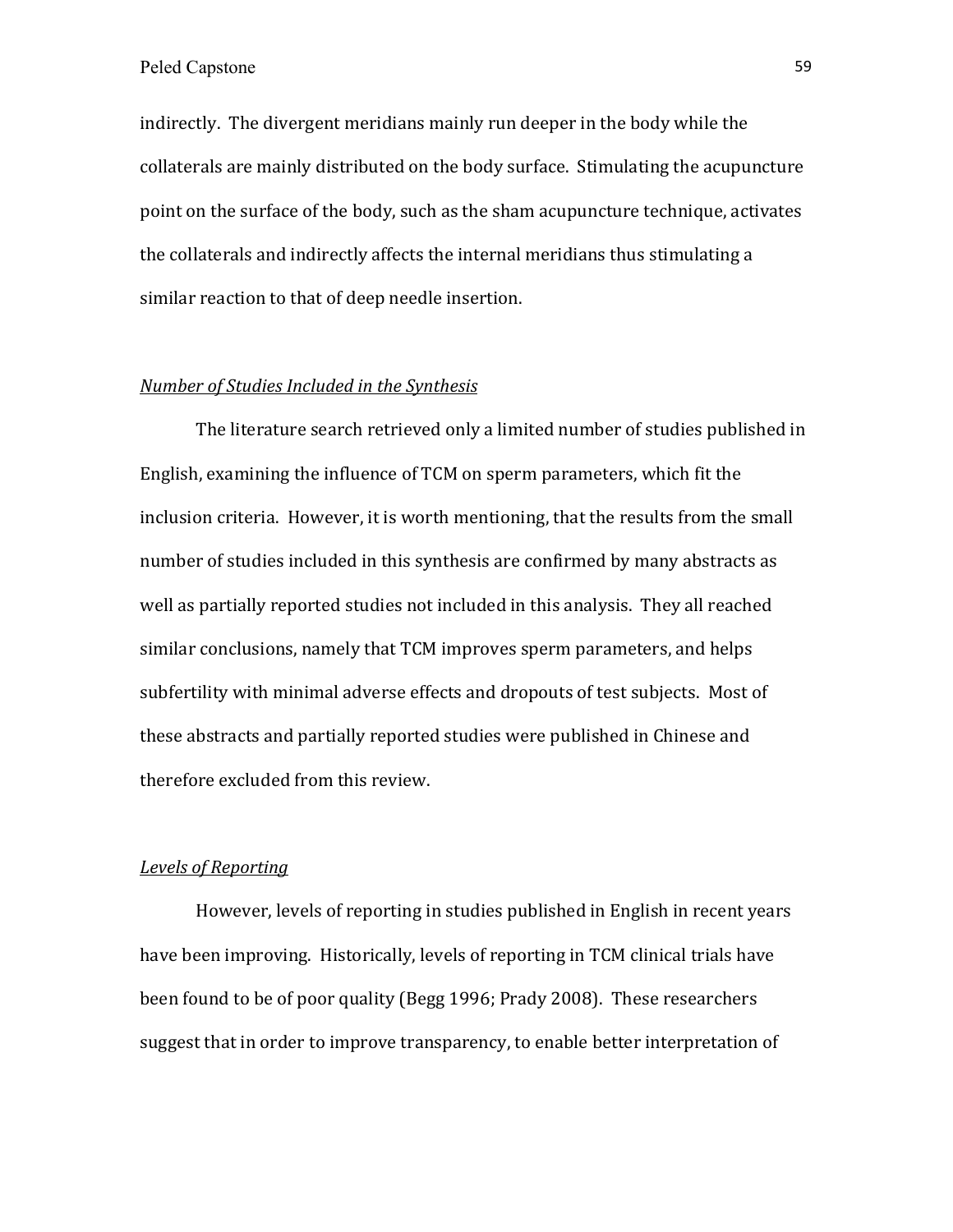indirectly. The divergent meridians mainly run deeper in the body while the collaterals are mainly distributed on the body surface. Stimulating the acupuncture point on the surface of the body, such as the sham acupuncture technique, activates the collaterals and indirectly affects the internal meridians thus stimulating a similar reaction to that of deep needle insertion.

*Number of Studies Included in the Synthesis*

The literature search retrieved only a limited number of studies published in English, examining the influence of TCM on sperm parameters, which fit the inclusion criteria. However, it is worth mentioning, that the results from the small number of studies included in this synthesis are confirmed by many abstracts as well as partially reported studies not included in this analysis. They all reached similar conclusions, namely that TCM improves sperm parameters, and helps subfertility with minimal adverse effects and dropouts of test subjects. Most of these abstracts and partially reported studies were published in Chinese and therefore excluded from this review.

*Levels of Reporting*

However, levels of reporting in studies published in English in recent years have been improving. Historically, levels of reporting in TCM clinical trials have been found to be of poor quality (Begg 1996; Prady 2008). These researchers suggest that in order to improve transparency, to enable better interpretation of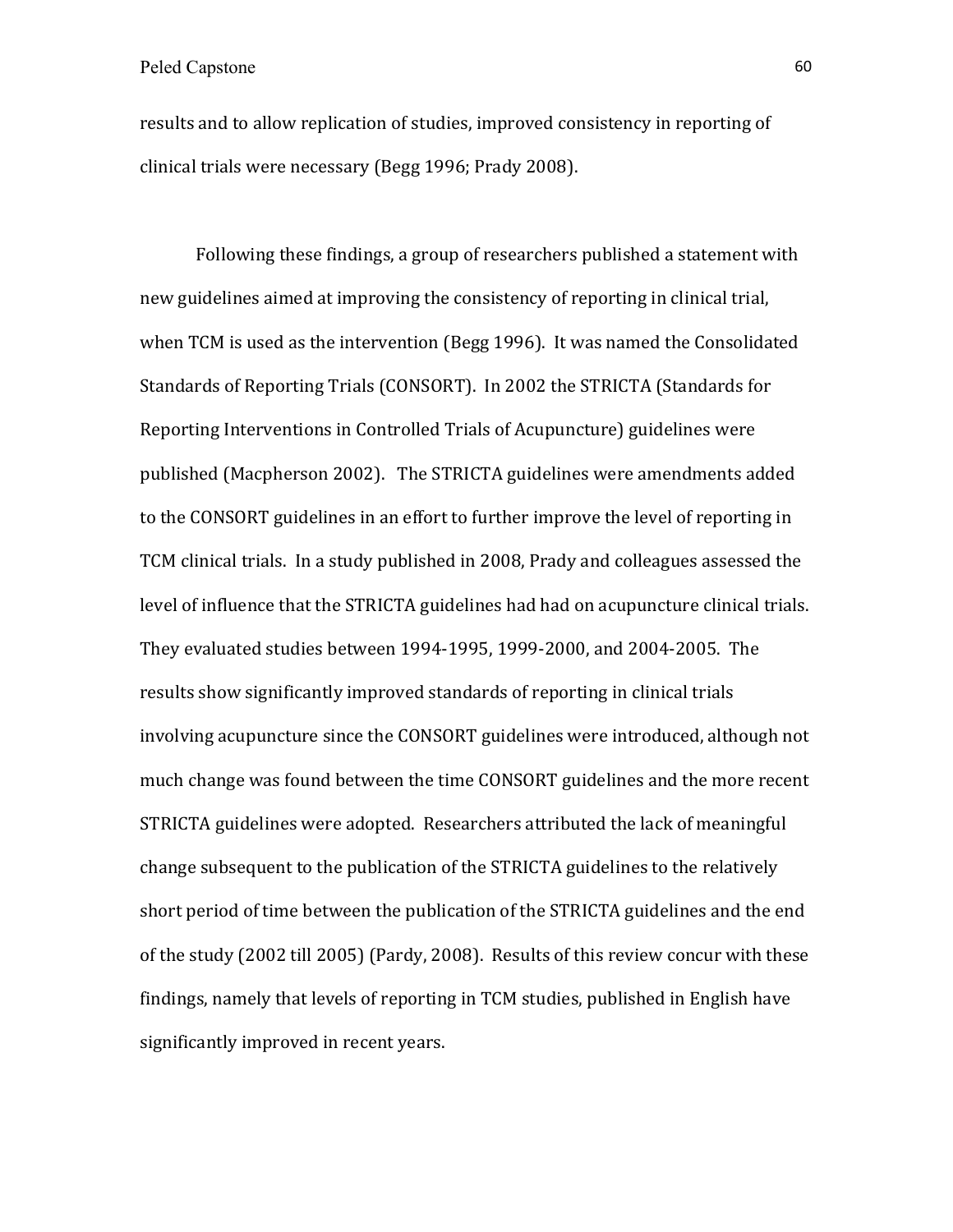results and to allow replication of studies, improved consistency in reporting of clinical trials were necessary (Begg 1996; Prady 2008).

Following these findings, a group of researchers published a statement with new guidelines aimed at improving the consistency of reporting in clinical trial, when TCM is used as the intervention (Begg 1996). It was named the Consolidated Standards of Reporting Trials (CONSORT). In 2002 the STRICTA (Standards for Reporting Interventions in Controlled Trials of Acupuncture) guidelines were published (Macpherson 2002). The STRICTA guidelines were amendments added to the CONSORT guidelines in an effort to further improve the level of reporting in TCM clinical trials. In a study published in 2008, Prady and colleagues assessed the level of influence that the STRICTA guidelines had had on acupuncture clinical trials. They evaluated studies between 1994-1995, 1999-2000, and 2004-2005. The results show significantly improved standards of reporting in clinical trials involving acupuncture since the CONSORT guidelines were introduced, although not much change was found between the time CONSORT guidelines and the more recent STRICTA guidelines were adopted. Researchers attributed the lack of meaningful change subsequent to the publication of the STRICTA guidelines to the relatively short period of time between the publication of the STRICTA guidelines and the end of the study (2002 till 2005) (Pardy, 2008). Results of this review concur with these findings, namely that levels of reporting in TCM studies, published in English have significantly improved in recent years.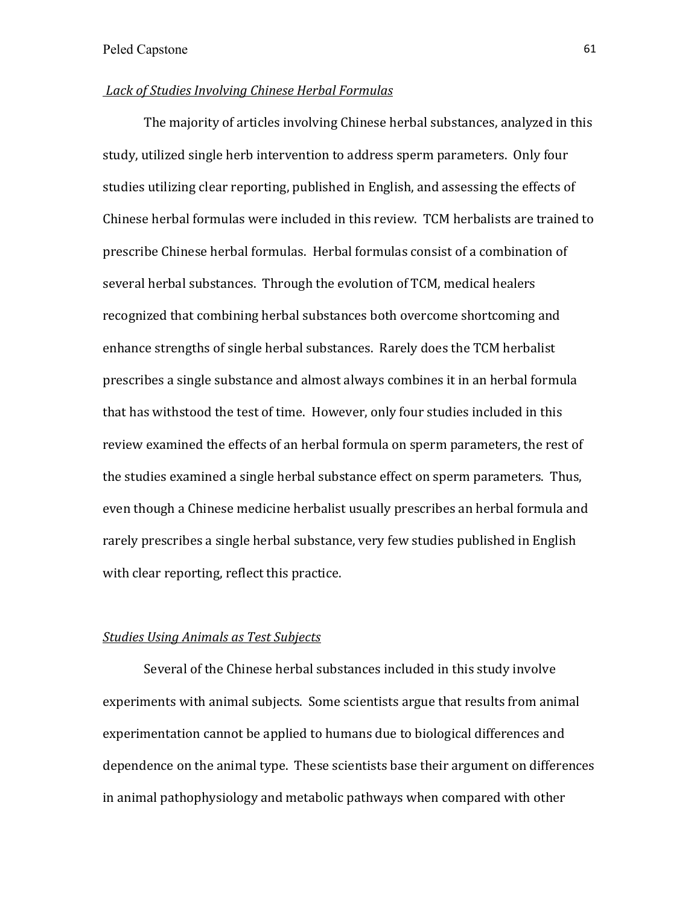*Lack of Studies Involving Chinese Herbal Formulas*

The majority of articles involving Chinese herbal substances, analyzed in this study, utilized single herb intervention to address sperm parameters. Only four studies utilizing clear reporting, published in English, and assessing the effects of Chinese herbal formulas were included in this review. TCM herbalists are trained to prescribe Chinese herbal formulas. Herbal formulas consist of a combination of several herbal substances. Through the evolution of TCM, medical healers recognized that combining herbal substances both overcome shortcoming and enhance strengths of single herbal substances. Rarely does the TCM herbalist prescribes a single substance and almost always combines it in an herbal formula that has withstood the test of time. However, only four studies included in this review examined the effects of an herbal formula on sperm parameters, the rest of the studies examined a single herbal substance effect on sperm parameters. Thus, even though a Chinese medicine herbalist usually prescribes an herbal formula and rarely prescribes a single herbal substance, very few studies published in English with clear reporting, reflect this practice.

*Studies Using Animals as Test Subjects*

Several of the Chinese herbal substances included in this study involve experiments with animal subjects. Some scientists argue that results from animal experimentation cannot be applied to humans due to biological differences and dependence on the animal type. These scientists base their argument on differences in animal pathophysiology and metabolic pathways when compared with other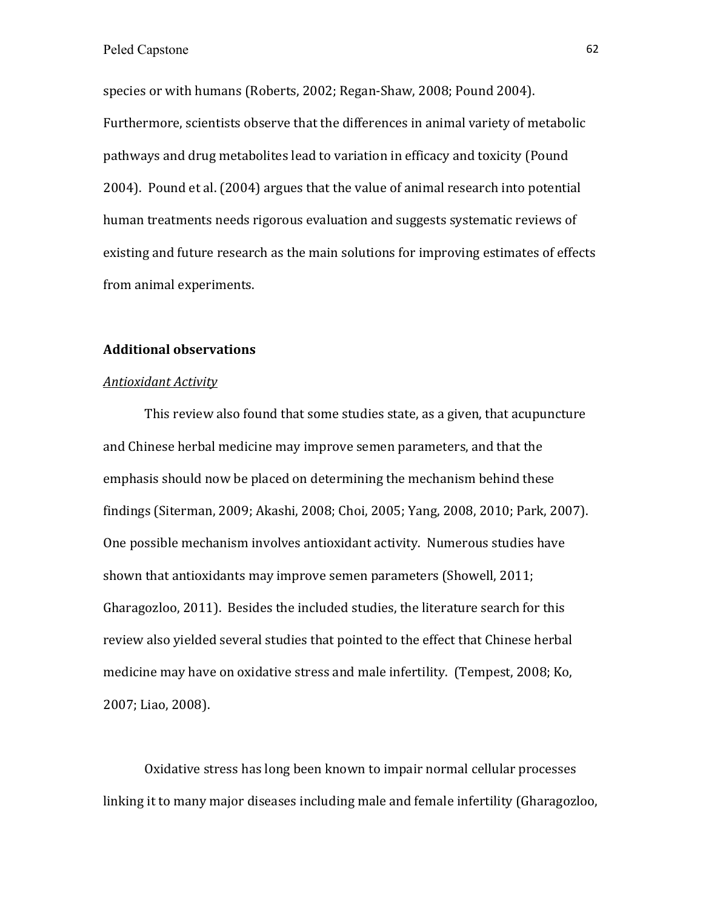species or with humans (Roberts, 2002; Regan-Shaw, 2008; Pound 2004). Furthermore, scientists observe that the differences in animal variety of metabolic pathways and drug metabolites lead to variation in efficacy and toxicity (Pound 2004). Pound et al. (2004) argues that the value of animal research into potential human treatments needs rigorous evaluation and suggests systematic reviews of existing and future research as the main solutions for improving estimates of effects from animal experiments.

## Additional observations

*Antioxidant Activity*

This review also found that some studies state, as a given, that acupuncture and Chinese herbal medicine may improve semen parameters, and that the emphasis should now be placed on determining the mechanism behind these findings (Siterman, 2009; Akashi, 2008; Choi, 2005; Yang, 2008, 2010; Park, 2007). One possible mechanism involves antioxidant activity. Numerous studies have shown that antioxidants may improve semen parameters (Showell, 2011; Gharagozloo, 2011). Besides the included studies, the literature search for this review also yielded several studies that pointed to the effect that Chinese herbal medicine may have on oxidative stress and male infertility. (Tempest, 2008; Ko, 2007; Liao, 2008).

Oxidative stress has long been known to impair normal cellular processes linking it to many major diseases including male and female infertility (Gharagozloo,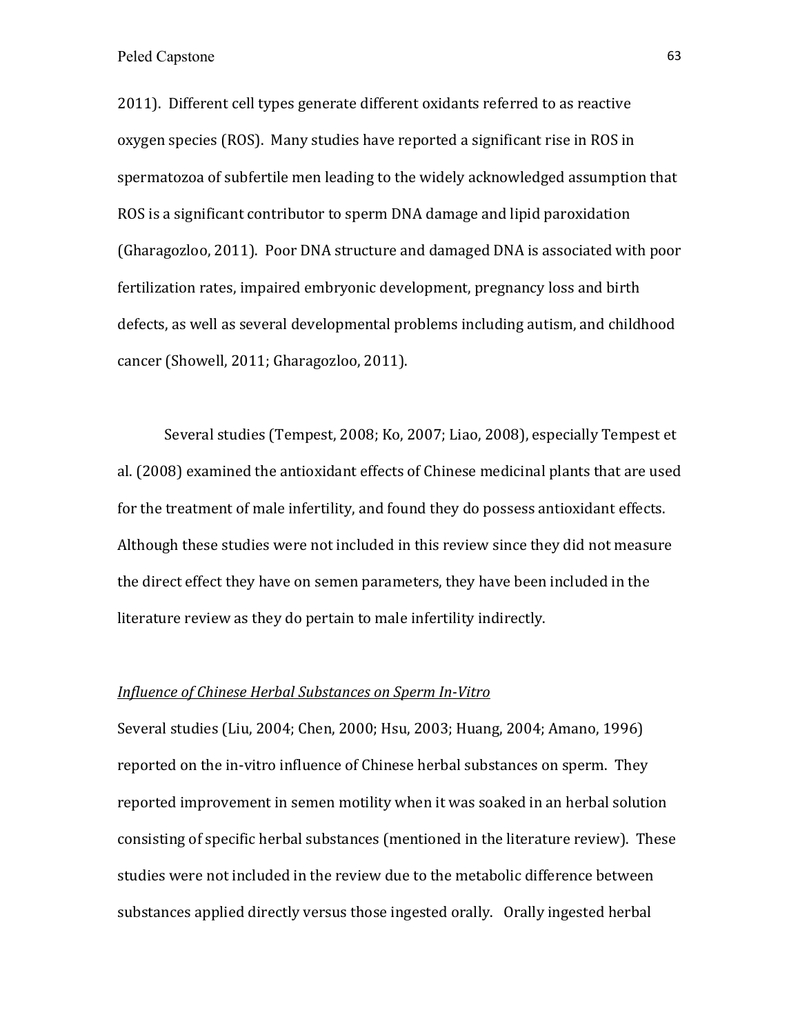2011). Different cell types generate different oxidants referred to as reactive oxygen species (ROS). Many studies have reported a significant rise in ROS in spermatozoa of subfertile men leading to the widely acknowledged assumption that ROS is a significant contributor to sperm DNA damage and lipid paroxidation (Gharagozloo, 2011). Poor DNA structure and damaged DNA is associated with poor fertilization rates, impaired embryonic development, pregnancy loss and birth defects, as well as several developmental problems including autism, and childhood cancer (Showell, 2011; Gharagozloo, 2011).

Several studies (Tempest, 2008; Ko, 2007; Liao, 2008), especially Tempest et al. (2008) examined the antioxidant effects of Chinese medicinal plants that are used for the treatment of male infertility, and found they do possess antioxidant effects. Although these studies were not included in this review since they did not measure the direct effect they have on semen parameters, they have been included in the literature review as they do pertain to male infertility indirectly.

*Influence of Chinese Herbal Substances on Sperm In-Vitro*

Several studies (Liu, 2004; Chen, 2000; Hsu, 2003; Huang, 2004; Amano, 1996) reported on the in-vitro influence of Chinese herbal substances on sperm. They reported improvement in semen motility when it was soaked in an herbal solution consisting of specific herbal substances (mentioned in the literature review). These studies were not included in the review due to the metabolic difference between substances applied directly versus those ingested orally. Orally ingested herbal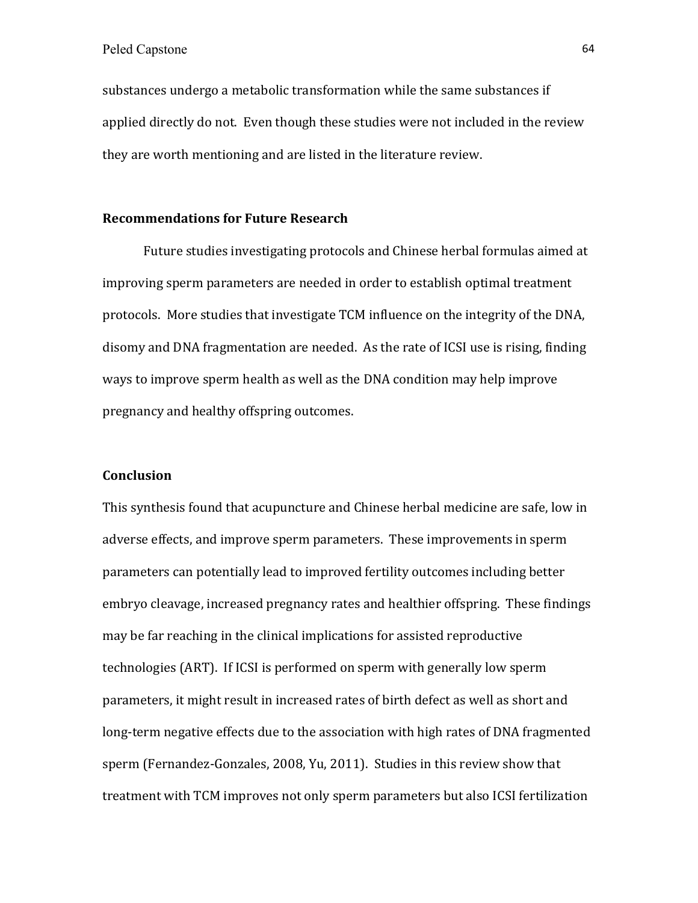substances undergo a metabolic transformation while the same substances if applied directly do not. Even though these studies were not included in the review they are worth mentioning and are listed in the literature review.

### Recommendations for Future Research

Future studies investigating protocols and Chinese herbal formulas aimed at improving sperm parameters are needed in order to establish optimal treatment protocols. More studies that investigate TCM influence on the integrity of the DNA, disomy and DNA fragmentation are needed. As the rate of ICSI use is rising, finding ways to improve sperm health as well as the DNA condition may help improve pregnancy and healthy offspring outcomes.

### Conclusion

This synthesis found that acupuncture and Chinese herbal medicine are safe, low in adverse effects, and improve sperm parameters. These improvements in sperm parameters can potentially lead to improved fertility outcomes including better embryo cleavage, increased pregnancy rates and healthier offspring. These findings may be far reaching in the clinical implications for assisted reproductive technologies (ART). If ICSI is performed on sperm with generally low sperm parameters, it might result in increased rates of birth defect as well as short and long-term negative effects due to the association with high rates of DNA fragmented sperm (Fernandez-Gonzales, 2008, Yu, 2011). Studies in this review show that treatment with TCM improves not only sperm parameters but also ICSI fertilization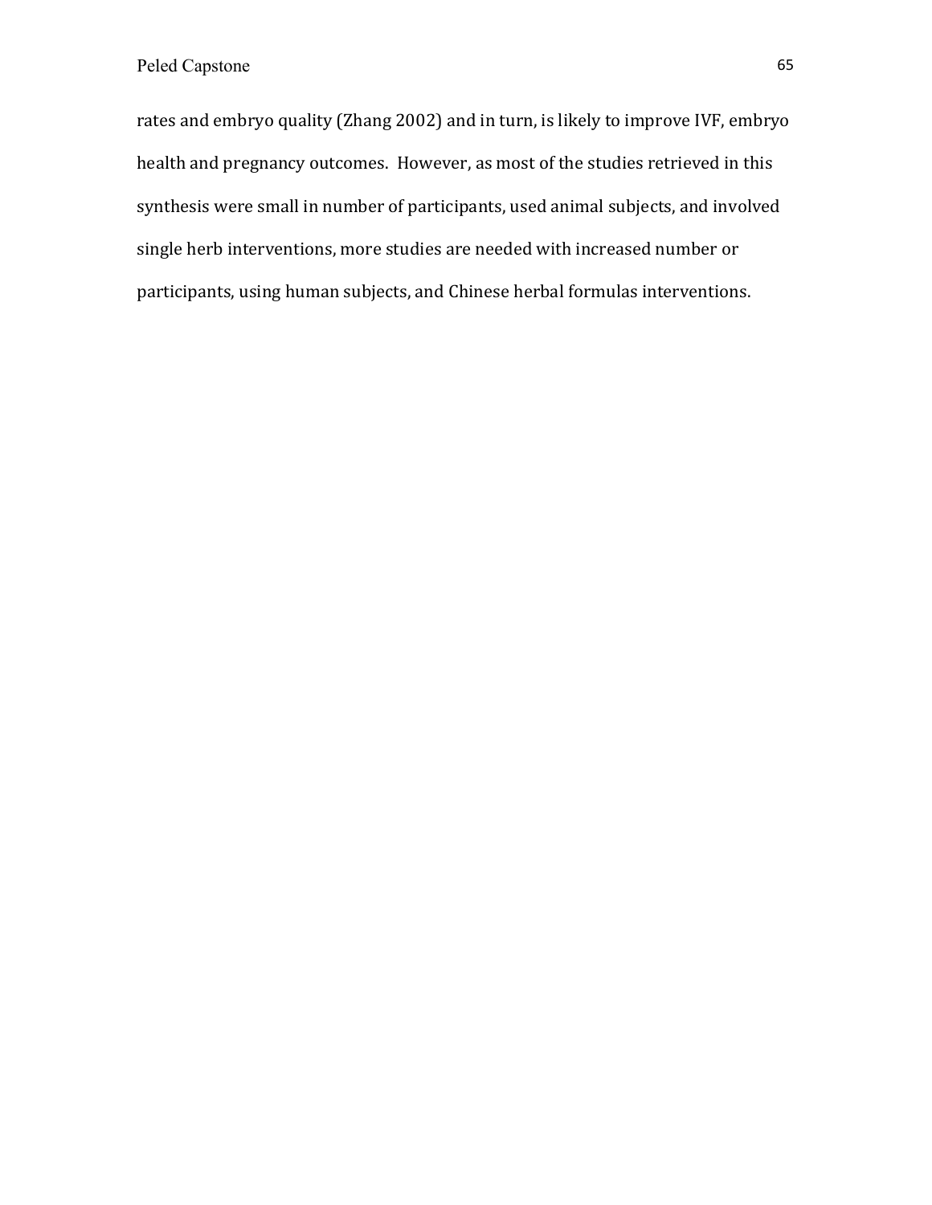rates and embryo quality (Zhang 2002) and in turn, is likely to improve IVF, embryo health and pregnancy outcomes. However, as most of the studies retrieved in this synthesis were small in number of participants, used animal subjects, and involved single herb interventions, more studies are needed with increased number or participants, using human subjects, and Chinese herbal formulas interventions.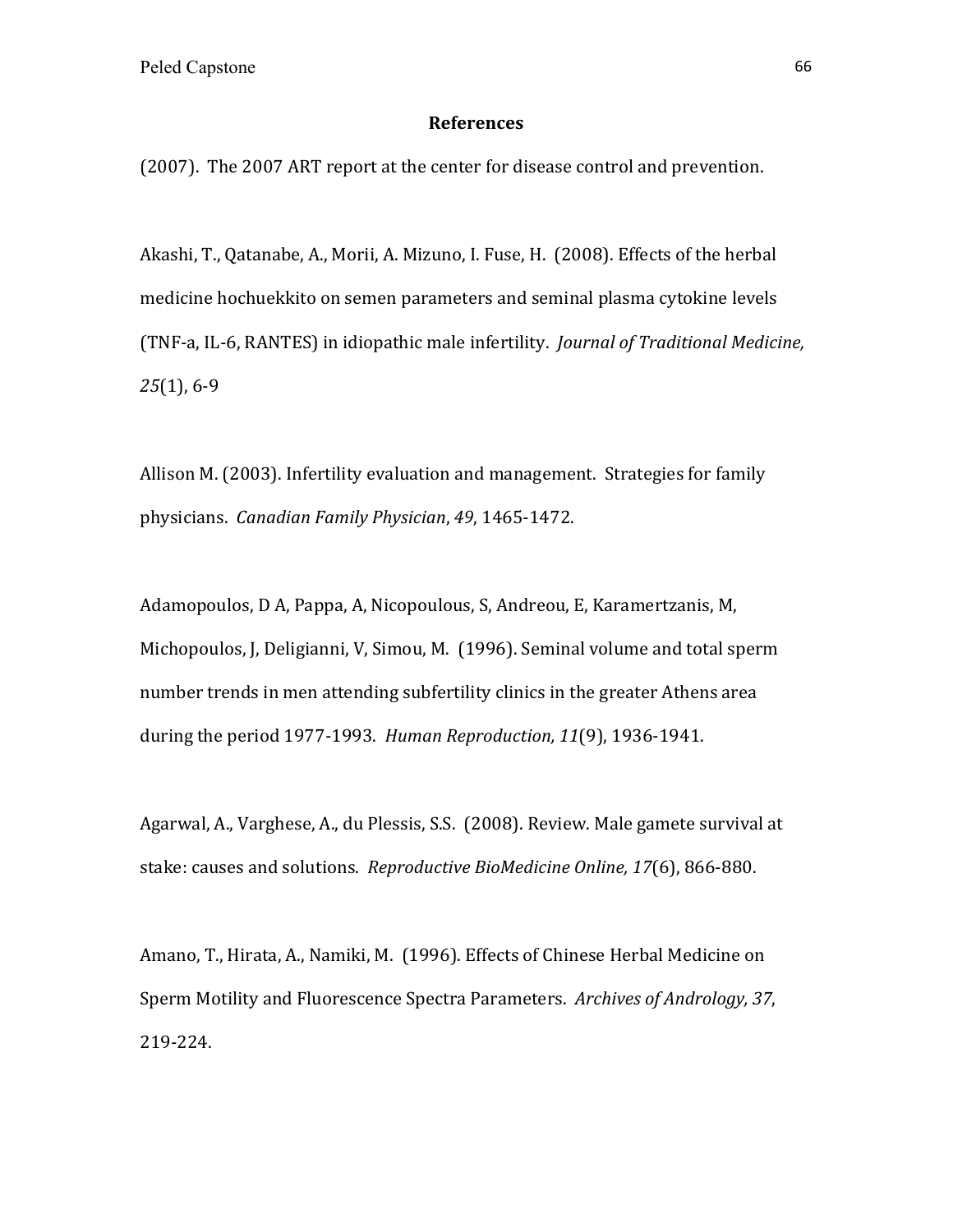## References

(2007). The 2007 ART report at the center for disease control and prevention.

Akashi, T., Qatanabe, A., Morii, A. Mizuno, I. Fuse, H. (2008). Effects of the herbal medicine hochuekkito on semen parameters and seminal plasma cytokine levels (TNF-a, IL-6, RANTES) in idiopathic male infertility. *Journal of Traditional Medicine, 25*(1), 6-9

Allison M. (2003). Infertility evaluation and management. Strategies for family physicians. *Canadian Family Physician*, *49*, 1465-1472.

Adamopoulos, D A, Pappa, A, Nicopoulous, S, Andreou, E, Karamertzanis, M, Michopoulos, J, Deligianni, V, Simou, M. (1996). Seminal volume and total sperm number trends in men attending subfertility clinics in the greater Athens area during the period 1977-1993. *Human Reproduction, 11*(9), 1936-1941.

Agarwal, A., Varghese, A., du Plessis, S.S. (2008). Review. Male gamete survival at stake: causes and solutions. *Reproductive BioMedicine Online, 17*(6), 866-880.

Amano, T., Hirata, A., Namiki, M. (1996). Effects of Chinese Herbal Medicine on Sperm Motility and Fluorescence Spectra Parameters. *Archives of Andrology, 37*, 219-224.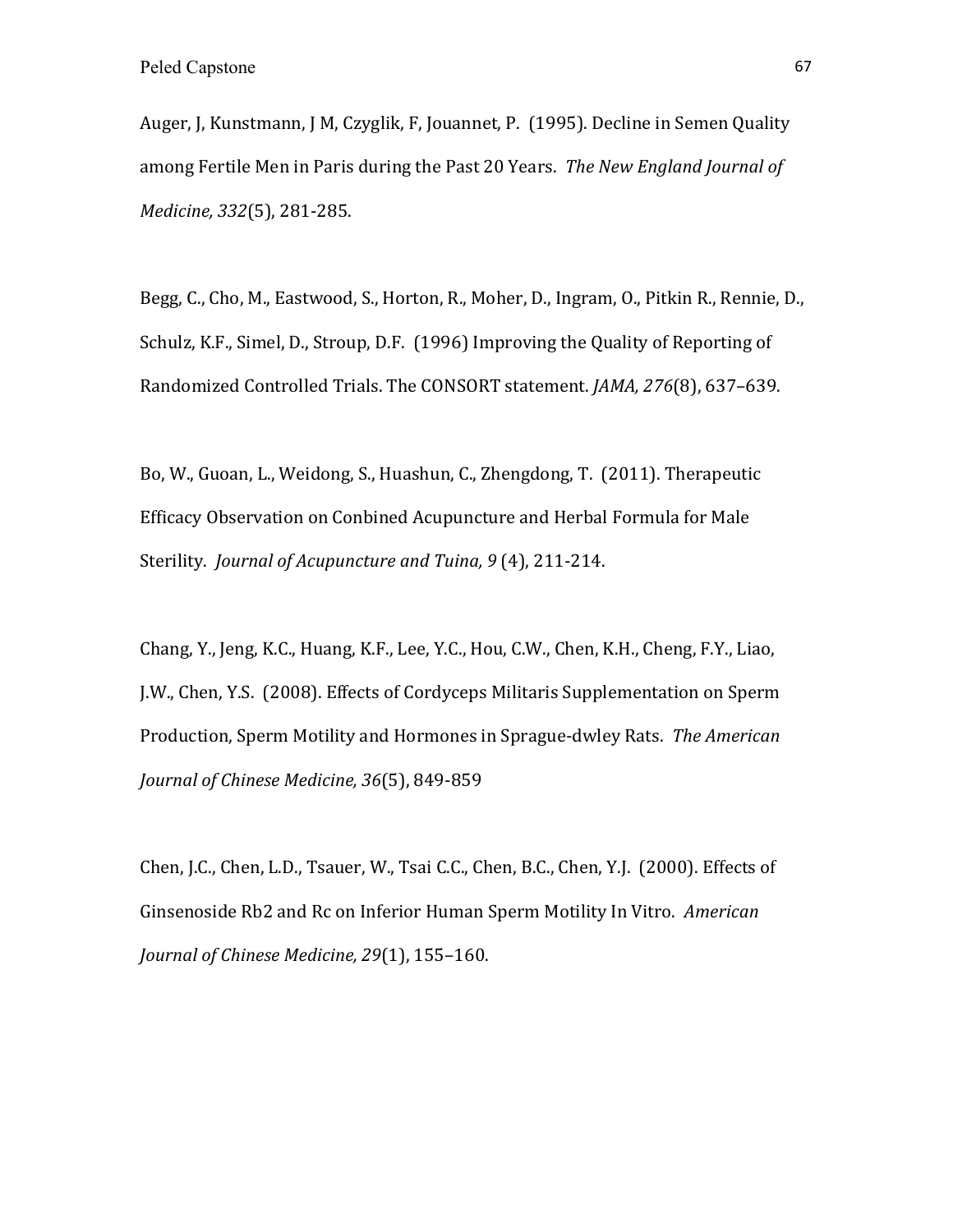Auger, J, Kunstmann, J M, Czyglik, F, Jouannet, P. (1995). Decline in Semen Quality among Fertile Men in Paris during the Past 20 Years. *The New England Journal of Medicine, 332*(5), 281-285.

Begg, C., Cho, M., Eastwood, S., Horton, R., Moher, D., Ingram, O., Pitkin R., Rennie, D., Schulz, K.F., Simel, D., Stroup, D.F. (1996) Improving the Quality of Reporting of Randomized Controlled Trials. The CONSORT statement. *JAMA, 276*(8), 637–639.

Bo, W., Guoan, L., Weidong, S., Huashun, C., Zhengdong, T. (2011). Therapeutic Efficacy Observation on Conbined Acupuncture and Herbal Formula for Male Sterility. *Journal of Acupuncture and Tuina, 9* (4), 211-214.

Chang, Y., Jeng, K.C., Huang, K.F., Lee, Y.C., Hou, C.W., Chen, K.H., Cheng, F.Y., Liao, J.W., Chen, Y.S. (2008). Effects of Cordyceps Militaris Supplementation on Sperm Production, Sperm Motility and Hormones in Sprague-dwley Rats. *The American Journal of Chinese Medicine, 36*(5), 849-859

Chen, J.C., Chen, L.D., Tsauer, W., Tsai C.C., Chen, B.C., Chen, Y.J. (2000). Effects of Ginsenoside Rb2 and Rc on Inferior Human Sperm Motility In Vitro. *American Journal of Chinese Medicine, 29*(1), 155–160.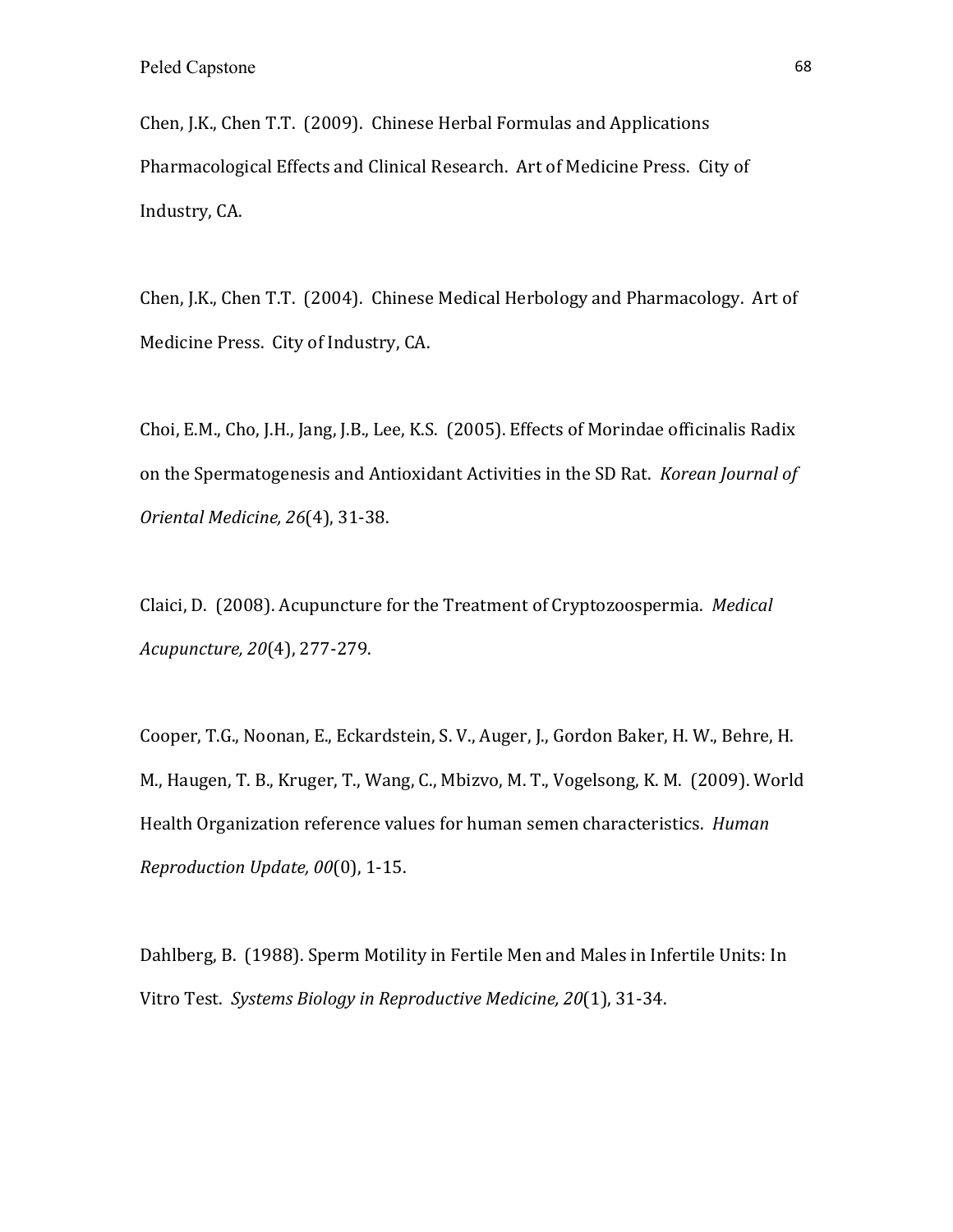Chen, J.K., Chen T.T. (2009). Chinese Herbal Formulas and Applications Pharmacological Effects and Clinical Research. Art of Medicine Press. City of Industry, CA.

Chen, J.K., Chen T.T. (2004). Chinese Medical Herbology and Pharmacology. Art of Medicine Press. City of Industry, CA.

Choi, E.M., Cho, J.H., Jang, J.B., Lee, K.S. (2005). Effects of Morindae officinalis Radix on the Spermatogenesis and Antioxidant Activities in the SD Rat. *Korean Journal of Oriental Medicine, 26*(4), 31-38.

Claici, D. (2008). Acupuncture for the Treatment of Cryptozoospermia. *Medical Acupuncture, 20*(4), 277-279.

Cooper, T.G., Noonan, E., Eckardstein, S. V., Auger, J., Gordon Baker, H. W., Behre, H. M., Haugen, T. B., Kruger, T., Wang, C., Mbizvo, M. T., Vogelsong, K. M. (2009). World Health Organization reference values for human semen characteristics. *Human Reproduction Update, 00*(0), 1-15.

Dahlberg, B. (1988). Sperm Motility in Fertile Men and Males in Infertile Units: In Vitro Test. *Systems Biology in Reproductive Medicine, 20*(1), 31-34.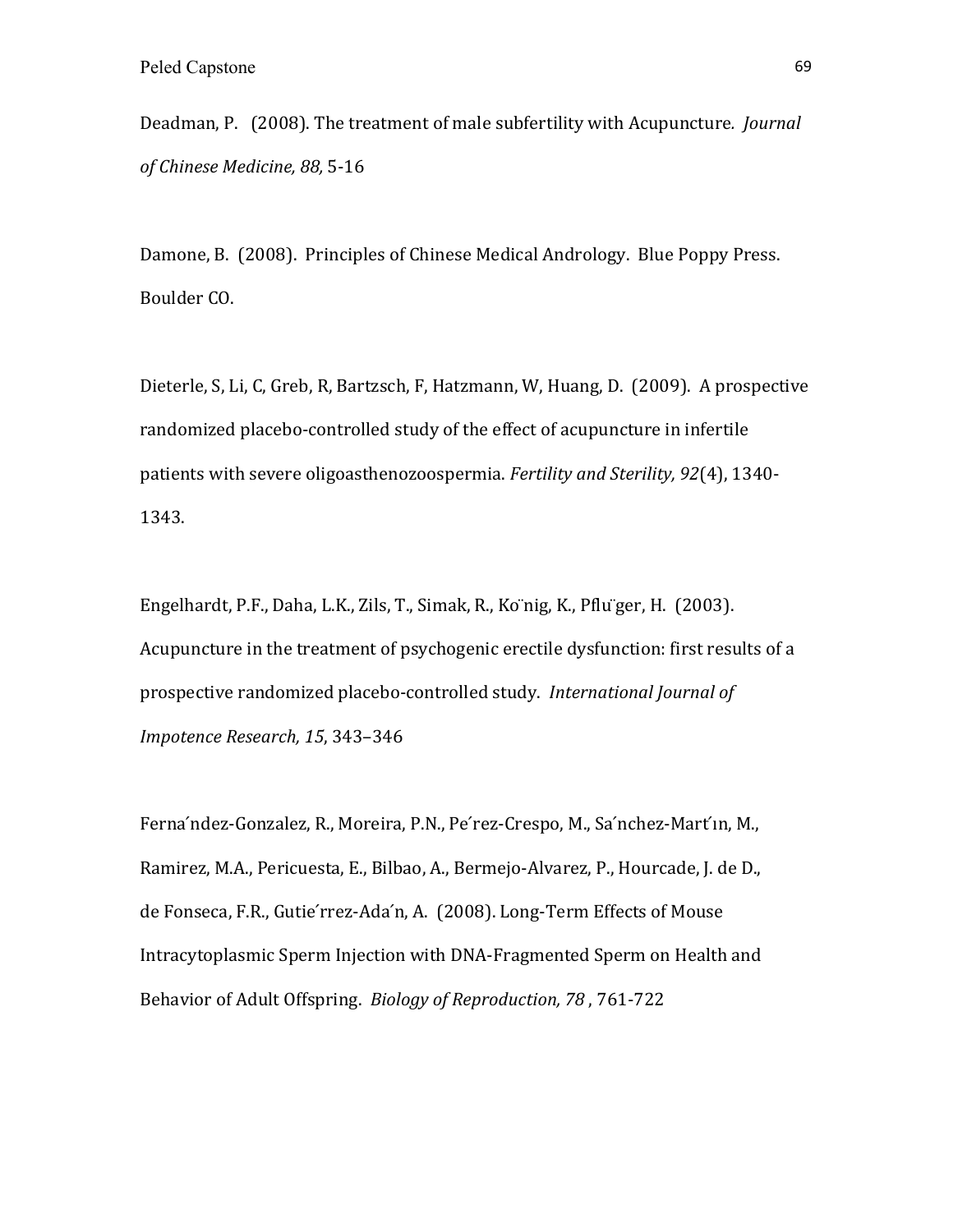Deadman, P. (2008). The treatment of male subfertility with Acupuncture. *Journal of Chinese Medicine, 88,* 5-16

Damone, B. (2008). Principles of Chinese Medical Andrology. Blue Poppy Press. Boulder CO.

Dieterle, S, Li, C, Greb, R, Bartzsch, F, Hatzmann, W, Huang, D. (2009). A prospective randomized placebo-controlled study of the effect of acupuncture in infertile patients with severe oligoasthenozoospermia. *Fertility and Sterility, 92*(4), 1340-1343.

Engelhardt, P.F., Daha, L.K., Zils, T., Simak, R., Ko¨nig, K., Pflu¨ger, H. (2003). Acupuncture in the treatment of psychogenic erectile dysfunction: first results of a prospective randomized placebo-controlled study. *International Journal of Impotence Research, 15*, 343–346

Ferna´ndez-Gonzalez, R., Moreira, P.N., Pe´rez-Crespo, M., Sa´nchez-Martı´n, M., Ramirez, M.A., Pericuesta, E., Bilbao, A., Bermejo-Alvarez, P., Hourcade, J. de D., de Fonseca, F.R., Gutie´rrez-Ada´n, A. (2008). Long-Term Effects of Mouse Intracytoplasmic Sperm Injection with DNA-Fragmented Sperm on Health and Behavior of Adult Offspring. *Biology of Reproduction, 78* , 761-722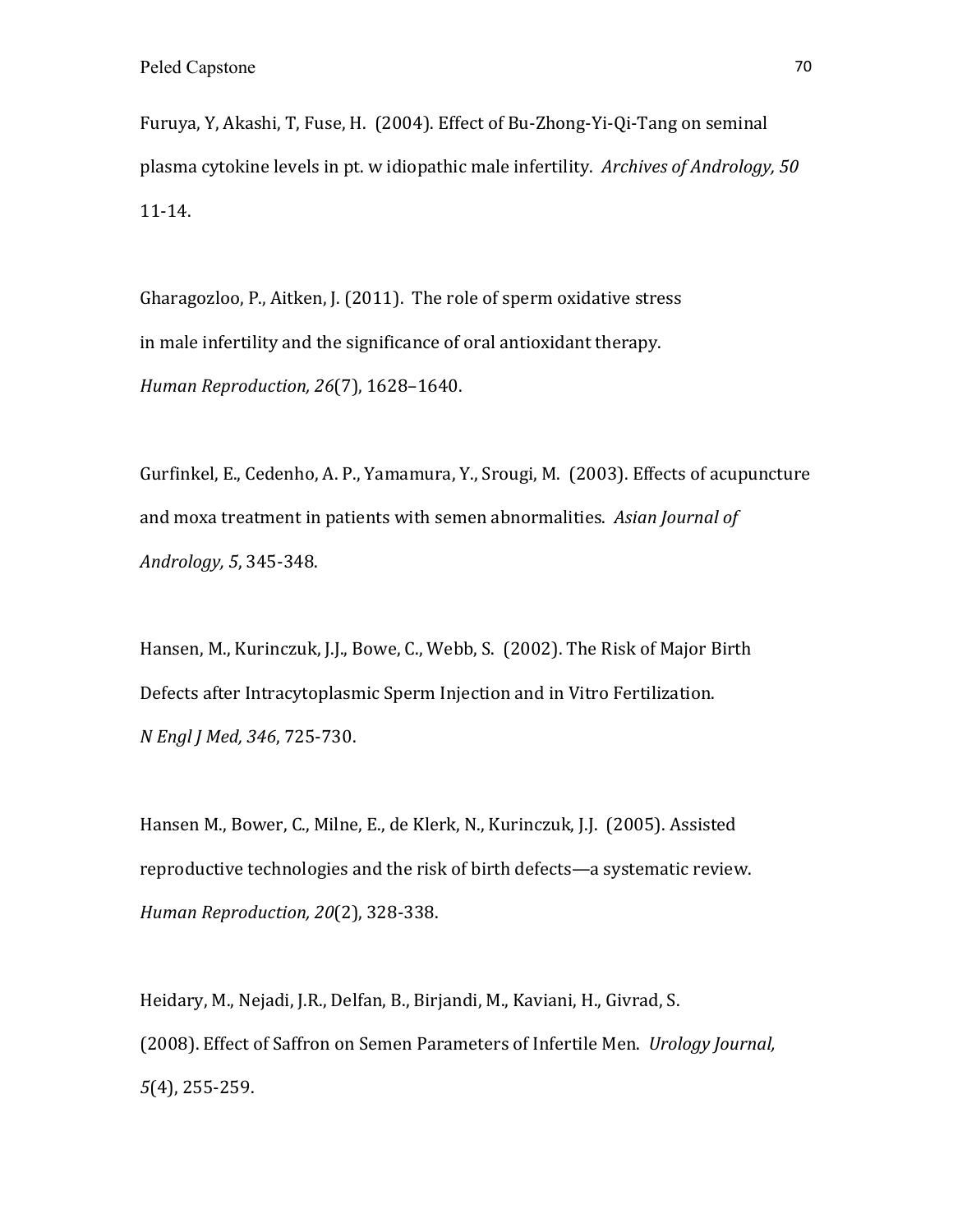Furuya, Y, Akashi, T, Fuse, H. (2004). Effect of Bu-Zhong-Yi-Qi-Tang on seminal plasma cytokine levels in pt. w idiopathic male infertility. *Archives of Andrology, 50* 11-14.

Gharagozloo, P., Aitken, J. (2011). The role of sperm oxidative stress in male infertility and the significance of oral antioxidant therapy. *Human Reproduction, 26*(7), 1628–1640.

Gurfinkel, E., Cedenho, A. P., Yamamura, Y., Srougi, M. (2003). Effects of acupuncture and moxa treatment in patients with semen abnormalities. *Asian Journal of Andrology, 5*, 345-348.

Hansen, M., Kurinczuk, J.J., Bowe, C., Webb, S. (2002). The Risk of Major Birth Defects after Intracytoplasmic Sperm Injection and in Vitro Fertilization. *N Engl J Med, 346*, 725-730.

Hansen M., Bower, C., Milne, E., de Klerk, N., Kurinczuk, J.J. (2005). Assisted reproductive technologies and the risk of birth defects—a systematic review. *Human Reproduction, 20*(2), 328-338.

Heidary, M., Nejadi, J.R., Delfan, B., Birjandi, M., Kaviani, H., Givrad, S. (2008). Effect of Saffron on Semen Parameters of Infertile Men. *Urology Journal, 5*(4), 255-259.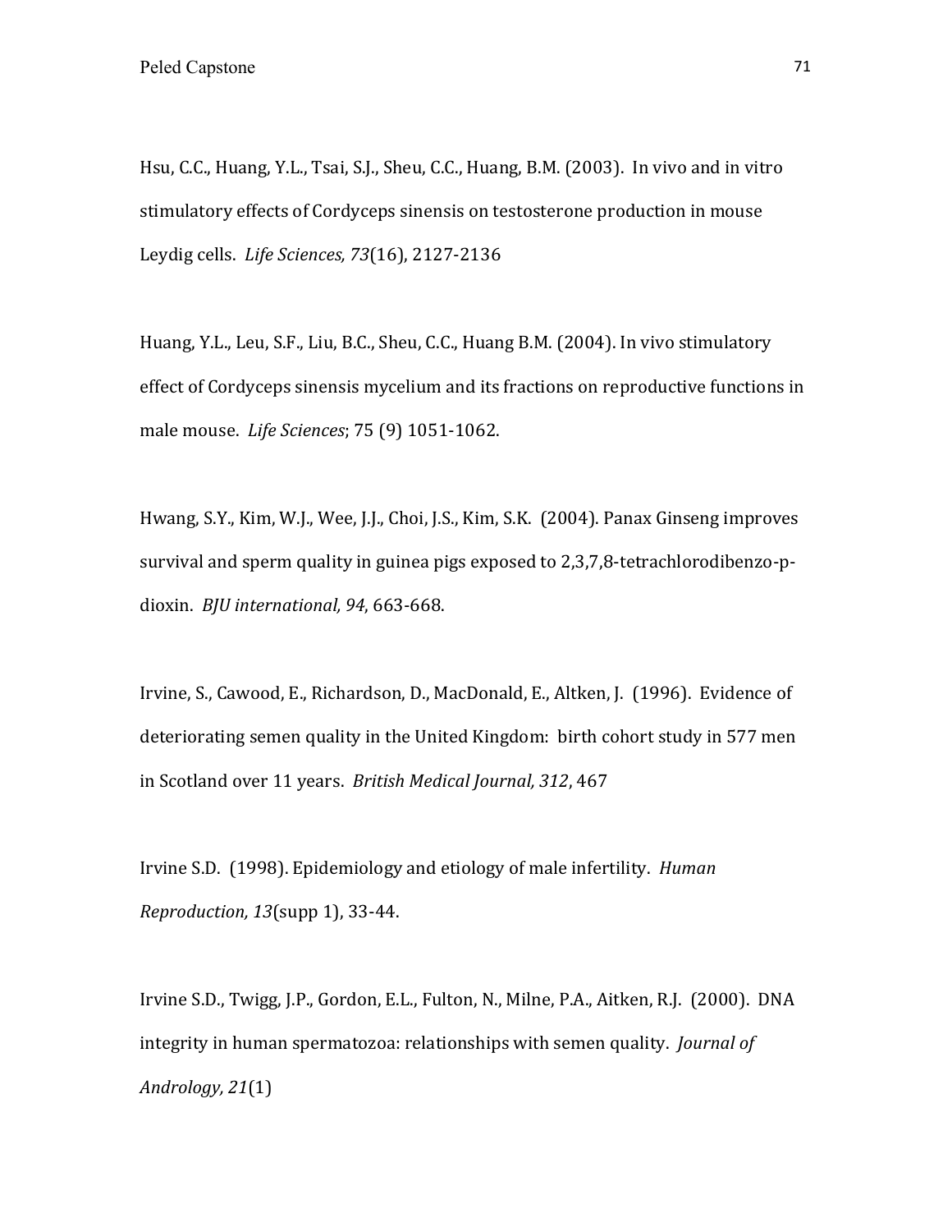Hsu, C.C., Huang, Y.L., Tsai, S.J., Sheu, C.C., Huang, B.M. (2003). In vivo and in vitro stimulatory effects of Cordyceps sinensis on testosterone production in mouse Leydig cells. *Life Sciences, 73*(16), 2127-2136

Huang, Y.L., Leu, S.F., Liu, B.C., Sheu, C.C., Huang B.M. (2004). In vivo stimulatory effect of Cordyceps sinensis mycelium and its fractions on reproductive functions in male mouse. *Life Sciences*; 75 (9) 1051-1062.

Hwang, S.Y., Kim, W.J., Wee, J.J., Choi, J.S., Kim, S.K. (2004). Panax Ginseng improves survival and sperm quality in guinea pigs exposed to 2,3,7,8-tetrachlorodibenzo-p-dioxin. *BJU international, 94*, 663-668.

Irvine, S., Cawood, E., Richardson, D., MacDonald, E., Altken, J. (1996). Evidence of deteriorating semen quality in the United Kingdom: birth cohort study in 577 men in Scotland over 11 years. *British Medical Journal, 312*, 467

Irvine S.D. (1998). Epidemiology and etiology of male infertility. *Human Reproduction, 13*(supp 1), 33-44.

Irvine S.D., Twigg, J.P., Gordon, E.L., Fulton, N., Milne, P.A., Aitken, R.J. (2000). DNA integrity in human spermatozoa: relationships with semen quality. *Journal of Andrology, 21*(1)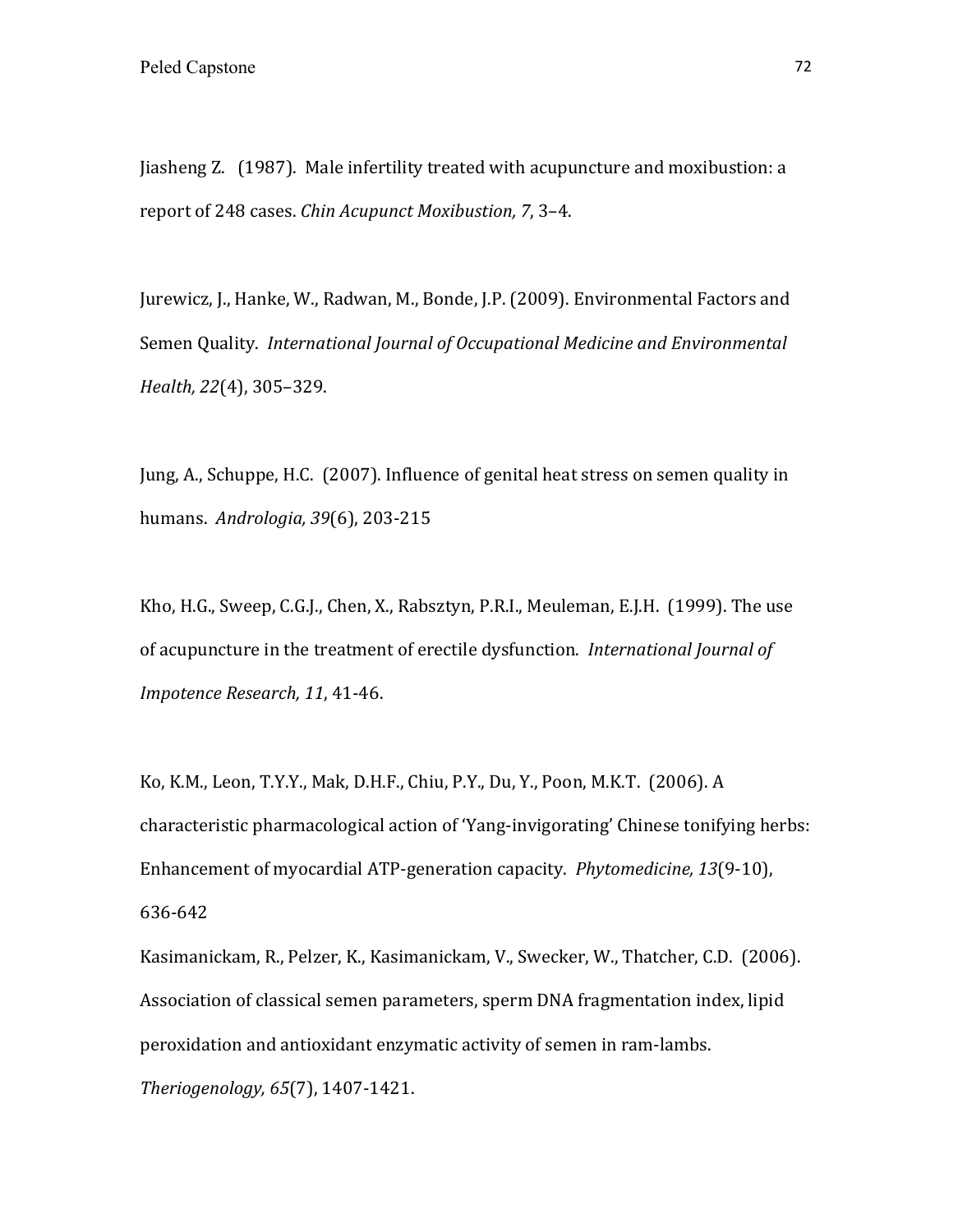Jiasheng Z. (1987). Male infertility treated with acupuncture and moxibustion: a report of 248 cases. *Chin Acupunct Moxibustion, 7*, 3–4.

Jurewicz, J., Hanke, W., Radwan, M., Bonde, J.P. (2009). Environmental Factors and Semen Quality. *International Journal of Occupational Medicine and Environmental Health, 22*(4), 305–329.

Jung, A., Schuppe, H.C. (2007). Influence of genital heat stress on semen quality in humans. *Andrologia, 39*(6), 203-215

Kho, H.G., Sweep, C.G.J., Chen, X., Rabsztyn, P.R.I., Meuleman, E.J.H. (1999). The use of acupuncture in the treatment of erectile dysfunction. *International Journal of Impotence Research, 11*, 41-46.

Ko, K.M., Leon, T.Y.Y., Mak, D.H.F., Chiu, P.Y., Du, Y., Poon, M.K.T. (2006). A characteristic pharmacological action of 'Yang-invigorating' Chinese tonifying herbs: Enhancement of myocardial ATP-generation capacity. *Phytomedicine, 13*(9-10), 636-642

Kasimanickam, R., Pelzer, K., Kasimanickam, V., Swecker, W., Thatcher, C.D. (2006). Association of classical semen parameters, sperm DNA fragmentation index, lipid peroxidation and antioxidant enzymatic activity of semen in ram-lambs. *Theriogenology, 65*(7), 1407-1421.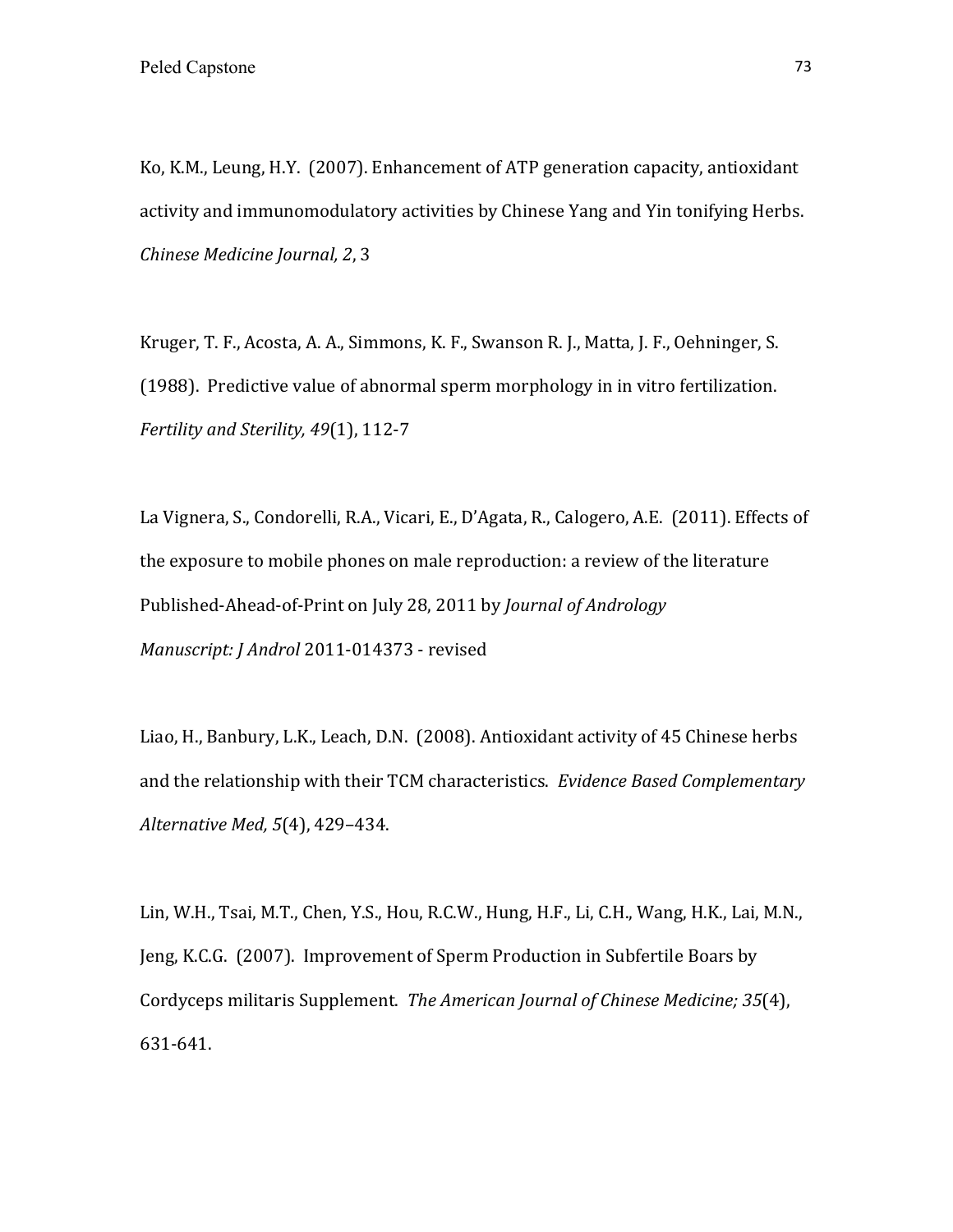Ko, K.M., Leung, H.Y. (2007). Enhancement of ATP generation capacity, antioxidant activity and immunomodulatory activities by Chinese Yang and Yin tonifying Herbs. *Chinese Medicine Journal, 2*, 3

Kruger, T. F., Acosta, A. A., Simmons, K. F., Swanson R. J., Matta, J. F., Oehninger, S. (1988). Predictive value of abnormal sperm morphology in in vitro fertilization. *Fertility and Sterility, 49*(1), 112-7

La Vignera, S., Condorelli, R.A., Vicari, E., D'Agata, R., Calogero, A.E. (2011). Effects of the exposure to mobile phones on male reproduction: a review of the literature Published-Ahead-of-Print on July 28, 2011 by *Journal of Andrology Manuscript: J Androl* 2011-014373 - revised

Liao, H., Banbury, L.K., Leach, D.N. (2008). Antioxidant activity of 45 Chinese herbs and the relationship with their TCM characteristics. *Evidence Based Complementary Alternative Med, 5*(4), 429–434.

Lin, W.H., Tsai, M.T., Chen, Y.S., Hou, R.C.W., Hung, H.F., Li, C.H., Wang, H.K., Lai, M.N., Jeng, K.C.G. (2007). Improvement of Sperm Production in Subfertile Boars by Cordyceps militaris Supplement. *The American Journal of Chinese Medicine; 35*(4), 631-641.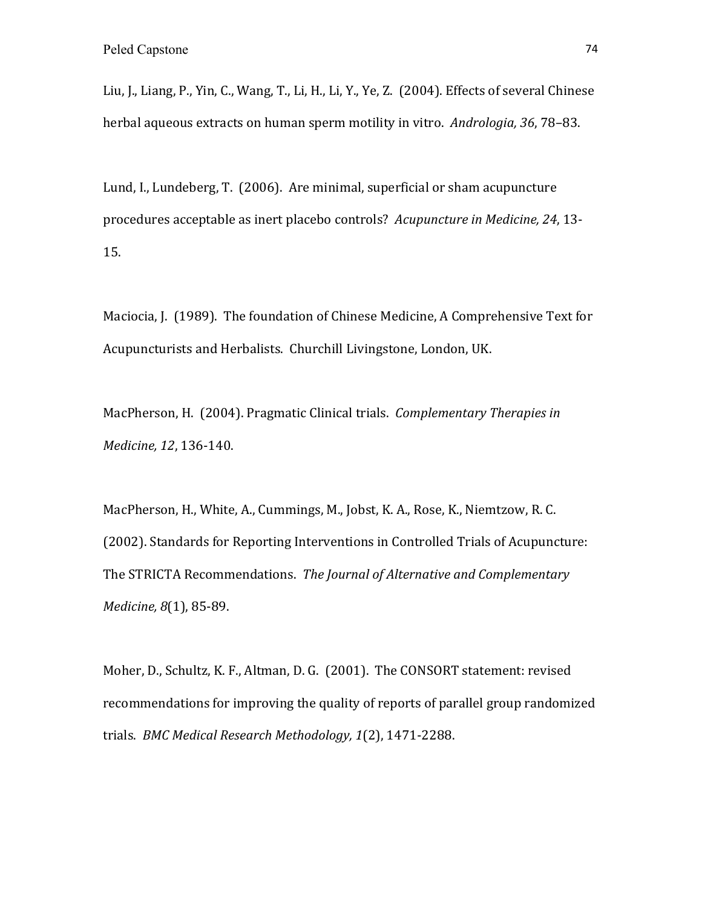Liu, J., Liang, P., Yin, C., Wang, T., Li, H., Li, Y., Ye, Z. (2004). Effects of several Chinese herbal aqueous extracts on human sperm motility in vitro. *Andrologia, 36*, 78–83.

Lund, I., Lundeberg, T. (2006). Are minimal, superficial or sham acupuncture procedures acceptable as inert placebo controls? *Acupuncture in Medicine, 24*, 13-15.

Maciocia, J. (1989). The foundation of Chinese Medicine, A Comprehensive Text for Acupuncturists and Herbalists. Churchill Livingstone, London, UK.

MacPherson, H. (2004). Pragmatic Clinical trials. *Complementary Therapies in Medicine, 12*, 136-140.

MacPherson, H., White, A., Cummings, M., Jobst, K. A., Rose, K., Niemtzow, R. C. (2002). Standards for Reporting Interventions in Controlled Trials of Acupuncture: The STRICTA Recommendations. *The Journal of Alternative and Complementary Medicine, 8*(1), 85-89.

Moher, D., Schultz, K. F., Altman, D. G. (2001). The CONSORT statement: revised recommendations for improving the quality of reports of parallel group randomized trials. *BMC Medical Research Methodology, 1*(2), 1471-2288.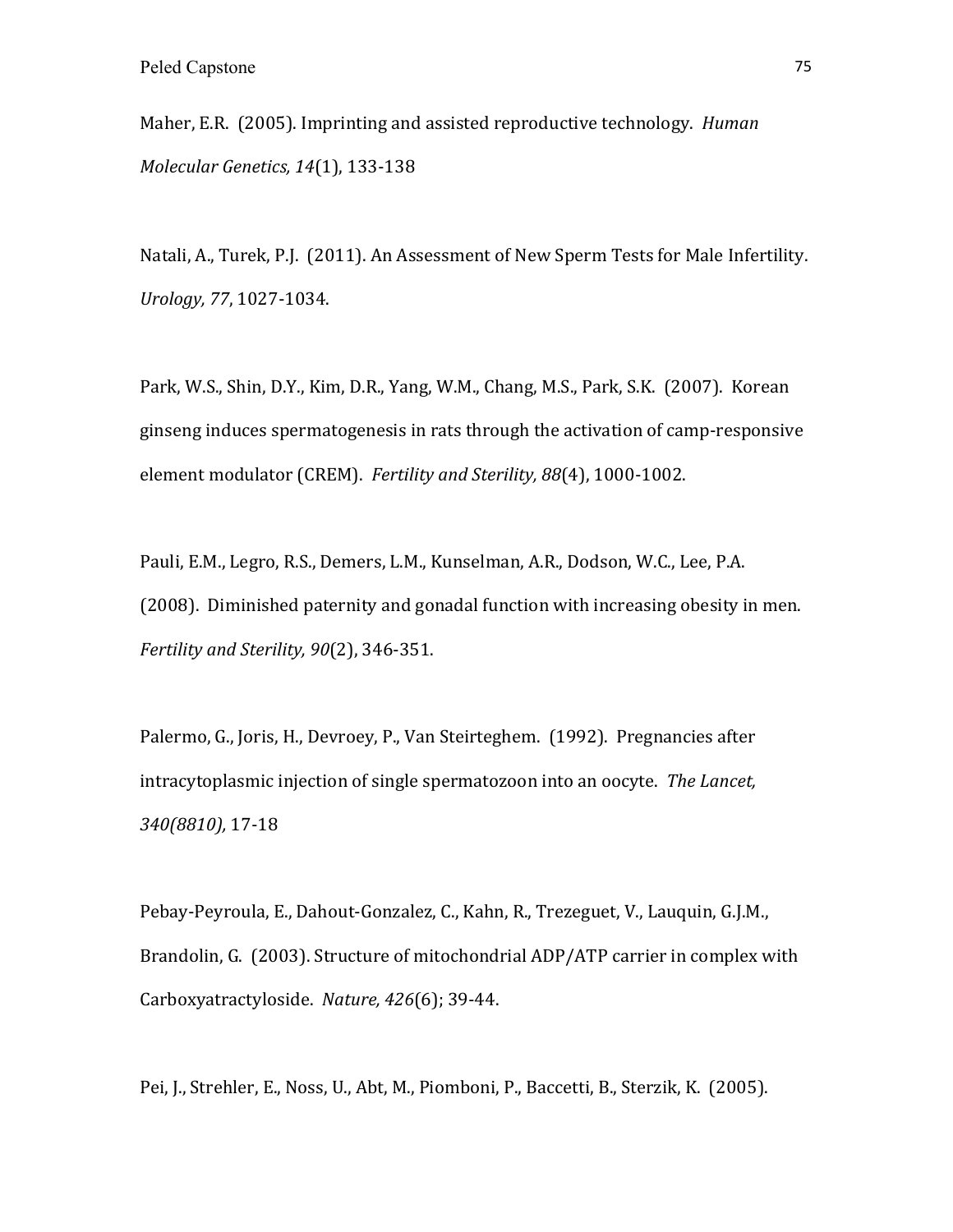Maher, E.R. (2005). Imprinting and assisted reproductive technology. *Human Molecular Genetics, 14*(1), 133-138

Natali, A., Turek, P.J. (2011). An Assessment of New Sperm Tests for Male Infertility. *Urology, 77*, 1027-1034.

Park, W.S., Shin, D.Y., Kim, D.R., Yang, W.M., Chang, M.S., Park, S.K. (2007). Korean ginseng induces spermatogenesis in rats through the activation of camp-responsive element modulator (CREM). *Fertility and Sterility, 88*(4), 1000-1002.

Pauli, E.M., Legro, R.S., Demers, L.M., Kunselman, A.R., Dodson, W.C., Lee, P.A. (2008). Diminished paternity and gonadal function with increasing obesity in men. *Fertility and Sterility, 90*(2), 346-351.

Palermo, G., Joris, H., Devroey, P., Van Steirteghem. (1992). Pregnancies after intracytoplasmic injection of single spermatozoon into an oocyte. *The Lancet, 340(8810),* 17-18

Pebay-Peyroula, E., Dahout-Gonzalez, C., Kahn, R., Trezeguet, V., Lauquin, G.J.M., Brandolin, G. (2003). Structure of mitochondrial ADP/ATP carrier in complex with Carboxyatractyloside. *Nature, 426*(6); 39-44.

Pei, J., Strehler, E., Noss, U., Abt, M., Piomboni, P., Baccetti, B., Sterzik, K. (2005).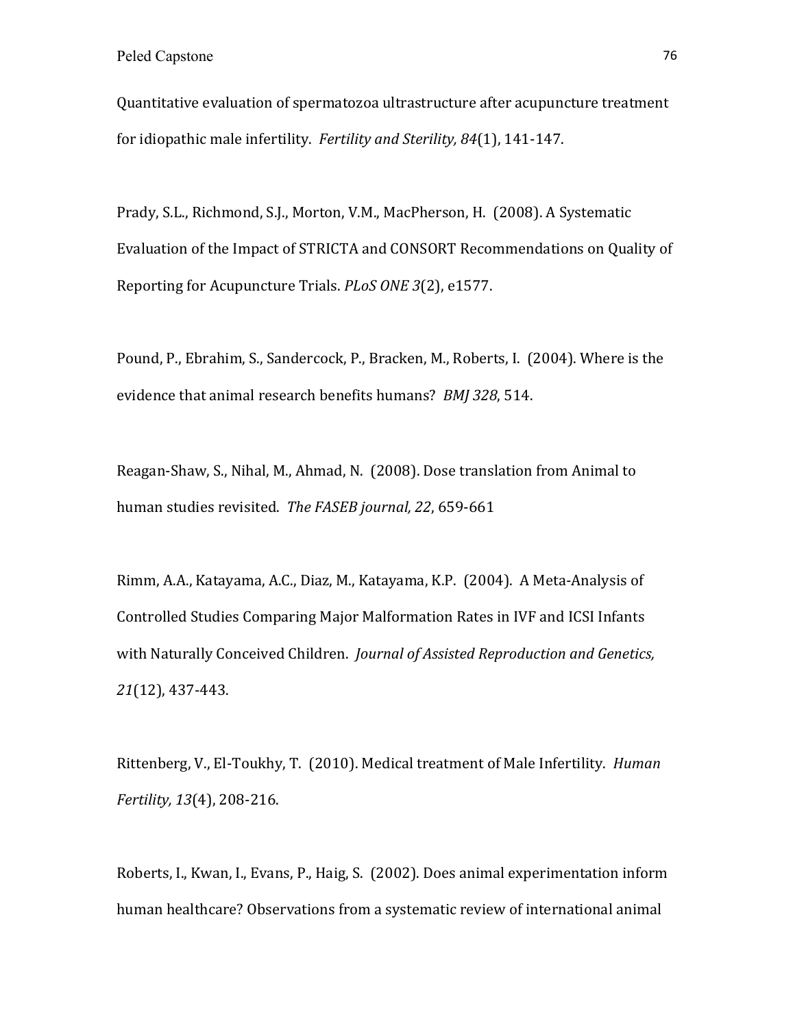Quantitative evaluation of spermatozoa ultrastructure after acupuncture treatment for idiopathic male infertility. *Fertility and Sterility, 84*(1), 141-147.

Prady, S.L., Richmond, S.J., Morton, V.M., MacPherson, H. (2008). A Systematic Evaluation of the Impact of STRICTA and CONSORT Recommendations on Quality of Reporting for Acupuncture Trials. *PLoS ONE 3*(2), e1577.

Pound, P., Ebrahim, S., Sandercock, P., Bracken, M., Roberts, I. (2004). Where is the evidence that animal research benefits humans? *BMJ 328*, 514.

Reagan-Shaw, S., Nihal, M., Ahmad, N. (2008). Dose translation from Animal to human studies revisited. *The FASEB journal, 22*, 659-661

Rimm, A.A., Katayama, A.C., Diaz, M., Katayama, K.P. (2004). A Meta-Analysis of Controlled Studies Comparing Major Malformation Rates in IVF and ICSI Infants with Naturally Conceived Children. *Journal of Assisted Reproduction and Genetics, 21*(12), 437-443.

Rittenberg, V., El-Toukhy, T. (2010). Medical treatment of Male Infertility. *Human Fertility, 13*(4), 208-216.

Roberts, I., Kwan, I., Evans, P., Haig, S. (2002). Does animal experimentation inform human healthcare? Observations from a systematic review of international animal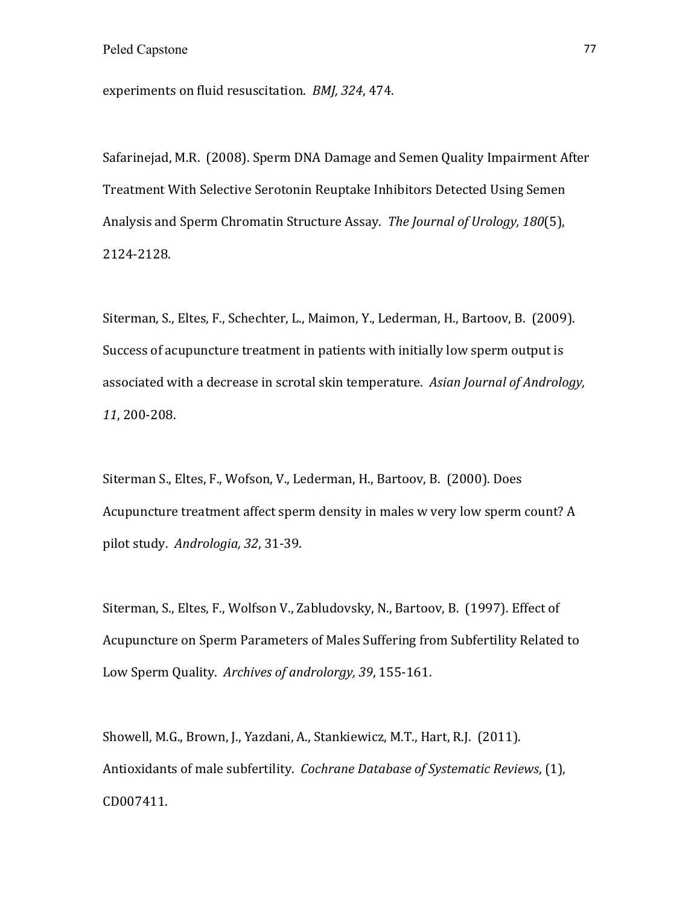experiments on fluid resuscitation. *BMJ, 324*, 474.

Safarinejad, M.R. (2008). Sperm DNA Damage and Semen Quality Impairment After Treatment With Selective Serotonin Reuptake Inhibitors Detected Using Semen Analysis and Sperm Chromatin Structure Assay. *The Journal of Urology, 180*(5), 2124-2128.

Siterman, S., Eltes, F., Schechter, L., Maimon, Y., Lederman, H., Bartoov, B. (2009). Success of acupuncture treatment in patients with initially low sperm output is associated with a decrease in scrotal skin temperature. *Asian Journal of Andrology, 11*, 200-208.

Siterman S., Eltes, F., Wofson, V., Lederman, H., Bartoov, B. (2000). Does Acupuncture treatment affect sperm density in males w very low sperm count? A pilot study. *Andrologia, 32*, 31-39.

Siterman, S., Eltes, F., Wolfson V., Zabludovsky, N., Bartoov, B. (1997). Effect of Acupuncture on Sperm Parameters of Males Suffering from Subfertility Related to Low Sperm Quality. *Archives of andrology, 39*, 155-161.

Showell, M.G., Brown, J., Yazdani, A., Stankiewicz, M.T., Hart, R.J. (2011). Antioxidants of male subfertility. *Cochrane Database of Systematic Reviews*, (1), CD007411.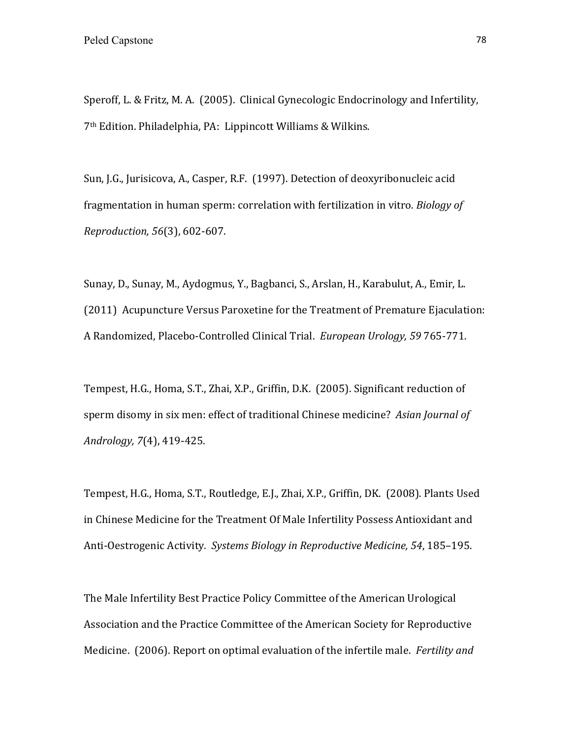Speroff, L. & Fritz, M. A. (2005). Clinical Gynecologic Endocrinology and Infertility, 7th Edition. Philadelphia, PA: Lippincott Williams & Wilkins.

Sun, J.G., Jurisicova, A., Casper, R.F. (1997). Detection of deoxyribonucleic acid fragmentation in human sperm: correlation with fertilization in vitro. *Biology of Reproduction, 56*(3), 602-607.

Sunay, D., Sunay, M., Aydogmus, Y., Bagbanci, S., Arslan, H., Karabulut, A., Emir, L. (2011) Acupuncture Versus Paroxetine for the Treatment of Premature Ejaculation: A Randomized, Placebo-Controlled Clinical Trial. *European Urology, 59* 765-771.

Tempest, H.G., Homa, S.T., Zhai, X.P., Griffin, D.K. (2005). Significant reduction of sperm disomy in six men: effect of traditional Chinese medicine? *Asian Journal of Andrology, 7*(4), 419-425.

Tempest, H.G., Homa, S.T., Routledge, E.J., Zhai, X.P., Griffin, DK. (2008). Plants Used in Chinese Medicine for the Treatment Of Male Infertility Possess Antioxidant and Anti-Oestrogenic Activity. *Systems Biology in Reproductive Medicine, 54*, 185–195.

The Male Infertility Best Practice Policy Committee of the American Urological Association and the Practice Committee of the American Society for Reproductive Medicine. (2006). Report on optimal evaluation of the infertile male. *Fertility and*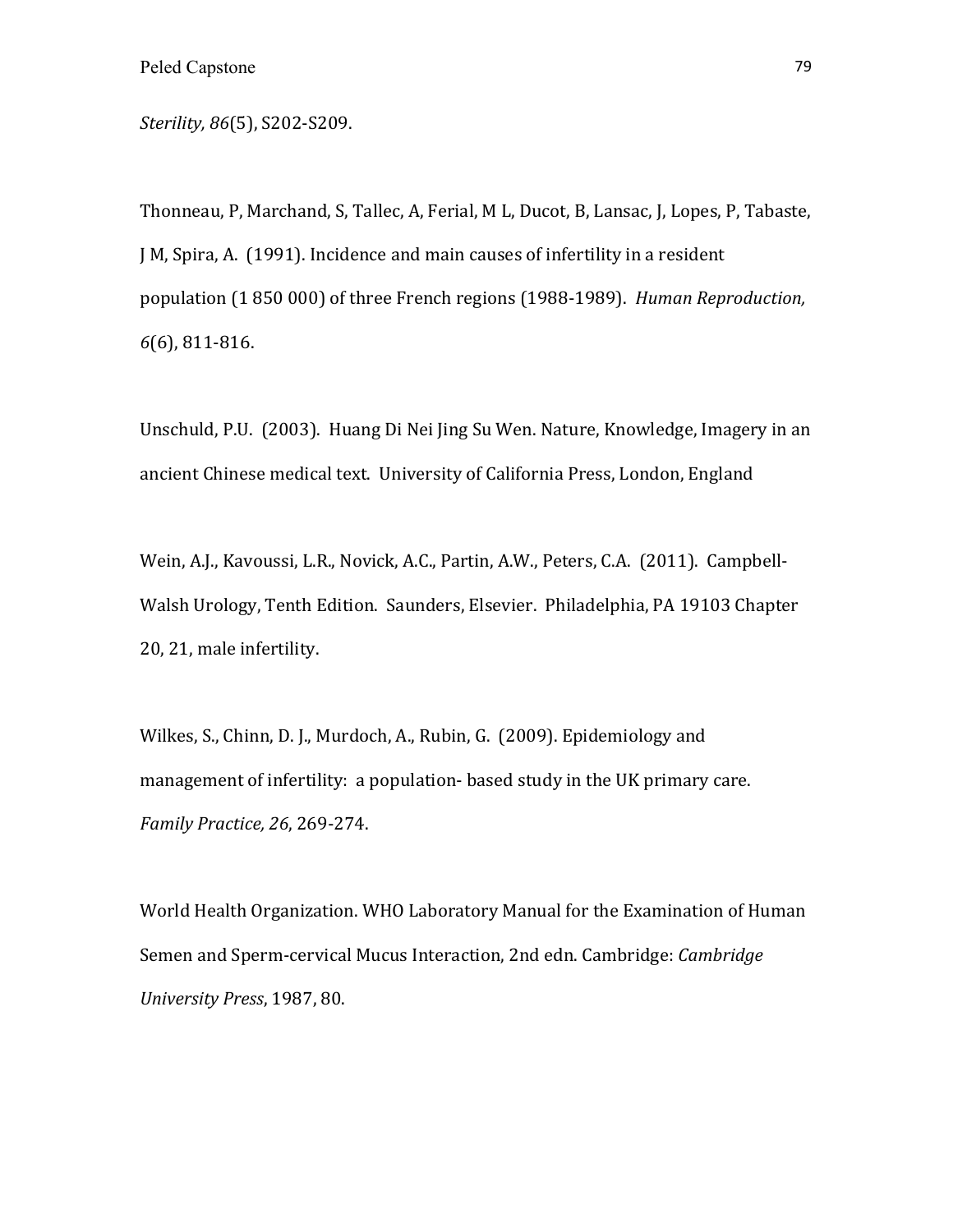*Sterility, 86*(5), S202-S209.

Thonneau, P, Marchand, S, Tallec, A, Ferial, M L, Ducot, B, Lansac, J, Lopes, P, Tabaste, J M, Spira, A. (1991). Incidence and main causes of infertility in a resident population (1 850 000) of three French regions (1988-1989). *Human Reproduction, 6*(6), 811-816.

Unschuld, P.U. (2003). Huang Di Nei Jing Su Wen. Nature, Knowledge, Imagery in an ancient Chinese medical text. University of California Press, London, England

Wein, A.J., Kavoussi, L.R., Novick, A.C., Partin, A.W., Peters, C.A. (2011). Campbell-Walsh Urology, Tenth Edition. Saunders, Elsevier. Philadelphia, PA 19103 Chapter 20, 21, male infertility.

Wilkes, S., Chinn, D. J., Murdoch, A., Rubin, G. (2009). Epidemiology and management of infertility: a population- based study in the UK primary care. *Family Practice, 26*, 269-274.

World Health Organization. WHO Laboratory Manual for the Examination of Human Semen and Sperm-cervical Mucus Interaction, 2nd edn. Cambridge: *Cambridge University Press*, 1987, 80.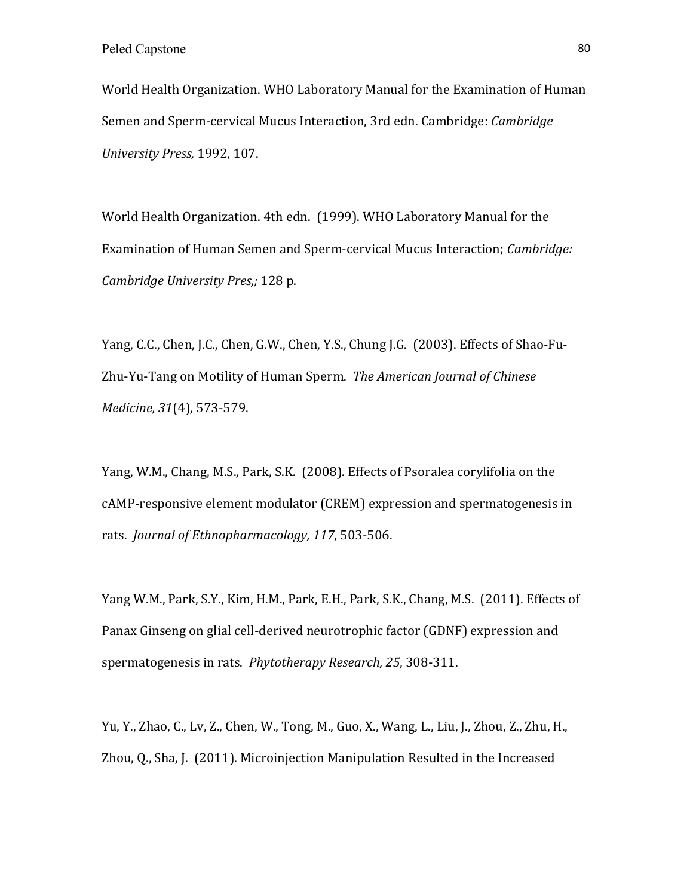World Health Organization. WHO Laboratory Manual for the Examination of Human Semen and Sperm-cervical Mucus Interaction, 3rd edn. Cambridge: *Cambridge University Press,* 1992, 107.

World Health Organization. 4th edn. (1999). WHO Laboratory Manual for the Examination of Human Semen and Sperm-cervical Mucus Interaction; *Cambridge: Cambridge University Pres,;* 128 p.

Yang, C.C., Chen, J.C., Chen, G.W., Chen, Y.S., Chung J.G. (2003). Effects of Shao-Fu-Zhu-Yu-Tang on Motility of Human Sperm. *The American Journal of Chinese Medicine, 31*(4), 573-579.

Yang, W.M., Chang, M.S., Park, S.K. (2008). Effects of Psoralea corylifolia on the cAMP-responsive element modulator (CREM) expression and spermatogenesis in rats. *Journal of Ethnopharmacology, 117*, 503-506.

Yang W.M., Park, S.Y., Kim, H.M., Park, E.H., Park, S.K., Chang, M.S. (2011). Effects of Panax Ginseng on glial cell-derived neurotrophic factor (GDNF) expression and spermatogenesis in rats. *Phytotherapy Research, 25*, 308-311.

Yu, Y., Zhao, C., Lv, Z., Chen, W., Tong, M., Guo, X., Wang, L., Liu, J., Zhou, Z., Zhu, H., Zhou, Q., Sha, J. (2011). Microinjection Manipulation Resulted in the Increased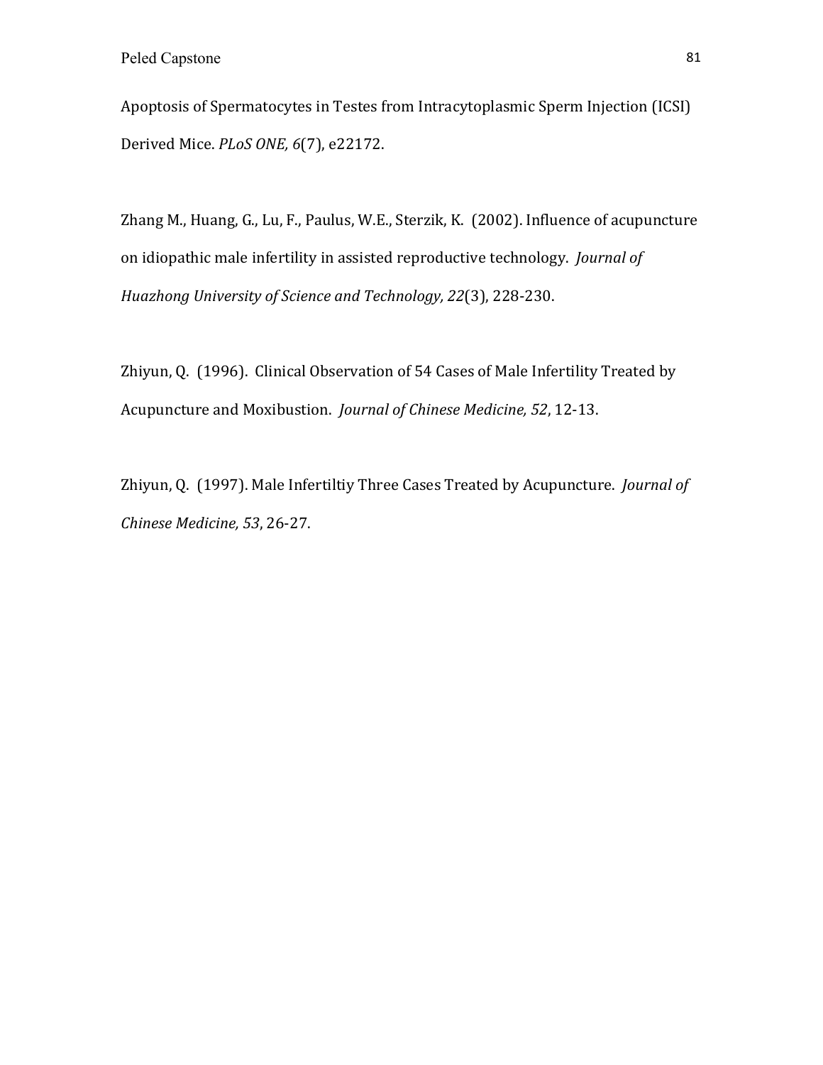Apoptosis of Spermatocytes in Testes from Intracytoplasmic Sperm Injection (ICSI) Derived Mice. *PLoS ONE, 6*(7), e22172.

Zhang M., Huang, G., Lu, F., Paulus, W.E., Sterzik, K. (2002). Influence of acupuncture on idiopathic male infertility in assisted reproductive technology. *Journal of Huazhong University of Science and Technology, 22*(3), 228-230.

Zhiyun, Q. (1996). Clinical Observation of 54 Cases of Male Infertility Treated by Acupuncture and Moxibustion. *Journal of Chinese Medicine, 52*, 12-13.

Zhiyun, Q. (1997). Male Infertiltiy Three Cases Treated by Acupuncture. *Journal of Chinese Medicine, 53*, 26-27.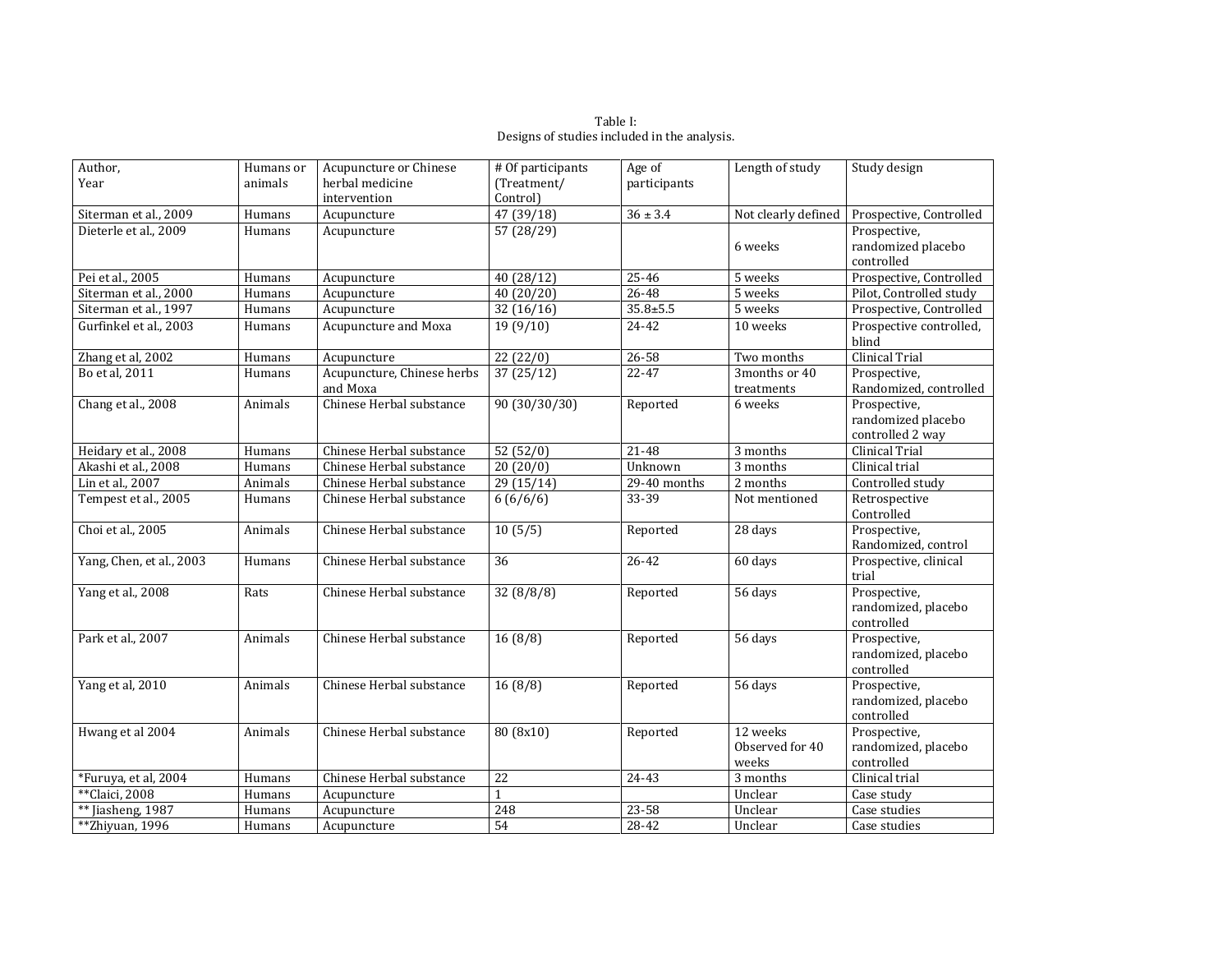Table I:
Designs of studies included in the analysis.

| Author, Year | Humans or animals | Acupuncture or Chinese herbal medicine intervention | # Of participants (Treatment/ Control) | Age of participants | Length of study | Study design |
|---|---|---|---|---|---|---|
| Siterman et al., 2009 | Humans | Acupuncture | 47 (39/18) | 36 ± 3.4 | Not clearly defined | Prospective, Controlled |
| Dieterle et al., 2009 | Humans | Acupuncture | 57 (28/29) | | 6 weeks | Prospective, randomized placebo controlled |
| Pei et al., 2005 | Humans | Acupuncture | 40 (28/12) | 25-46 | 5 weeks | Prospective, Controlled |
| Siterman et al., 2000 | Humans | Acupuncture | 40 (20/20) | 26-48 | 5 weeks | Pilot, Controlled study |
| Siterman et al., 1997 | Humans | Acupuncture | 32 (16/16) | 35.8±5.5 | 5 weeks | Prospective, Controlled |
| Gurfinkel et al., 2003 | Humans | Acupuncture and Moxa | 19 (9/10) | 24-42 | 10 weeks | Prospective controlled, blind |
| Zhang et al, 2002 | Humans | Acupuncture | 22 (22/0) | 26-58 | Two months | Clinical Trial |
| Bo et al, 2011 | Humans | Acupuncture, Chinese herbs and Moxa | 37 (25/12) | 22-47 | 3months or 40 treatments | Prospective, Randomized, controlled |
| Chang et al., 2008 | Animals | Chinese Herbal substance | 90 (30/30/30) | Reported | 6 weeks | Prospective, randomized placebo controlled 2 way |
| Heidary et al., 2008 | Humans | Chinese Herbal substance | 52 (52/0) | 21-48 | 3 months | Clinical Trial |
| Akashi et al., 2008 | Humans | Chinese Herbal substance | 20 (20/0) | Unknown | 3 months | Clinical trial |
| Lin et al., 2007 | Animals | Chinese Herbal substance | 29 (15/14) | 29-40 months | 2 months | Controlled study |
| Tempest et al., 2005 | Humans | Chinese Herbal substance | 6 (6/6/6) | 33-39 | Not mentioned | Retrospective Controlled |
| Choi et al., 2005 | Animals | Chinese Herbal substance | 10 (5/5) | Reported | 28 days | Prospective, Randomized, control |
| Yang, Chen, et al., 2003 | Humans | Chinese Herbal substance | 36 | 26-42 | 60 days | Prospective, clinical trial |
| Yang et al., 2008 | Rats | Chinese Herbal substance | 32 (8/8/8) | Reported | 56 days | Prospective, randomized, placebo controlled |
| Park et al., 2007 | Animals | Chinese Herbal substance | 16 (8/8) | Reported | 56 days | Prospective, randomized, placebo controlled |
| Yang et al, 2010 | Animals | Chinese Herbal substance | 16 (8/8) | Reported | 56 days | Prospective, randomized, placebo controlled |
| Hwang et al 2004 | Animals | Chinese Herbal substance | 80 (8x10) | Reported | 12 weeks Observed for 40 weeks | Prospective, randomized, placebo controlled |
| *Furuya, et al, 2004 | Humans | Chinese Herbal substance | 22 | 24-43 | 3 months | Clinical trial |
| **Claici, 2008 | Humans | Acupuncture | 1 | | Unclear | Case study |
| ** Jiasheng, 1987 | Humans | Acupuncture | 248 | 23-58 | Unclear | Case studies |
| **Zhiyuan, 1996 | Humans | Acupuncture | 54 | 28-42 | Unclear | Case studies |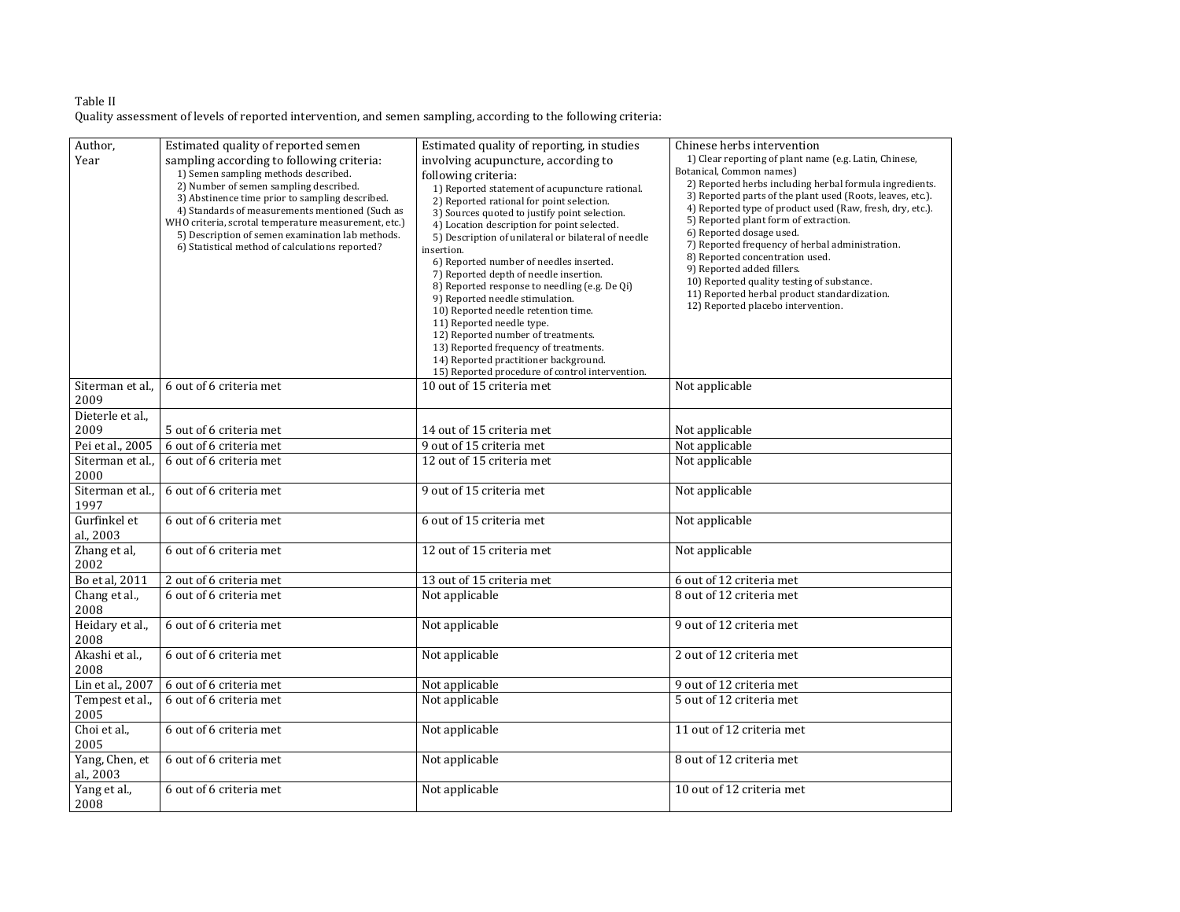Table II

Quality assessment of levels of reported intervention, and semen sampling, according to the following criteria:

| Author, Year | Estimated quality of reported semen sampling according to following criteria: 1) Semen sampling methods described. 2) Number of semen sampling described. 3) Abstinence time prior to sampling described. 4) Standards of measurements mentioned (Such as WHO criteria, scrotal temperature measurement, etc.) 5) Description of semen examination lab methods. 6) Statistical method of calculations reported? | Estimated quality of reporting, in studies involving acupuncture, according to following criteria: 1) Reported statement of acupuncture rational. 2) Reported rational for point selection. 3) Sources quoted to justify point selection. 4) Location description for point selected. 5) Description of unilateral or bilateral of needle insertion. 6) Reported number of needles inserted. 7) Reported depth of needle insertion. 8) Reported response to needling (e.g. De Qi) 9) Reported needle stimulation. 10) Reported needle retention time. 11) Reported needle type. 12) Reported number of treatments. 13) Reported frequency of treatments. 14) Reported practitioner background. 15) Reported procedure of control intervention. | Chinese herbs intervention 1) Clear reporting of plant name (e.g. Latin, Chinese, Botanical, Common names) 2) Reported herbs including herbal formula ingredients. 3) Reported parts of the plant used (Roots, leaves, etc.). 4) Reported type of product used (Raw, fresh, dry, etc.). 5) Reported plant form of extraction. 6) Reported dosage used. 7) Reported frequency of herbal administration. 8) Reported concentration used. 9) Reported added fillers. 10) Reported quality testing of substance. 11) Reported herbal product standardization. 12) Reported placebo intervention. |
|---|---|---|---|
| Siterman et al., 2009 | 6 out of 6 criteria met | 10 out of 15 criteria met | Not applicable |
| Dieterle et al., 2009 | 5 out of 6 criteria met | 14 out of 15 criteria met | Not applicable |
| Pei et al., 2005 | 6 out of 6 criteria met | 9 out of 15 criteria met | Not applicable |
| Siterman et al., 2000 | 6 out of 6 criteria met | 12 out of 15 criteria met | Not applicable |
| Siterman et al., 1997 | 6 out of 6 criteria met | 9 out of 15 criteria met | Not applicable |
| Gurfinkel et al., 2003 | 6 out of 6 criteria met | 6 out of 15 criteria met | Not applicable |
| Zhang et al, 2002 | 6 out of 6 criteria met | 12 out of 15 criteria met | Not applicable |
| Bo et al, 2011 | 2 out of 6 criteria met | 13 out of 15 criteria met | 6 out of 12 criteria met |
| Chang et al., 2008 | 6 out of 6 criteria met | Not applicable | 8 out of 12 criteria met |
| Heidary et al., 2008 | 6 out of 6 criteria met | Not applicable | 9 out of 12 criteria met |
| Akashi et al., 2008 | 6 out of 6 criteria met | Not applicable | 2 out of 12 criteria met |
| Lin et al., 2007 | 6 out of 6 criteria met | Not applicable | 9 out of 12 criteria met |
| Tempest et al., 2005 | 6 out of 6 criteria met | Not applicable | 5 out of 12 criteria met |
| Choi et al., 2005 | 6 out of 6 criteria met | Not applicable | 11 out of 12 criteria met |
| Yang, Chen, et al., 2003 | 6 out of 6 criteria met | Not applicable | 8 out of 12 criteria met |
| Yang et al., 2008 | 6 out of 6 criteria met | Not applicable | 10 out of 12 criteria met |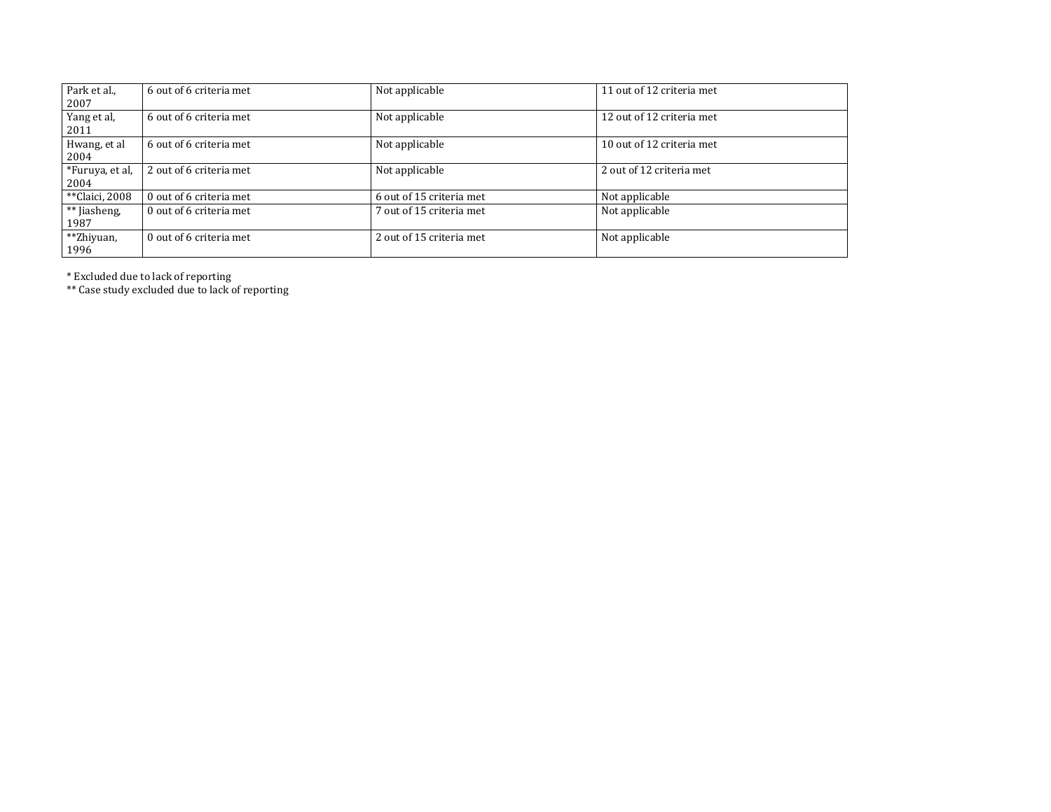| | | | |
|---|---|---|---|
| Park et al., 2007 | 6 out of 6 criteria met | Not applicable | 11 out of 12 criteria met |
| Yang et al, 2011 | 6 out of 6 criteria met | Not applicable | 12 out of 12 criteria met |
| Hwang, et al 2004 | 6 out of 6 criteria met | Not applicable | 10 out of 12 criteria met |
| *Furuya, et al, 2004 | 2 out of 6 criteria met | Not applicable | 2 out of 12 criteria met |
| **Claici, 2008 | 0 out of 6 criteria met | 6 out of 15 criteria met | Not applicable |
| ** Jiasheng, 1987 | 0 out of 6 criteria met | 7 out of 15 criteria met | Not applicable |
| **Zhiyuan, 1996 | 0 out of 6 criteria met | 2 out of 15 criteria met | Not applicable |

* Excluded due to lack of reporting
** Case study excluded due to lack of reporting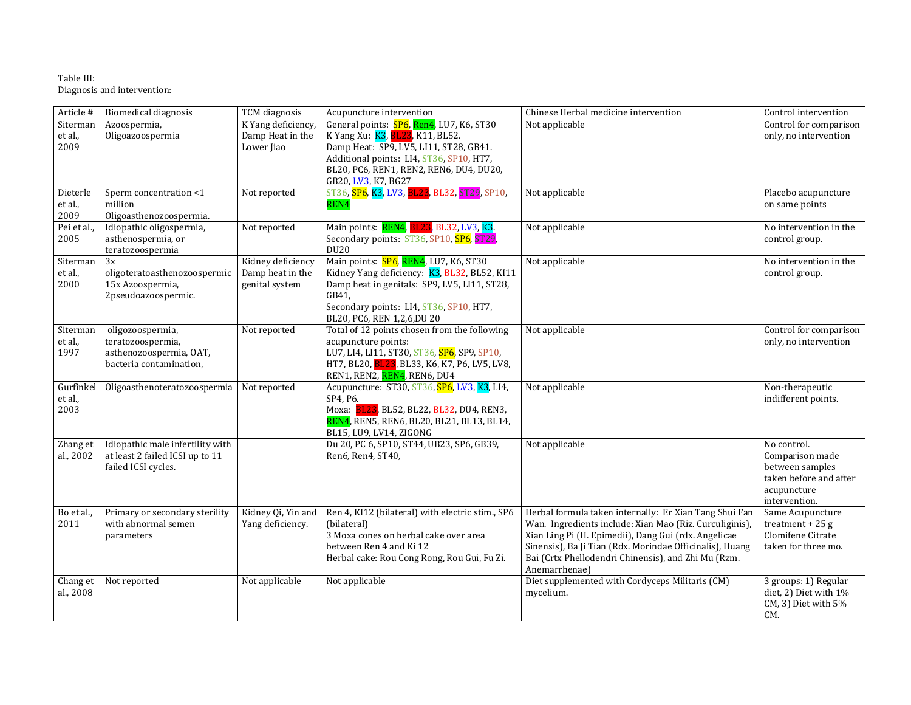Table III:
Diagnosis and intervention:

| Article # | Biomedical diagnosis | TCM diagnosis | Acupuncture intervention | Chinese Herbal medicine intervention | Control intervention |
|---|---|---|---|---|---|
| Siterman et al., 2009 | Azoospermia, Oligoazoospermia | K Yang deficiency, Damp Heat in the Lower Jiao | General points: SP6, Ren4, LU7, K6, ST30<br>K Yang Xu: K3, BL23, K11, BL52.<br>Damp Heat: SP9, LV5, LI11, ST28, GB41.<br>Additional points: LI4, ST36, SP10, HT7, BL20, PC6, REN1, REN2, REN6, DU4, DU20, GB20, LV3, K7, BG27 | Not applicable | Control for comparison only, no intervention |
| Dieterle et al., 2009 | Sperm concentration <1 million Oligoasthenozoospermia. | Not reported | ST36, SP6, K3, LV3, BL23, BL32, ST29, SP10, REN4 | Not applicable | Placebo acupuncture on same points |
| Pei et al., 2005 | Idiopathic oligospermia, asthenospermia, or teratozoospermia | Not reported | Main points: REN4, BL23, BL32, LV3, K3.<br>Secondary points: ST36, SP10, SP6, ST29, DU20 | Not applicable | No intervention in the control group. |
| Siterman et al., 2000 | 3x oligoteratoasthenozoospermic 15x Azoospermia, 2pseudoazoospermic. | Kidney deficiency Damp heat in the genital system | Main points: SP6, REN4, LU7, K6, ST30<br>Kidney Yang deficiency: K3, BL32, BL52, KI11<br>Damp heat in genitals: SP9, LV5, LI11, ST28, GB41,<br>Secondary points: LI4, ST36, SP10, HT7, BL20, PC6, REN 1,2,6,DU 20 | Not applicable | No intervention in the control group. |
| Siterman et al., 1997 | oligozoospermia, teratozoospermia, asthenozoospermia, OAT, bacteria contamination, | Not reported | Total of 12 points chosen from the following acupuncture points:<br>LU7, LI4, LI11, ST30, ST36, SP6, SP9, SP10, HT7, BL20, BL23, BL33, K6, K7, P6, LV5, LV8, REN1, REN2, REN4, REN6, DU4 | Not applicable | Control for comparison only, no intervention |
| Gurfinkel et al., 2003 | Oligoasthenoteratozoospermia | Not reported | Acupuncture: ST30, ST36, SP6, LV3, K3, LI4, SP4, P6.<br>Moxa: BL23, BL52, BL22, BL32, DU4, REN3, REN4, REN5, REN6, BL20, BL21, BL13, BL14, BL15, LU9, LV14, ZIGONG | Not applicable | Non-therapeutic indifferent points. |
| Zhang et al., 2002 | Idiopathic male infertility with at least 2 failed ICSI up to 11 failed ICSI cycles. | | Du 20, PC 6, SP10, ST44, UB23, SP6, GB39, Ren6, Ren4, ST40, | Not applicable | No control. Comparison made between samples taken before and after acupuncture intervention. |
| Bo et al., 2011 | Primary or secondary sterility with abnormal semen parameters | Kidney Qi, Yin and Yang deficiency. | Ren 4, KI12 (bilateral) with electric stim., SP6 (bilateral)<br>3 Moxa cones on herbal cake over area between Ren 4 and Ki 12<br>Herbal cake: Rou Cong Rong, Rou Gui, Fu Zi. | Herbal formula taken internally: Er Xian Tang Shui Fan Wan. Ingredients include: Xian Mao (Riz. Curculiginis), Xian Ling Pi (H. Epimedii), Dang Gui (rdx. Angelicae Sinensis), Ba Ji Tian (Rdx. Morindae Officinalis), Huang Bai (Crtx Phellodendri Chinensis), and Zhi Mu (Rzm. Anemarrhenae) | Same Acupuncture treatment + 25 g Clomifene Citrate taken for three mo. |
| Chang et al., 2008 | Not reported | Not applicable | Not applicable | Diet supplemented with Cordyceps Militaris (CM) mycelium. | 3 groups: 1) Regular diet, 2) Diet with 1% CM, 3) Diet with 5% CM. |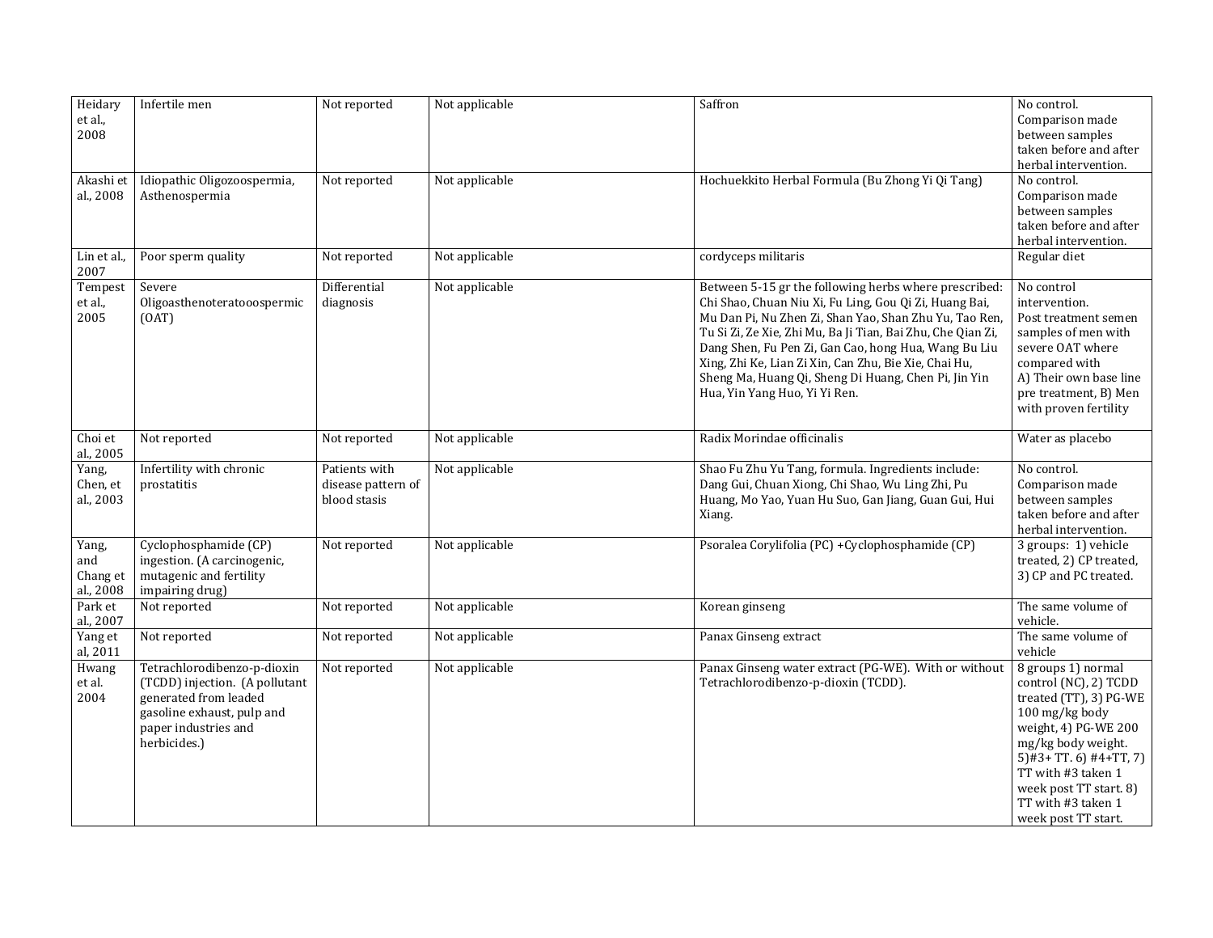| Heidary et al., 2008 | Infertile men | Not reported | Not applicable | Saffron | No control. Comparison made between samples taken before and after herbal intervention. |
|---|---|---|---|---|---|
| Akashi et al., 2008 | Idiopathic Oligozoospermia, Asthenospermia | Not reported | Not applicable | Hochuekkito Herbal Formula (Bu Zhong Yi Qi Tang) | No control. Comparison made between samples taken before and after herbal intervention. |
| Lin et al., 2007 | Poor sperm quality | Not reported | Not applicable | cordyceps militaris | Regular diet |
| Tempest et al., 2005 | Severe Oligoasthenoteratooospermic (OAT) | Differential diagnosis | Not applicable | Between 5-15 gr the following herbs where prescribed: Chi Shao, Chuan Niu Xi, Fu Ling, Gou Qi Zi, Huang Bai, Mu Dan Pi, Nu Zhen Zi, Shan Yao, Shan Zhu Yu, Tao Ren, Tu Si Zi, Ze Xie, Zhi Mu, Ba Ji Tian, Bai Zhu, Che Qian Zi, Dang Shen, Fu Pen Zi, Gan Cao, hong Hua, Wang Bu Liu Xing, Zhi Ke, Lian Zi Xin, Can Zhu, Bie Xie, Chai Hu, Sheng Ma, Huang Qi, Sheng Di Huang, Chen Pi, Jin Yin Hua, Yin Yang Huo, Yi Yi Ren. | No control intervention. Post treatment semen samples of men with severe OAT where compared with A) Their own base line pre treatment, B) Men with proven fertility |
| Choi et al., 2005 | Not reported | Not reported | Not applicable | Radix Morindae officinalis | Water as placebo |
| Yang, Chen, et al., 2003 | Infertility with chronic prostatitis | Patients with disease pattern of blood stasis | Not applicable | Shao Fu Zhu Yu Tang, formula. Ingredients include: Dang Gui, Chuan Xiong, Chi Shao, Wu Ling Zhi, Pu Huang, Mo Yao, Yuan Hu Suo, Gan Jiang, Guan Gui, Hui Xiang. | No control. Comparison made between samples taken before and after herbal intervention. |
| Yang, and Chang et al., 2008 | Cyclophosphamide (CP) ingestion. (A carcinogenic, mutagenic and fertility impairing drug) | Not reported | Not applicable | Psoralea Corylifolia (PC) +Cyclophosphamide (CP) | 3 groups: 1) vehicle treated, 2) CP treated, 3) CP and PC treated. |
| Park et al., 2007 | Not reported | Not reported | Not applicable | Korean ginseng | The same volume of vehicle. |
| Yang et al, 2011 | Not reported | Not reported | Not applicable | Panax Ginseng extract | The same volume of vehicle |
| Hwang et al. 2004 | Tetrachlorodibenzo-p-dioxin (TCDD) injection. (A pollutant generated from leaded gasoline exhaust, pulp and paper industries and herbicides.) | Not reported | Not applicable | Panax Ginseng water extract (PG-WE). With or without Tetrachlorodibenzo-p-dioxin (TCDD). | 8 groups 1) normal control (NC), 2) TCDD treated (TT), 3) PG-WE 100 mg/kg body weight, 4) PG-WE 200 mg/kg body weight. 5)#3+ TT. 6) #4+TT, 7) TT with #3 taken 1 week post TT start. 8) TT with #3 taken 1 week post TT start. |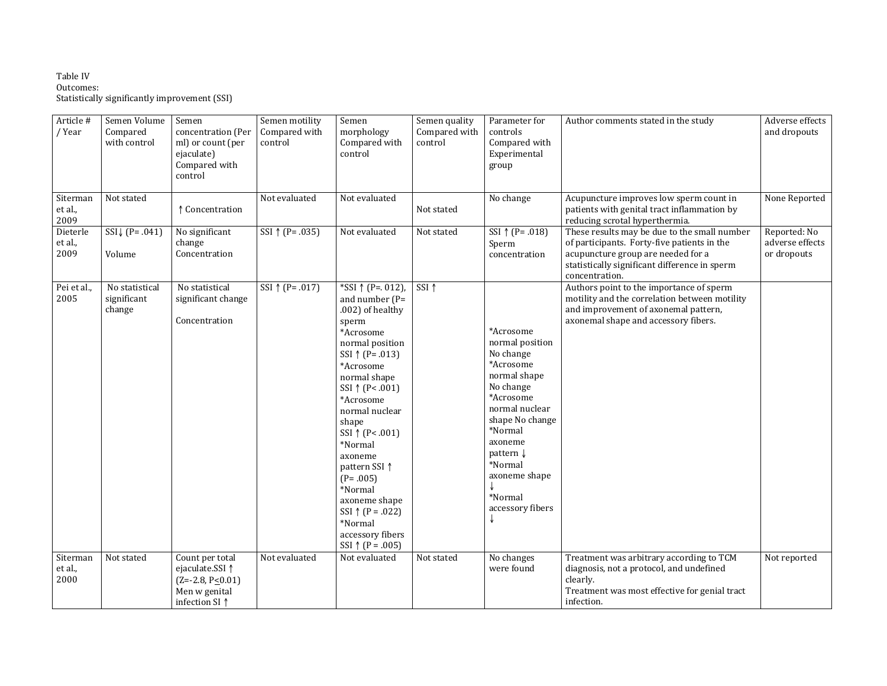Table IV
Outcomes:
Statistically significantly improvement (SSI)

| Article # / Year | Semen Volume Compared with control | Semen concentration (Per ml) or count (per ejaculate) Compared with control | Semen motility Compared with control | Semen morphology Compared with control | Semen quality Compared with control | Parameter for controls Compared with Experimental group | Author comments stated in the study | Adverse effects and dropouts |
|---|---|---|---|---|---|---|---|---|
| Siterman et al., 2009 | Not stated | ↑ Concentration | Not evaluated | Not evaluated | Not stated | No change | Acupuncture improves low sperm count in patients with genital tract inflammation by reducing scrotal hyperthermia. | None Reported |
| Dieterle et al., 2009 | SSI↓ (P= .041) Volume | No significant change Concentration | SSI ↑ (P= .035) | Not evaluated | Not stated | SSI ↑ (P= .018) Sperm concentration | These results may be due to the small number of participants. Forty-five patients in the acupuncture group are needed for a statistically significant difference in sperm concentration. | Reported: No adverse effects or dropouts |
| Pei et al., 2005 | No statistical significant change | No statistical significant change Concentration | SSI ↑ (P= .017) | *SSI ↑ (P=. 012), and number (P= .002) of healthy sperm *Acrosome normal position SSI ↑ (P= .013) *Acrosome normal shape SSI ↑ (P< .001) *Acrosome normal nuclear shape SSI ↑ (P< .001) *Normal axoneme pattern SSI ↑ (P= .005) *Normal axoneme shape SSI ↑ (P = .022) *Normal accessory fibers SSI ↑ (P = .005) | SSI ↑ | *Acrosome normal position No change *Acrosome normal shape No change *Acrosome normal nuclear shape No change *Normal axoneme pattern ↓ *Normal axoneme shape ↓ *Normal accessory fibers ↓ | Authors point to the importance of sperm motility and the correlation between motility and improvement of axonemal pattern, axonemal shape and accessory fibers. | |
| Siterman et al., 2000 | Not stated | Count per total ejaculate.SSI ↑ (Z=-2.8, P≤0.01) Men w genital infection SI ↑ | Not evaluated | Not evaluated | Not stated | No changes were found | Treatment was arbitrary according to TCM diagnosis, not a protocol, and undefined clearly. Treatment was most effective for genial tract infection. | Not reported |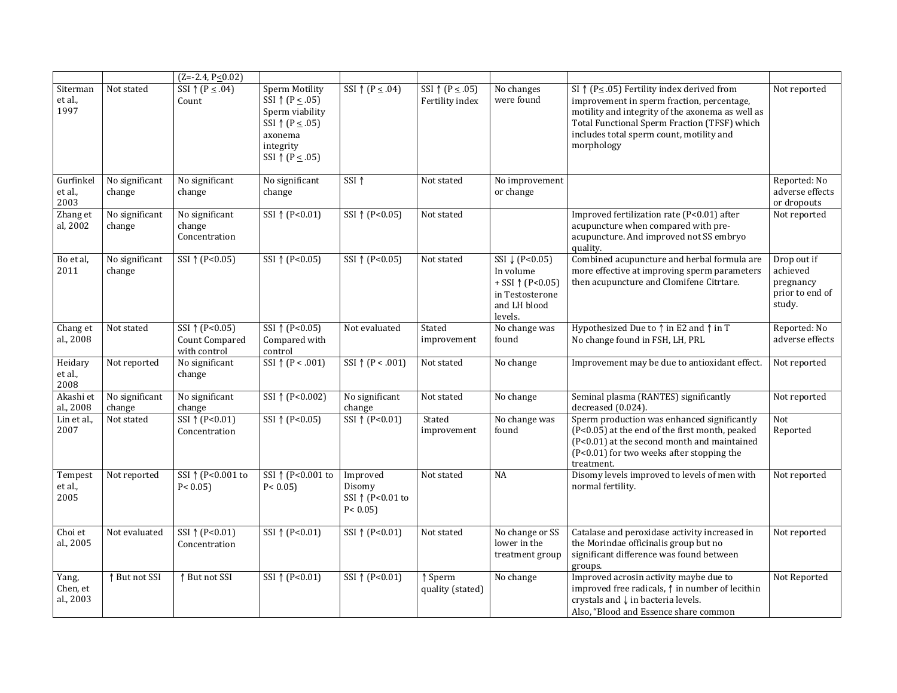| | | | | | | | | |
|---|---|---|---|---|---|---|---|---|
| | | (Z=-2.4, P≤0.02) | | | | | | |
| Siterman et al., 1997 | Not stated | SSI ↑ (P ≤ .04) Count | Sperm Motility SSI ↑ (P ≤ .05) Sperm viability SSI ↑ (P ≤ .05) axonema integrity SSI ↑ (P ≤ .05) | SSI ↑ (P ≤ .04) | SSI ↑ (P ≤ .05) Fertility index | No changes were found | SI ↑ (P≤ .05) Fertility index derived from improvement in sperm fraction, percentage, motility and integrity of the axonema as well as Total Functional Sperm Fraction (TFSF) which includes total sperm count, motility and morphology | Not reported |
| Gurfinkel et al., 2003 | No significant change | No significant change | No significant change | SSI ↑ | Not stated | No improvement or change | | Reported: No adverse effects or dropouts |
| Zhang et al, 2002 | No significant change | No significant change Concentration | SSI ↑ (P<0.01) | SSI ↑ (P<0.05) | Not stated | | Improved fertilization rate (P<0.01) after acupuncture when compared with pre-acupuncture. And improved not SS embryo quality. | Not reported |
| Bo et al, 2011 | No significant change | SSI ↑ (P<0.05) | SSI ↑ (P<0.05) | SSI ↑ (P<0.05) | Not stated | SSI ↓ (P<0.05) In volume + SSI ↑ (P<0.05) in Testosterone and LH blood levels. | Combined acupuncture and herbal formula are more effective at improving sperm parameters then acupuncture and Clomifene Citrtare. | Drop out if achieved pregnancy prior to end of study. |
| Chang et al., 2008 | Not stated | SSI ↑ (P<0.05) Count Compared with control | SSI ↑ (P<0.05) Compared with control | Not evaluated | Stated improvement | No change was found | Hypothesized Due to ↑ in E2 and ↑ in T No change found in FSH, LH, PRL | Reported: No adverse effects |
| Heidary et al., 2008 | Not reported | No significant change | SSI ↑ (P < .001) | SSI ↑ (P < .001) | Not stated | No change | Improvement may be due to antioxidant effect. | Not reported |
| Akashi et al., 2008 | No significant change | No significant change | SSI ↑ (P<0.002) | No significant change | Not stated | No change | Seminal plasma (RANTES) significantly decreased (0.024). | Not reported |
| Lin et al., 2007 | Not stated | SSI ↑ (P<0.01) Concentration | SSI ↑ (P<0.05) | SSI ↑ (P<0.01) | Stated improvement | No change was found | Sperm production was enhanced significantly (P<0.05) at the end of the first month, peaked (P<0.01) at the second month and maintained (P<0.01) for two weeks after stopping the treatment. | Not Reported |
| Tempest et al., 2005 | Not reported | SSI ↑ (P<0.001 to P< 0.05) | SSI ↑ (P<0.001 to P< 0.05) | Improved Disomy SSI ↑ (P<0.01 to P< 0.05) | Not stated | NA | Disomy levels improved to levels of men with normal fertility. | Not reported |
| Choi et al., 2005 | Not evaluated | SSI ↑ (P<0.01) Concentration | SSI ↑ (P<0.01) | SSI ↑ (P<0.01) | Not stated | No change or SS lower in the treatment group | Catalase and peroxidase activity increased in the Morindae officinalis group but no significant difference was found between groups. | Not reported |
| Yang, Chen, et al., 2003 | ↑ But not SSI | ↑ But not SSI | SSI ↑ (P<0.01) | SSI ↑ (P<0.01) | ↑ Sperm quality (stated) | No change | Improved acrosin activity maybe due to improved free radicals, ↑ in number of lecithin crystals and ↓ in bacteria levels. Also, "Blood and Essence share common | Not Reported |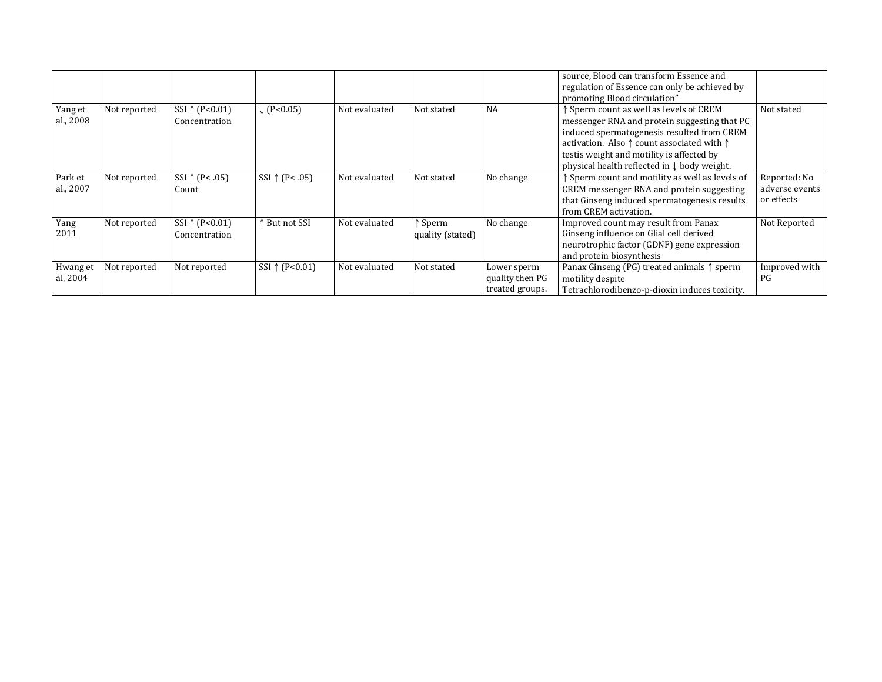| | | | | | | | | |
|---|---|---|---|---|---|---|---|---|
| | | | | | | | source, Blood can transform Essence and regulation of Essence can only be achieved by promoting Blood circulation" | |
| Yang et al., 2008 | Not reported | SSI ↑ (P<0.01) Concentration | ↓ (P<0.05) | Not evaluated | Not stated | NA | ↑ Sperm count as well as levels of CREM messenger RNA and protein suggesting that PC induced spermatogenesis resulted from CREM activation. Also ↑ count associated with ↑ testis weight and motility is affected by physical health reflected in ↓ body weight. | Not stated |
| Park et al., 2007 | Not reported | SSI ↑ (P< .05) Count | SSI ↑ (P< .05) | Not evaluated | Not stated | No change | ↑ Sperm count and motility as well as levels of CREM messenger RNA and protein suggesting that Ginseng induced spermatogenesis results from CREM activation. | Reported: No adverse events or effects |
| Yang 2011 | Not reported | SSI ↑ (P<0.01) Concentration | ↑ But not SSI | Not evaluated | ↑ Sperm quality (stated) | No change | Improved count may result from Panax Ginseng influence on Glial cell derived neurotrophic factor (GDNF) gene expression and protein biosynthesis | Not Reported |
| Hwang et al, 2004 | Not reported | Not reported | SSI ↑ (P<0.01) | Not evaluated | Not stated | Lower sperm quality then PG treated groups. | Panax Ginseng (PG) treated animals ↑ sperm motility despite Tetrachlorodibenzo-p-dioxin induces toxicity. | Improved with PG |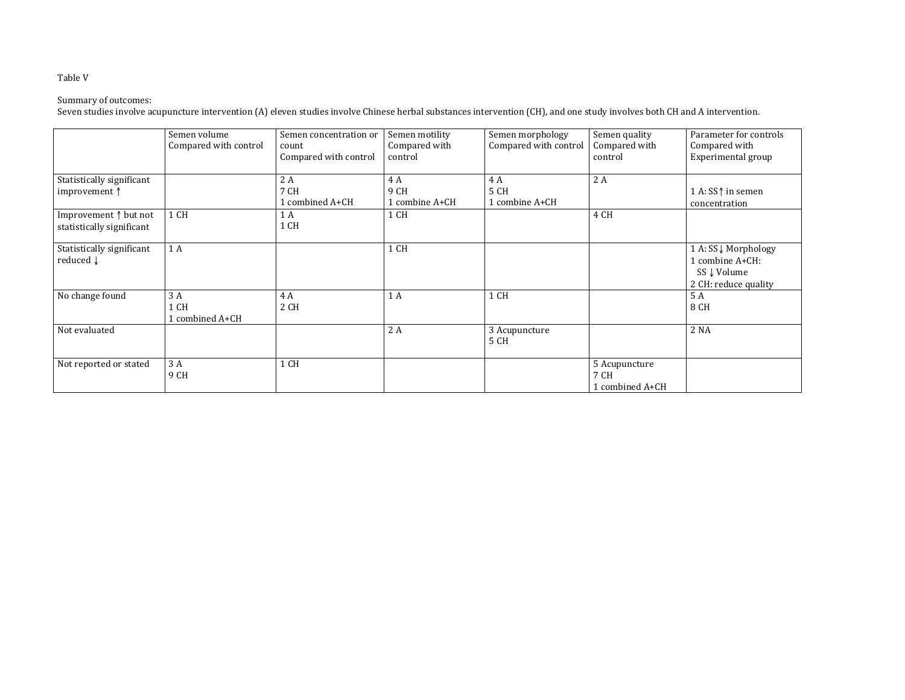Table V

Summary of outcomes:
Seven studies involve acupuncture intervention (A) eleven studies involve Chinese herbal substances intervention (CH), and one study involves both CH and A intervention.

| | Semen volume Compared with control | Semen concentration or count Compared with control | Semen motility Compared with control | Semen morphology Compared with control | Semen quality Compared with control | Parameter for controls Compared with Experimental group |
|---|---|---|---|---|---|---|
| Statistically significant improvement ↑ | | 2 A<br>7 CH<br>1 combined A+CH | 4 A<br>9 CH<br>1 combine A+CH | 4 A<br>5 CH<br>1 combine A+CH | 2 A | 1 A: SS↑ in semen concentration |
| Improvement ↑ but not statistically significant | 1 CH | 1 A<br>1 CH | 1 CH | | 4 CH | |
| Statistically significant reduced ↓ | 1 A | | 1 CH | | | 1 A: SS↓ Morphology<br>1 combine A+CH: SS ↓ Volume<br>2 CH: reduce quality |
| No change found | 3 A<br>1 CH<br>1 combined A+CH | 4 A<br>2 CH | 1 A | 1 CH | | 5 A<br>8 CH |
| Not evaluated | | | 2 A | 3 Acupuncture<br>5 CH | | 2 NA |
| Not reported or stated | 3 A<br>9 CH | 1 CH | | | 5 Acupuncture<br>7 CH<br>1 combined A+CH | |